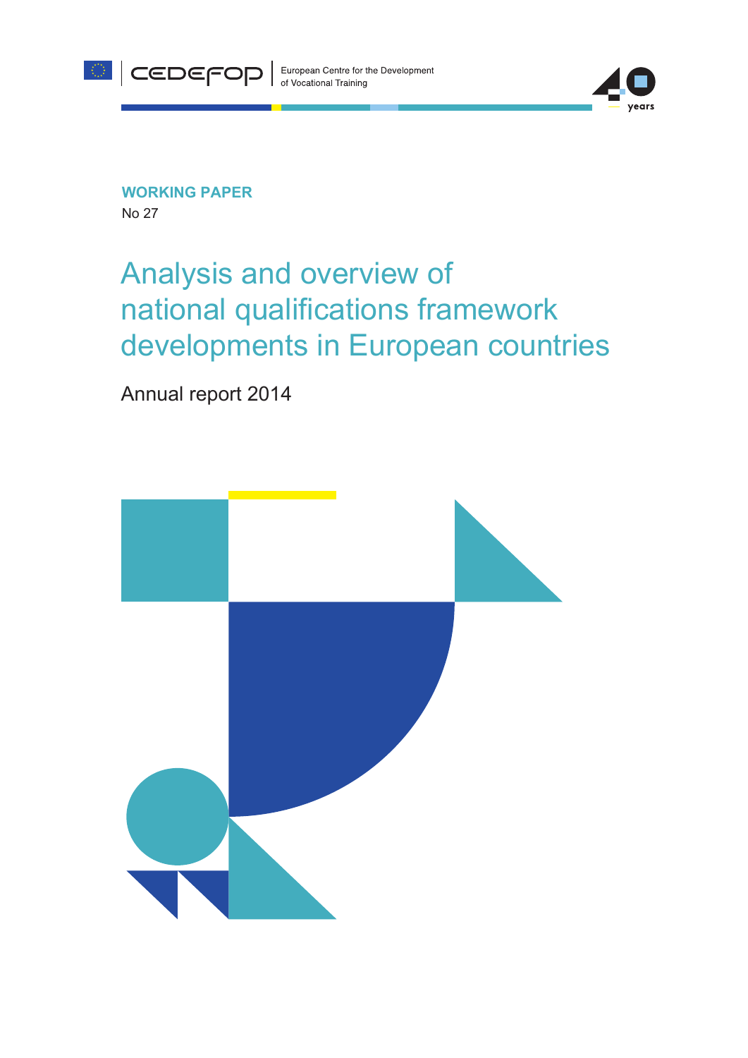CEDEFOP

European Centre for the Development of Vocational Training

40 years

**WORKING PAPER**

No 27

# Analysis and overview of national qualifications framework developments in European countries

## Annual report 2014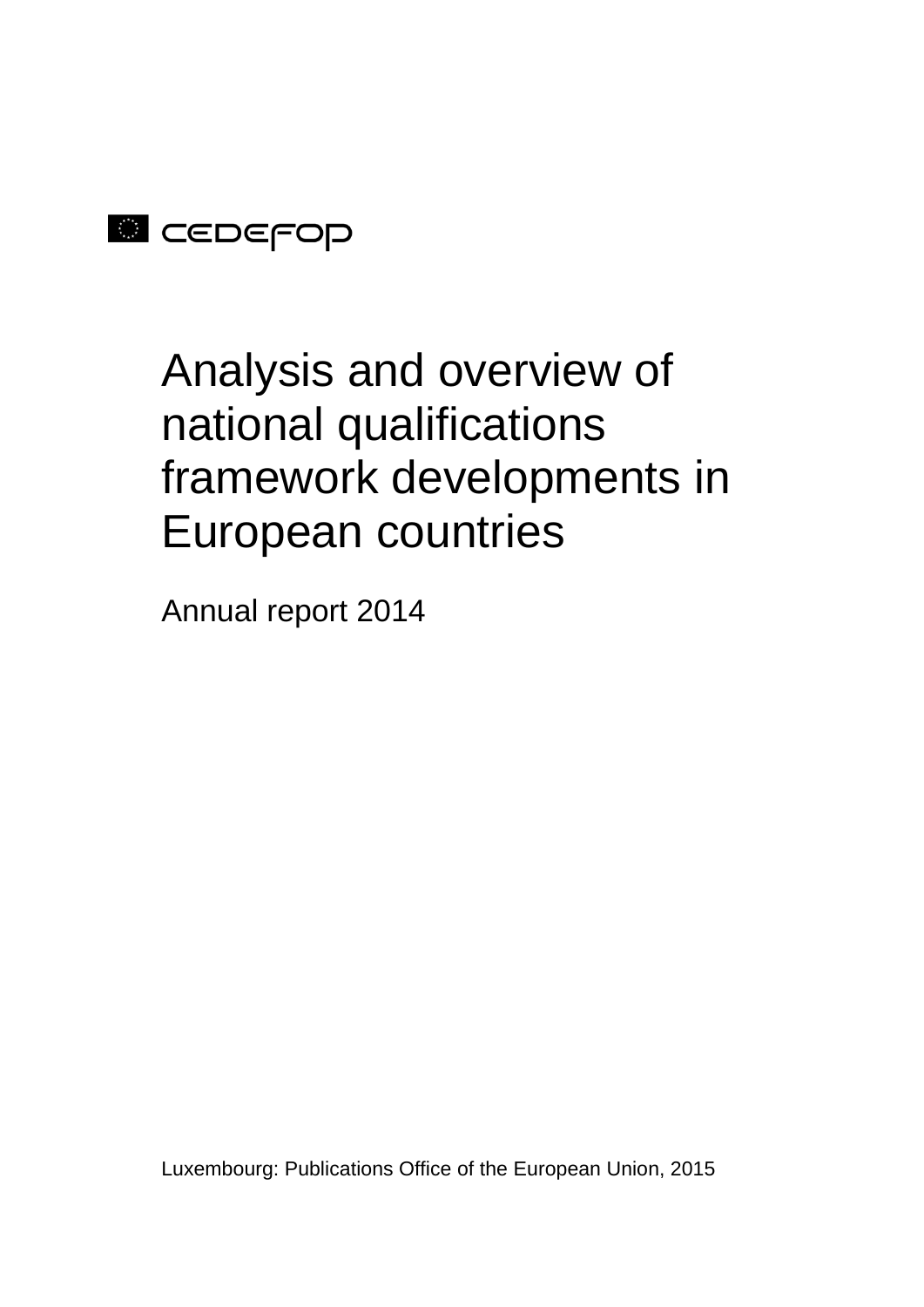CEDEFOP

# Analysis and overview of national qualifications framework developments in European countries

Annual report 2014

Luxembourg: Publications Office of the European Union, 2015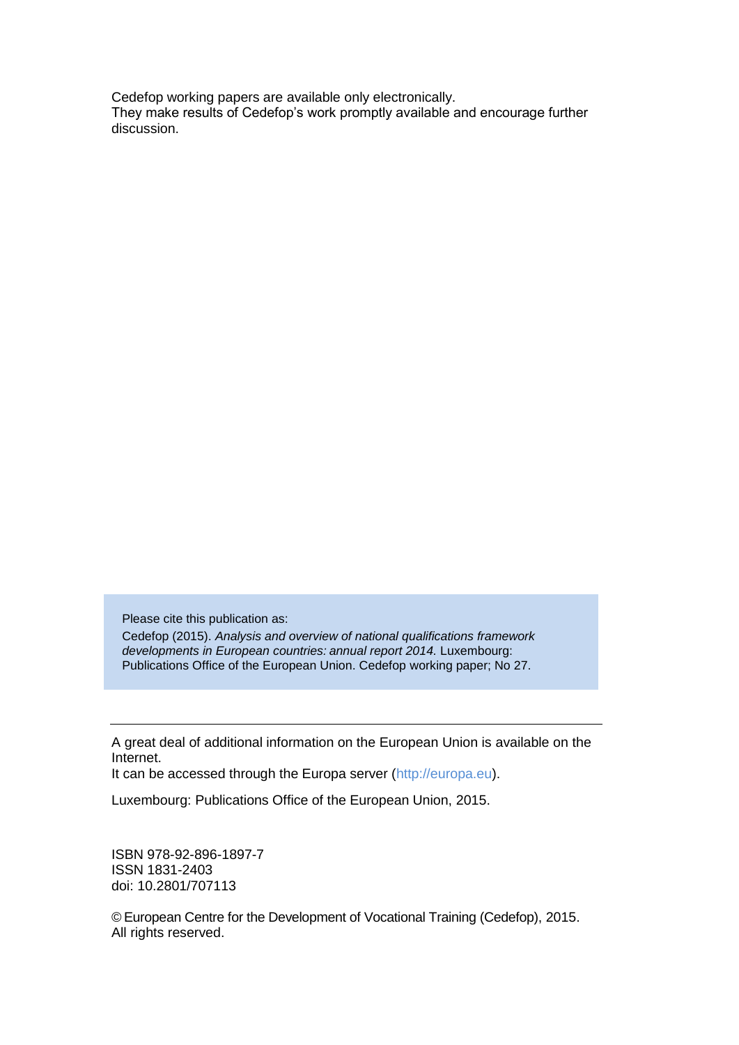Cedefop working papers are available only electronically.
They make results of Cedefop's work promptly available and encourage further discussion.

Please cite this publication as:
Cedefop (2015). *Analysis and overview of national qualifications framework developments in European countries: annual report 2014.* Luxembourg: Publications Office of the European Union. Cedefop working paper; No 27.

---

A great deal of additional information on the European Union is available on the Internet.
It can be accessed through the Europa server (http://europa.eu).

Luxembourg: Publications Office of the European Union, 2015.

ISBN 978-92-896-1897-7
ISSN 1831-2403
doi: 10.2801/707113

© European Centre for the Development of Vocational Training (Cedefop), 2015.
All rights reserved.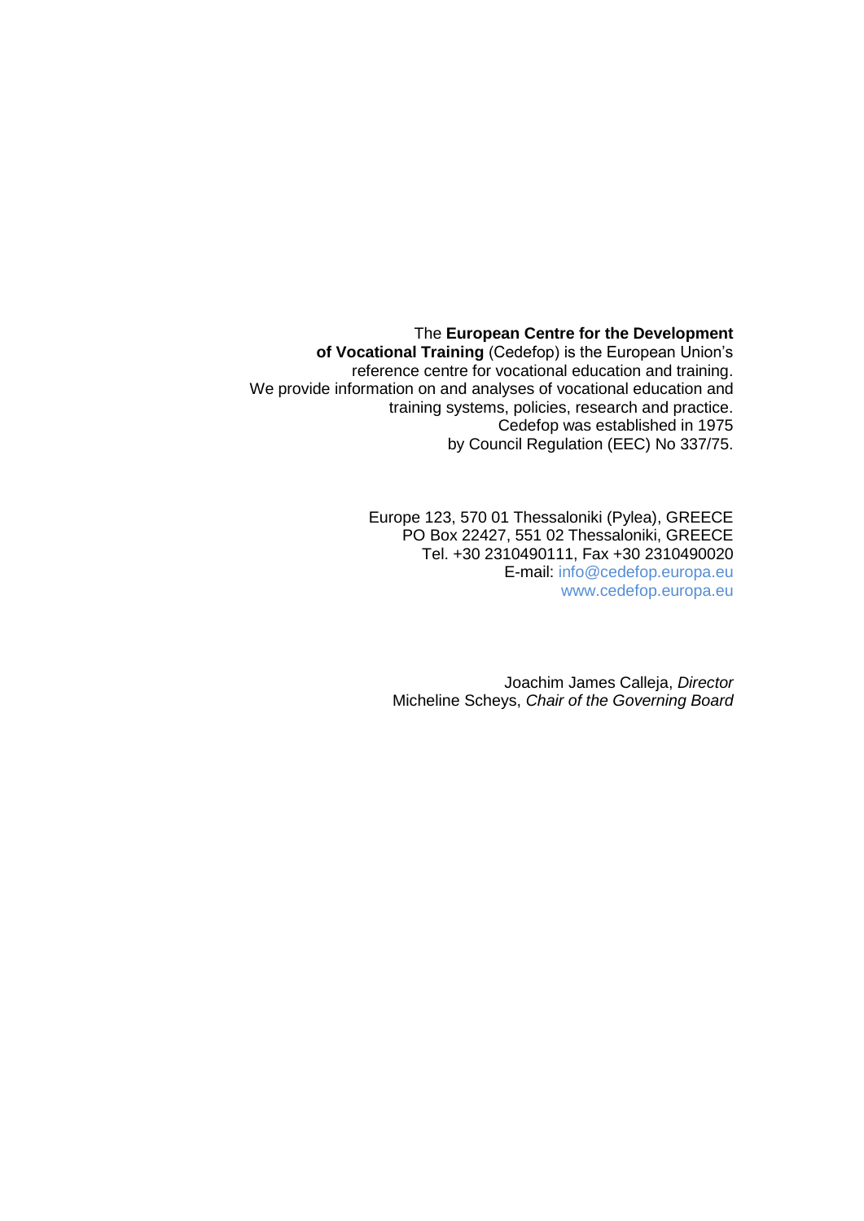The **European Centre for the Development of Vocational Training** (Cedefop) is the European Union's reference centre for vocational education and training. We provide information on and analyses of vocational education and training systems, policies, research and practice. Cedefop was established in 1975 by Council Regulation (EEC) No 337/75.

Europe 123, 570 01 Thessaloniki (Pylea), GREECE
PO Box 22427, 551 02 Thessaloniki, GREECE
Tel. +30 2310490111, Fax +30 2310490020
E-mail: info@cedefop.europa.eu
www.cedefop.europa.eu

Joachim James Calleja, *Director*
Micheline Scheys, *Chair of the Governing Board*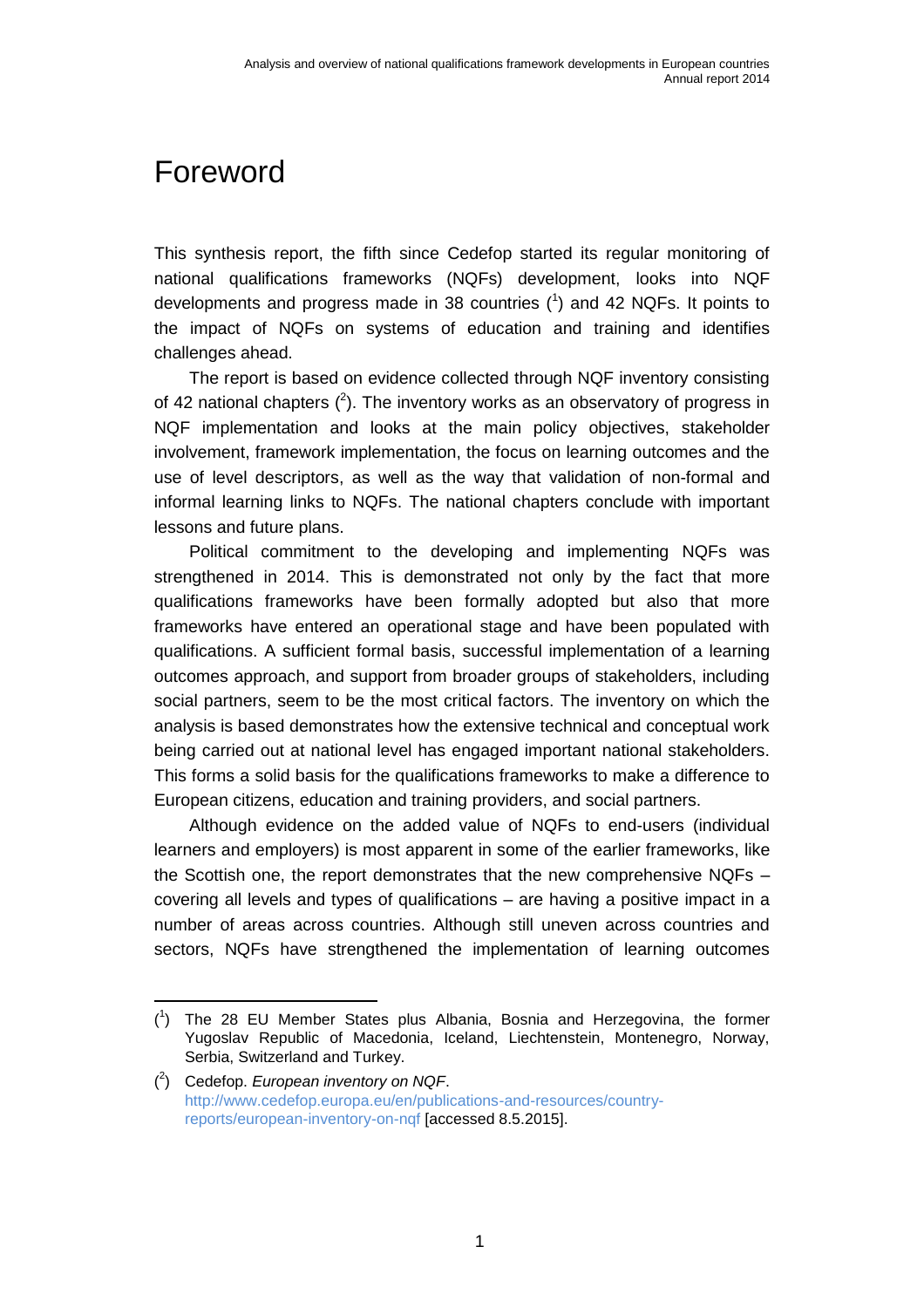# Foreword

This synthesis report, the fifth since Cedefop started its regular monitoring of national qualifications frameworks (NQFs) development, looks into NQF developments and progress made in 38 countries ([1]) and 42 NQFs. It points to the impact of NQFs on systems of education and training and identifies challenges ahead.

The report is based on evidence collected through NQF inventory consisting of 42 national chapters ([2]). The inventory works as an observatory of progress in NQF implementation and looks at the main policy objectives, stakeholder involvement, framework implementation, the focus on learning outcomes and the use of level descriptors, as well as the way that validation of non-formal and informal learning links to NQFs. The national chapters conclude with important lessons and future plans.

Political commitment to the developing and implementing NQFs was strengthened in 2014. This is demonstrated not only by the fact that more qualifications frameworks have been formally adopted but also that more frameworks have entered an operational stage and have been populated with qualifications. A sufficient formal basis, successful implementation of a learning outcomes approach, and support from broader groups of stakeholders, including social partners, seem to be the most critical factors. The inventory on which the analysis is based demonstrates how the extensive technical and conceptual work being carried out at national level has engaged important national stakeholders. This forms a solid basis for the qualifications frameworks to make a difference to European citizens, education and training providers, and social partners.

Although evidence on the added value of NQFs to end-users (individual learners and employers) is most apparent in some of the earlier frameworks, like the Scottish one, the report demonstrates that the new comprehensive NQFs – covering all levels and types of qualifications – are having a positive impact in a number of areas across countries. Although still uneven across countries and sectors, NQFs have strengthened the implementation of learning outcomes

---

([1]) The 28 EU Member States plus Albania, Bosnia and Herzegovina, the former Yugoslav Republic of Macedonia, Iceland, Liechtenstein, Montenegro, Norway, Serbia, Switzerland and Turkey.

([2]) Cedefop. *European inventory on NQF*. http://www.cedefop.europa.eu/en/publications-and-resources/country-reports/european-inventory-on-nqf [accessed 8.5.2015].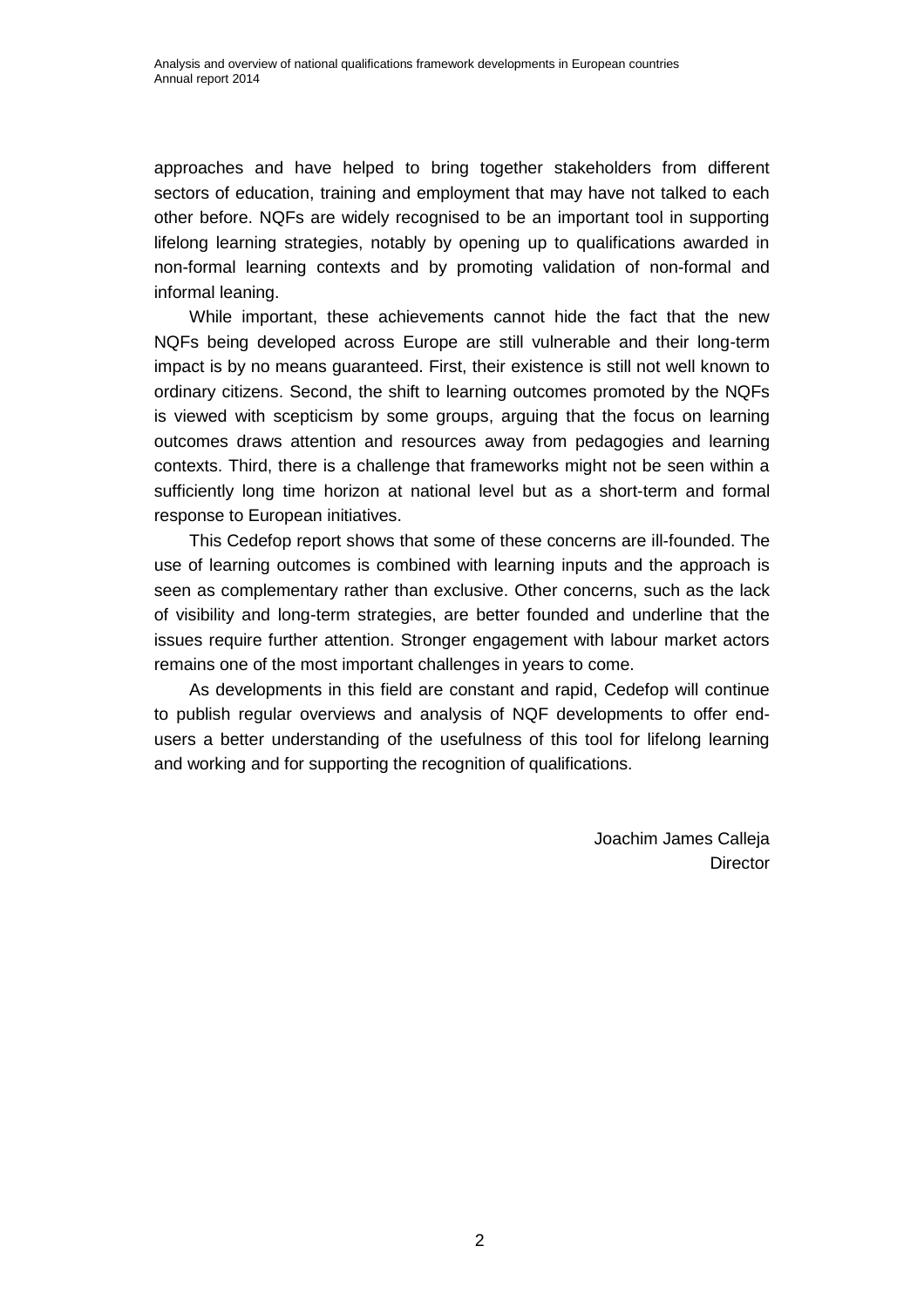approaches and have helped to bring together stakeholders from different sectors of education, training and employment that may have not talked to each other before. NQFs are widely recognised to be an important tool in supporting lifelong learning strategies, notably by opening up to qualifications awarded in non-formal learning contexts and by promoting validation of non-formal and informal leaning.

While important, these achievements cannot hide the fact that the new NQFs being developed across Europe are still vulnerable and their long-term impact is by no means guaranteed. First, their existence is still not well known to ordinary citizens. Second, the shift to learning outcomes promoted by the NQFs is viewed with scepticism by some groups, arguing that the focus on learning outcomes draws attention and resources away from pedagogies and learning contexts. Third, there is a challenge that frameworks might not be seen within a sufficiently long time horizon at national level but as a short-term and formal response to European initiatives.

This Cedefop report shows that some of these concerns are ill-founded. The use of learning outcomes is combined with learning inputs and the approach is seen as complementary rather than exclusive. Other concerns, such as the lack of visibility and long-term strategies, are better founded and underline that the issues require further attention. Stronger engagement with labour market actors remains one of the most important challenges in years to come.

As developments in this field are constant and rapid, Cedefop will continue to publish regular overviews and analysis of NQF developments to offer end-users a better understanding of the usefulness of this tool for lifelong learning and working and for supporting the recognition of qualifications.

Joachim James Calleja
Director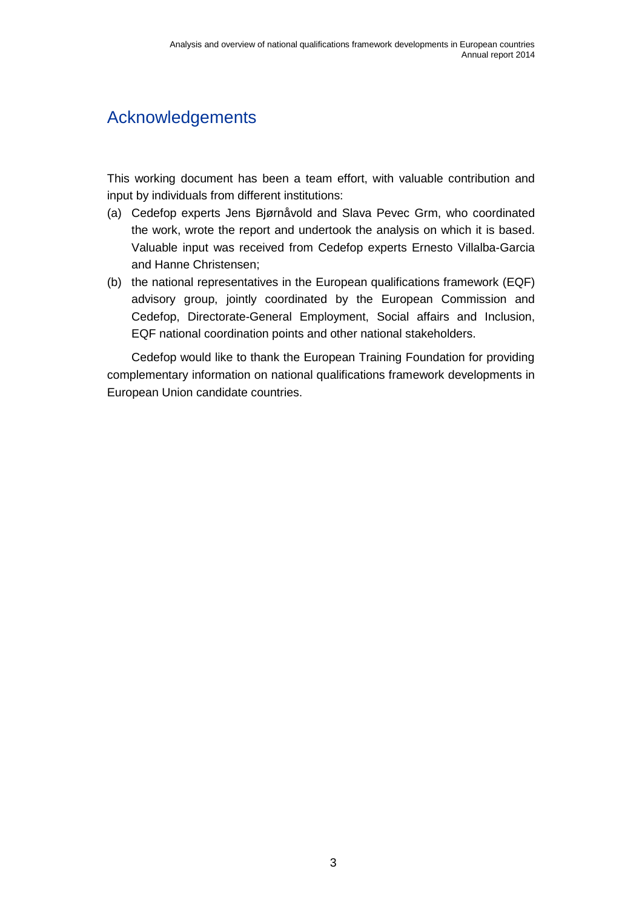# Acknowledgements

This working document has been a team effort, with valuable contribution and input by individuals from different institutions:

(a) Cedefop experts Jens Bjørnåvold and Slava Pevec Grm, who coordinated the work, wrote the report and undertook the analysis on which it is based. Valuable input was received from Cedefop experts Ernesto Villalba-Garcia and Hanne Christensen;

(b) the national representatives in the European qualifications framework (EQF) advisory group, jointly coordinated by the European Commission and Cedefop, Directorate-General Employment, Social affairs and Inclusion, EQF national coordination points and other national stakeholders.

Cedefop would like to thank the European Training Foundation for providing complementary information on national qualifications framework developments in European Union candidate countries.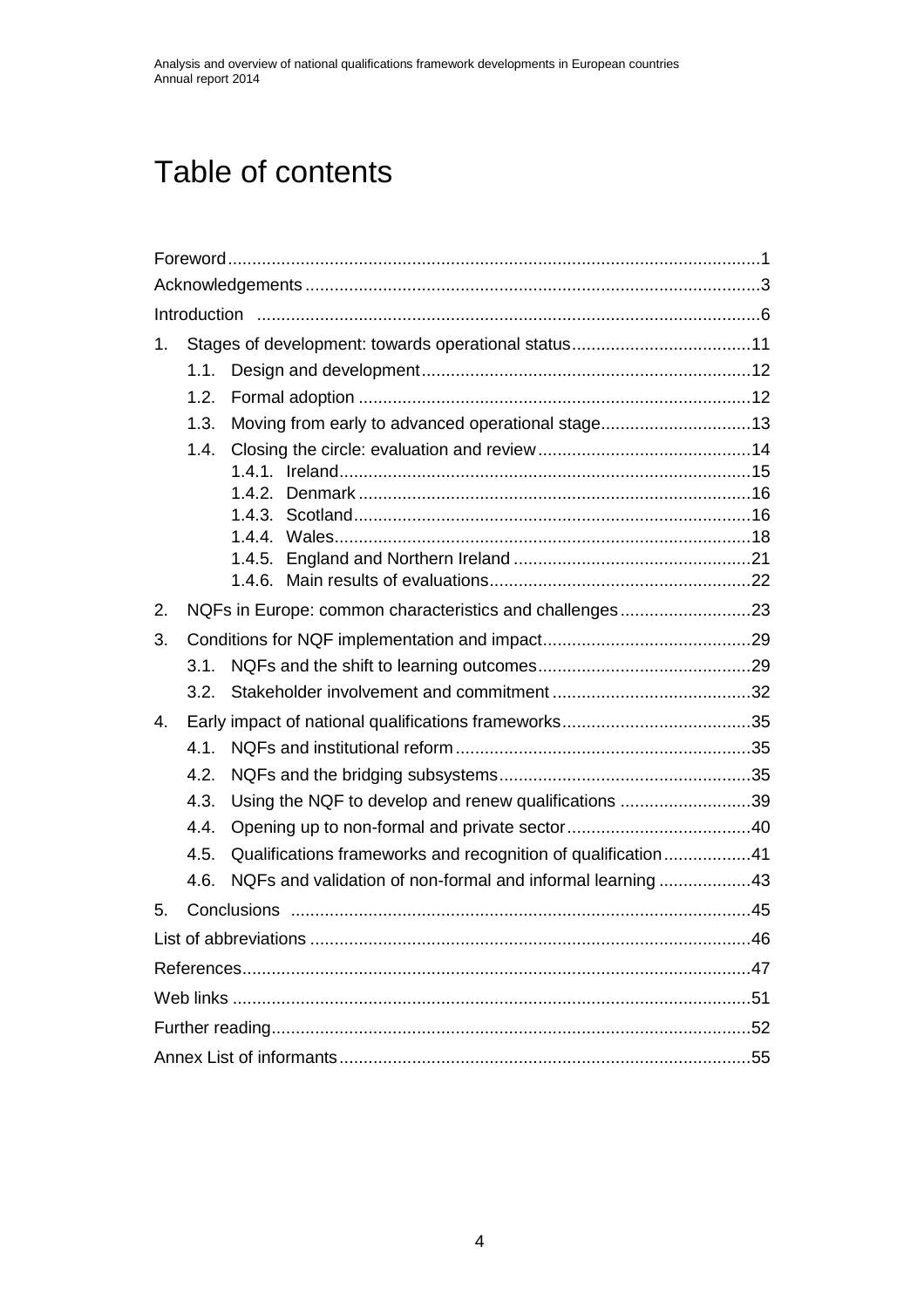# Table of contents

Foreword ............................................................................................................1

Acknowledgements ............................................................................................3

Introduction .......................................................................................................6

1. Stages of development: towards operational status .....................................11
   - 1.1. Design and development ...................................................................12
   - 1.2. Formal adoption ................................................................................12
   - 1.3. Moving from early to advanced operational stage ...............................13
   - 1.4. Closing the circle: evaluation and review ............................................14
     - 1.4.1. Ireland ....................................................................................15
     - 1.4.2. Denmark .................................................................................16
     - 1.4.3. Scotland .................................................................................16
     - 1.4.4. Wales .....................................................................................18
     - 1.4.5. England and Northern Ireland ................................................21
     - 1.4.6. Main results of evaluations .....................................................22
2. NQFs in Europe: common characteristics and challenges ...........................23
3. Conditions for NQF implementation and impact ...........................................29
   - 3.1. NQFs and the shift to learning outcomes ............................................29
   - 3.2. Stakeholder involvement and commitment .........................................32
4. Early impact of national qualifications frameworks .......................................35
   - 4.1. NQFs and institutional reform .............................................................35
   - 4.2. NQFs and the bridging subsystems ....................................................35
   - 4.3. Using the NQF to develop and renew qualifications ...........................39
   - 4.4. Opening up to non-formal and private sector ......................................40
   - 4.5. Qualifications frameworks and recognition of qualification ..................41
   - 4.6. NQFs and validation of non-formal and informal learning ...................43
5. Conclusions ...............................................................................................45

List of abbreviations ..........................................................................................46

References ........................................................................................................47

Web links ..........................................................................................................51

Further reading ..................................................................................................52

Annex List of informants ....................................................................................55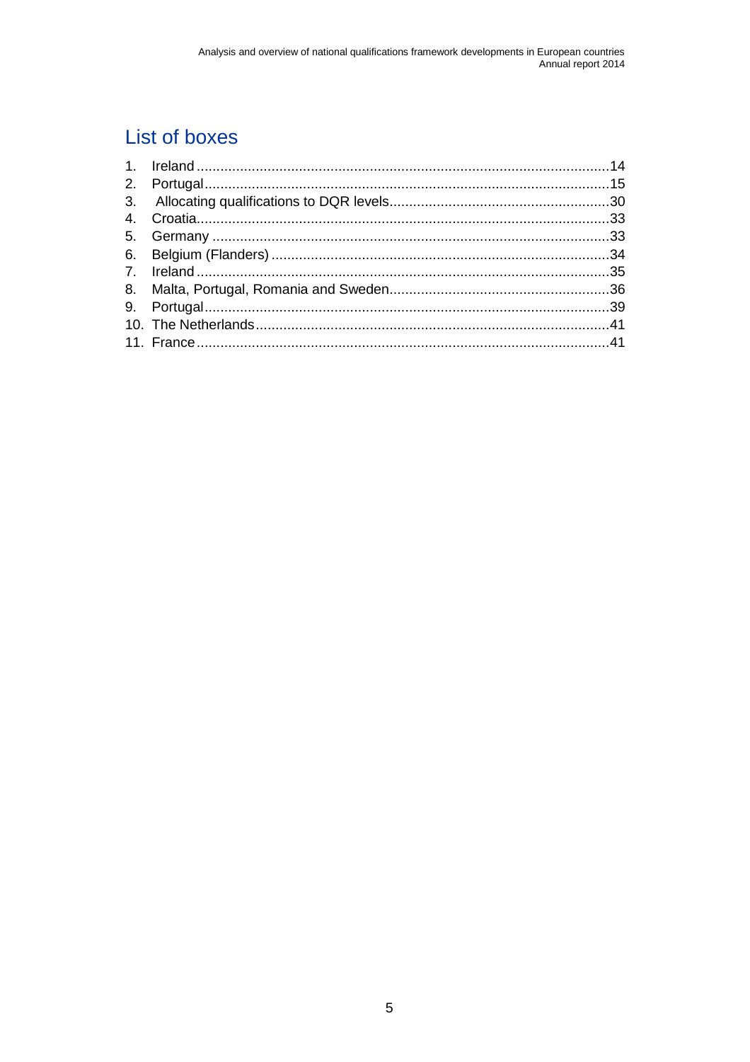## List of boxes

1. Ireland ........................................................................................................ 14
2. Portugal ...................................................................................................... 15
3. Allocating qualifications to DQR levels ........................................................ 30
4. Croatia ........................................................................................................ 33
5. Germany ..................................................................................................... 33
6. Belgium (Flanders) ..................................................................................... 34
7. Ireland ........................................................................................................ 35
8. Malta, Portugal, Romania and Sweden ........................................................ 36
9. Portugal ...................................................................................................... 39
10. The Netherlands ......................................................................................... 41
11. France ........................................................................................................ 41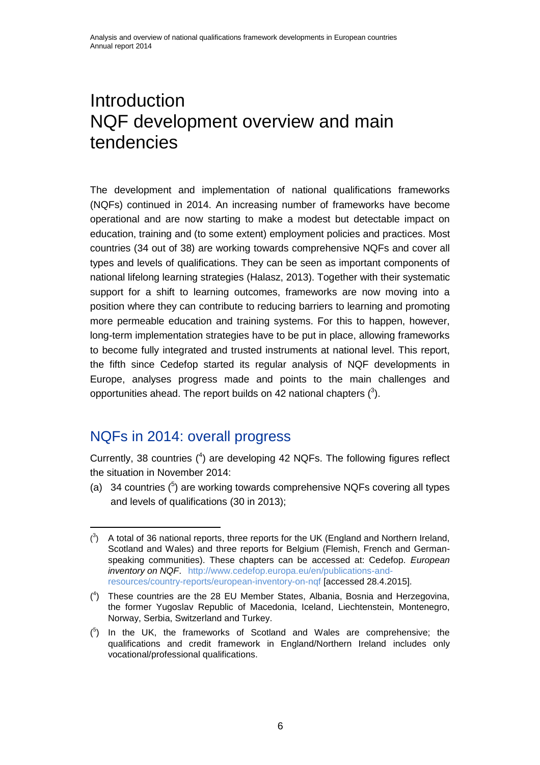# Introduction NQF development overview and main tendencies

The development and implementation of national qualifications frameworks (NQFs) continued in 2014. An increasing number of frameworks have become operational and are now starting to make a modest but detectable impact on education, training and (to some extent) employment policies and practices. Most countries (34 out of 38) are working towards comprehensive NQFs and cover all types and levels of qualifications. They can be seen as important components of national lifelong learning strategies (Halasz, 2013). Together with their systematic support for a shift to learning outcomes, frameworks are now moving into a position where they can contribute to reducing barriers to learning and promoting more permeable education and training systems. For this to happen, however, long-term implementation strategies have to be put in place, allowing frameworks to become fully integrated and trusted instruments at national level. This report, the fifth since Cedefop started its regular analysis of NQF developments in Europe, analyses progress made and points to the main challenges and opportunities ahead. The report builds on 42 national chapters ([3]).

## NQFs in 2014: overall progress

Currently, 38 countries ([4]) are developing 42 NQFs. The following figures reflect the situation in November 2014:

(a) 34 countries ([5]) are working towards comprehensive NQFs covering all types and levels of qualifications (30 in 2013);

---

([3]) A total of 36 national reports, three reports for the UK (England and Northern Ireland, Scotland and Wales) and three reports for Belgium (Flemish, French and German-speaking communities). These chapters can be accessed at: Cedefop. *European inventory on NQF*. http://www.cedefop.europa.eu/en/publications-and-resources/country-reports/european-inventory-on-nqf [accessed 28.4.2015].

([4]) These countries are the 28 EU Member States, Albania, Bosnia and Herzegovina, the former Yugoslav Republic of Macedonia, Iceland, Liechtenstein, Montenegro, Norway, Serbia, Switzerland and Turkey.

([5]) In the UK, the frameworks of Scotland and Wales are comprehensive; the qualifications and credit framework in England/Northern Ireland includes only vocational/professional qualifications.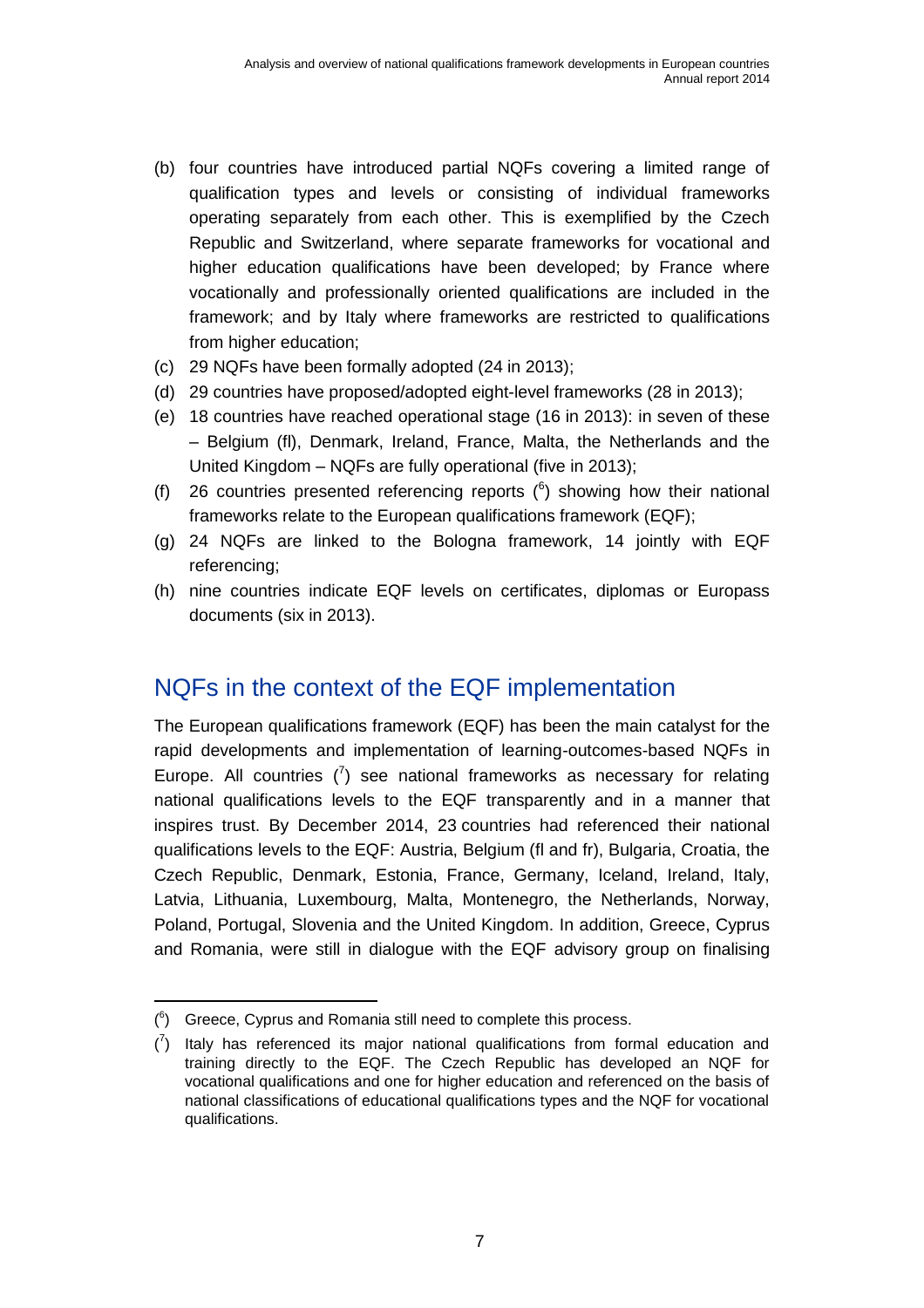(b) four countries have introduced partial NQFs covering a limited range of qualification types and levels or consisting of individual frameworks operating separately from each other. This is exemplified by the Czech Republic and Switzerland, where separate frameworks for vocational and higher education qualifications have been developed; by France where vocationally and professionally oriented qualifications are included in the framework; and by Italy where frameworks are restricted to qualifications from higher education;

(c) 29 NQFs have been formally adopted (24 in 2013);

(d) 29 countries have proposed/adopted eight-level frameworks (28 in 2013);

(e) 18 countries have reached operational stage (16 in 2013): in seven of these – Belgium (fl), Denmark, Ireland, France, Malta, the Netherlands and the United Kingdom – NQFs are fully operational (five in 2013);

(f) 26 countries presented referencing reports ([6]) showing how their national frameworks relate to the European qualifications framework (EQF);

(g) 24 NQFs are linked to the Bologna framework, 14 jointly with EQF referencing;

(h) nine countries indicate EQF levels on certificates, diplomas or Europass documents (six in 2013).

## NQFs in the context of the EQF implementation

The European qualifications framework (EQF) has been the main catalyst for the rapid developments and implementation of learning-outcomes-based NQFs in Europe. All countries ([7]) see national frameworks as necessary for relating national qualifications levels to the EQF transparently and in a manner that inspires trust. By December 2014, 23 countries had referenced their national qualifications levels to the EQF: Austria, Belgium (fl and fr), Bulgaria, Croatia, the Czech Republic, Denmark, Estonia, France, Germany, Iceland, Ireland, Italy, Latvia, Lithuania, Luxembourg, Malta, Montenegro, the Netherlands, Norway, Poland, Portugal, Slovenia and the United Kingdom. In addition, Greece, Cyprus and Romania, were still in dialogue with the EQF advisory group on finalising

---

([6]) Greece, Cyprus and Romania still need to complete this process.

([7]) Italy has referenced its major national qualifications from formal education and training directly to the EQF. The Czech Republic has developed an NQF for vocational qualifications and one for higher education and referenced on the basis of national classifications of educational qualifications types and the NQF for vocational qualifications.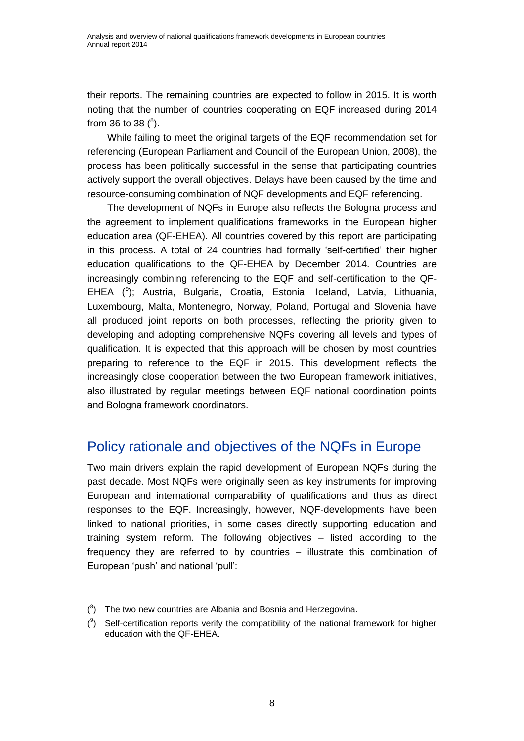their reports. The remaining countries are expected to follow in 2015. It is worth noting that the number of countries cooperating on EQF increased during 2014 from 36 to 38 ([8]).

While failing to meet the original targets of the EQF recommendation set for referencing (European Parliament and Council of the European Union, 2008), the process has been politically successful in the sense that participating countries actively support the overall objectives. Delays have been caused by the time and resource-consuming combination of NQF developments and EQF referencing.

The development of NQFs in Europe also reflects the Bologna process and the agreement to implement qualifications frameworks in the European higher education area (QF-EHEA). All countries covered by this report are participating in this process. A total of 24 countries had formally 'self-certified' their higher education qualifications to the QF-EHEA by December 2014. Countries are increasingly combining referencing to the EQF and self-certification to the QF-EHEA ([9]); Austria, Bulgaria, Croatia, Estonia, Iceland, Latvia, Lithuania, Luxembourg, Malta, Montenegro, Norway, Poland, Portugal and Slovenia have all produced joint reports on both processes, reflecting the priority given to developing and adopting comprehensive NQFs covering all levels and types of qualification. It is expected that this approach will be chosen by most countries preparing to reference to the EQF in 2015. This development reflects the increasingly close cooperation between the two European framework initiatives, also illustrated by regular meetings between EQF national coordination points and Bologna framework coordinators.

## Policy rationale and objectives of the NQFs in Europe

Two main drivers explain the rapid development of European NQFs during the past decade. Most NQFs were originally seen as key instruments for improving European and international comparability of qualifications and thus as direct responses to the EQF. Increasingly, however, NQF-developments have been linked to national priorities, in some cases directly supporting education and training system reform. The following objectives – listed according to the frequency they are referred to by countries – illustrate this combination of European 'push' and national 'pull':

---

([8]) The two new countries are Albania and Bosnia and Herzegovina.

([9]) Self-certification reports verify the compatibility of the national framework for higher education with the QF-EHEA.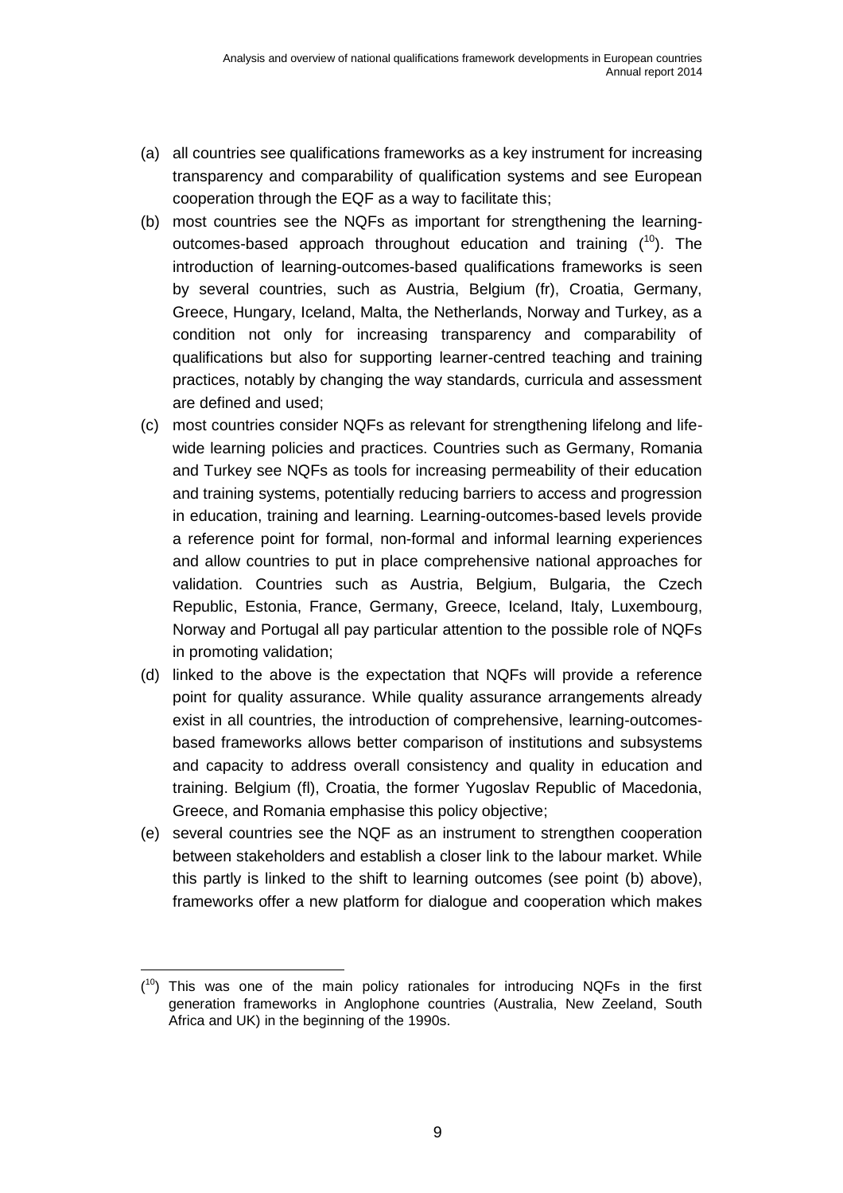(a) all countries see qualifications frameworks as a key instrument for increasing transparency and comparability of qualification systems and see European cooperation through the EQF as a way to facilitate this;

(b) most countries see the NQFs as important for strengthening the learning-outcomes-based approach throughout education and training ([10]). The introduction of learning-outcomes-based qualifications frameworks is seen by several countries, such as Austria, Belgium (fr), Croatia, Germany, Greece, Hungary, Iceland, Malta, the Netherlands, Norway and Turkey, as a condition not only for increasing transparency and comparability of qualifications but also for supporting learner-centred teaching and training practices, notably by changing the way standards, curricula and assessment are defined and used;

(c) most countries consider NQFs as relevant for strengthening lifelong and life-wide learning policies and practices. Countries such as Germany, Romania and Turkey see NQFs as tools for increasing permeability of their education and training systems, potentially reducing barriers to access and progression in education, training and learning. Learning-outcomes-based levels provide a reference point for formal, non-formal and informal learning experiences and allow countries to put in place comprehensive national approaches for validation. Countries such as Austria, Belgium, Bulgaria, the Czech Republic, Estonia, France, Germany, Greece, Iceland, Italy, Luxembourg, Norway and Portugal all pay particular attention to the possible role of NQFs in promoting validation;

(d) linked to the above is the expectation that NQFs will provide a reference point for quality assurance. While quality assurance arrangements already exist in all countries, the introduction of comprehensive, learning-outcomes-based frameworks allows better comparison of institutions and subsystems and capacity to address overall consistency and quality in education and training. Belgium (fl), Croatia, the former Yugoslav Republic of Macedonia, Greece, and Romania emphasise this policy objective;

(e) several countries see the NQF as an instrument to strengthen cooperation between stakeholders and establish a closer link to the labour market. While this partly is linked to the shift to learning outcomes (see point (b) above), frameworks offer a new platform for dialogue and cooperation which makes

---

([10]) This was one of the main policy rationales for introducing NQFs in the first generation frameworks in Anglophone countries (Australia, New Zeeland, South Africa and UK) in the beginning of the 1990s.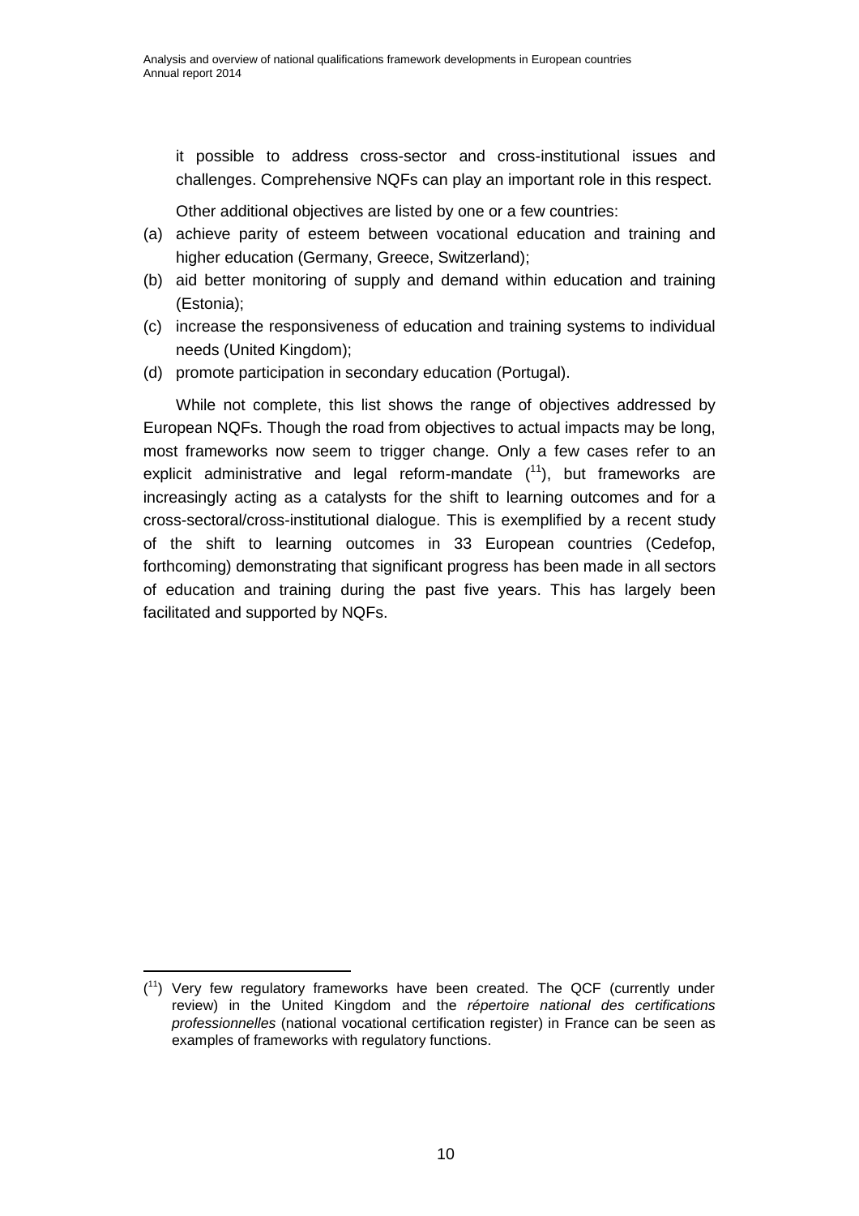it possible to address cross-sector and cross-institutional issues and challenges. Comprehensive NQFs can play an important role in this respect.

Other additional objectives are listed by one or a few countries:

(a) achieve parity of esteem between vocational education and training and higher education (Germany, Greece, Switzerland);
(b) aid better monitoring of supply and demand within education and training (Estonia);
(c) increase the responsiveness of education and training systems to individual needs (United Kingdom);
(d) promote participation in secondary education (Portugal).

While not complete, this list shows the range of objectives addressed by European NQFs. Though the road from objectives to actual impacts may be long, most frameworks now seem to trigger change. Only a few cases refer to an explicit administrative and legal reform-mandate ([11]), but frameworks are increasingly acting as a catalysts for the shift to learning outcomes and for a cross-sectoral/cross-institutional dialogue. This is exemplified by a recent study of the shift to learning outcomes in 33 European countries (Cedefop, forthcoming) demonstrating that significant progress has been made in all sectors of education and training during the past five years. This has largely been facilitated and supported by NQFs.

([11]) Very few regulatory frameworks have been created. The QCF (currently under review) in the United Kingdom and the *répertoire national des certifications professionnelles* (national vocational certification register) in France can be seen as examples of frameworks with regulatory functions.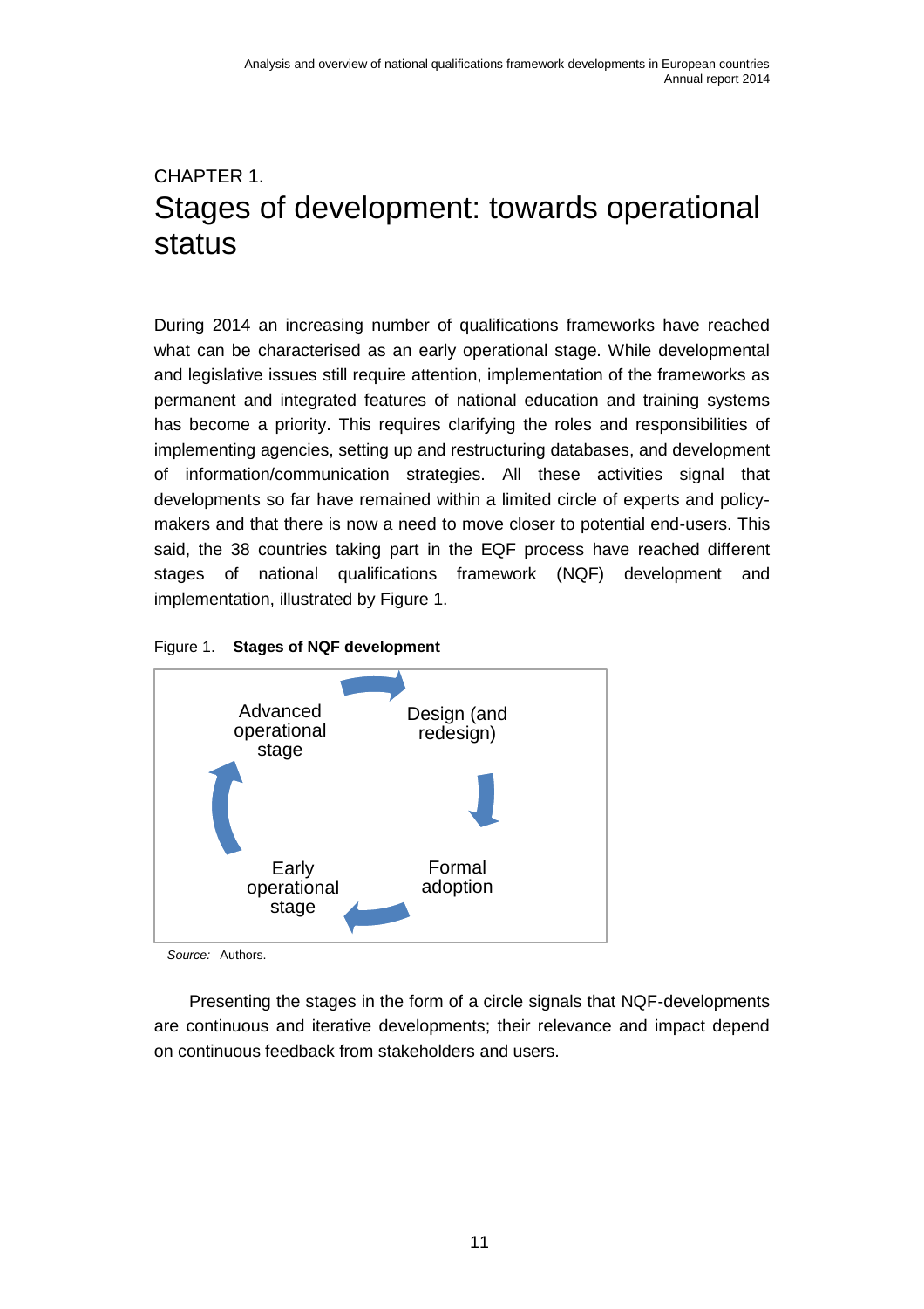# CHAPTER 1.
# Stages of development: towards operational status

During 2014 an increasing number of qualifications frameworks have reached what can be characterised as an early operational stage. While developmental and legislative issues still require attention, implementation of the frameworks as permanent and integrated features of national education and training systems has become a priority. This requires clarifying the roles and responsibilities of implementing agencies, setting up and restructuring databases, and development of information/communication strategies. All these activities signal that developments so far have remained within a limited circle of experts and policy-makers and that there is now a need to move closer to potential end-users. This said, the 38 countries taking part in the EQF process have reached different stages of national qualifications framework (NQF) development and implementation, illustrated by Figure 1.

Figure 1. **Stages of NQF development**

Advanced operational stage → Design (and redesign) → Formal adoption → Early operational stage → Advanced operational stage

*Source:* Authors.

Presenting the stages in the form of a circle signals that NQF-developments are continuous and iterative developments; their relevance and impact depend on continuous feedback from stakeholders and users.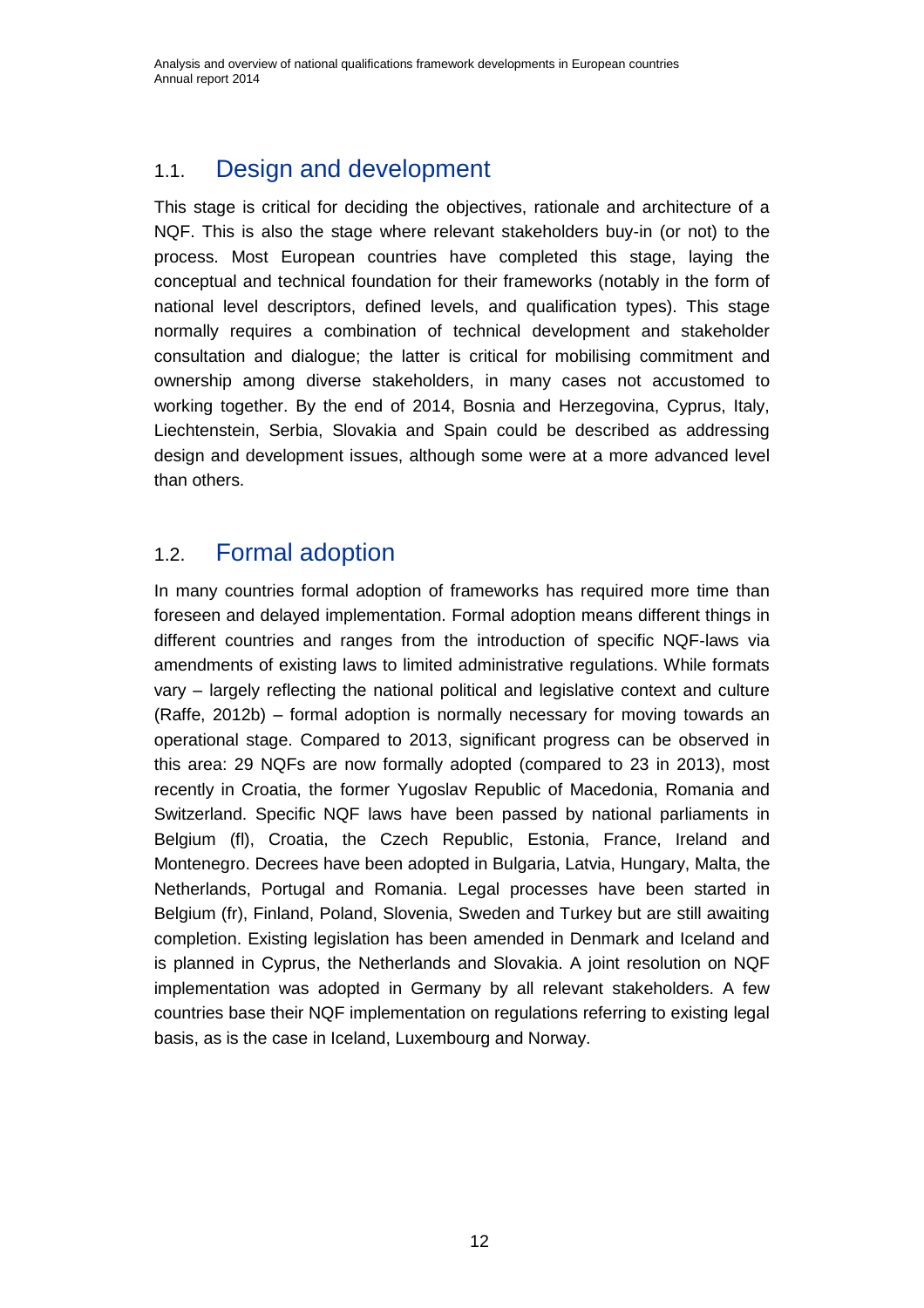## 1.1. Design and development

This stage is critical for deciding the objectives, rationale and architecture of a NQF. This is also the stage where relevant stakeholders buy-in (or not) to the process. Most European countries have completed this stage, laying the conceptual and technical foundation for their frameworks (notably in the form of national level descriptors, defined levels, and qualification types). This stage normally requires a combination of technical development and stakeholder consultation and dialogue; the latter is critical for mobilising commitment and ownership among diverse stakeholders, in many cases not accustomed to working together. By the end of 2014, Bosnia and Herzegovina, Cyprus, Italy, Liechtenstein, Serbia, Slovakia and Spain could be described as addressing design and development issues, although some were at a more advanced level than others.

## 1.2. Formal adoption

In many countries formal adoption of frameworks has required more time than foreseen and delayed implementation. Formal adoption means different things in different countries and ranges from the introduction of specific NQF-laws via amendments of existing laws to limited administrative regulations. While formats vary – largely reflecting the national political and legislative context and culture (Raffe, 2012b) – formal adoption is normally necessary for moving towards an operational stage. Compared to 2013, significant progress can be observed in this area: 29 NQFs are now formally adopted (compared to 23 in 2013), most recently in Croatia, the former Yugoslav Republic of Macedonia, Romania and Switzerland. Specific NQF laws have been passed by national parliaments in Belgium (fl), Croatia, the Czech Republic, Estonia, France, Ireland and Montenegro. Decrees have been adopted in Bulgaria, Latvia, Hungary, Malta, the Netherlands, Portugal and Romania. Legal processes have been started in Belgium (fr), Finland, Poland, Slovenia, Sweden and Turkey but are still awaiting completion. Existing legislation has been amended in Denmark and Iceland and is planned in Cyprus, the Netherlands and Slovakia. A joint resolution on NQF implementation was adopted in Germany by all relevant stakeholders. A few countries base their NQF implementation on regulations referring to existing legal basis, as is the case in Iceland, Luxembourg and Norway.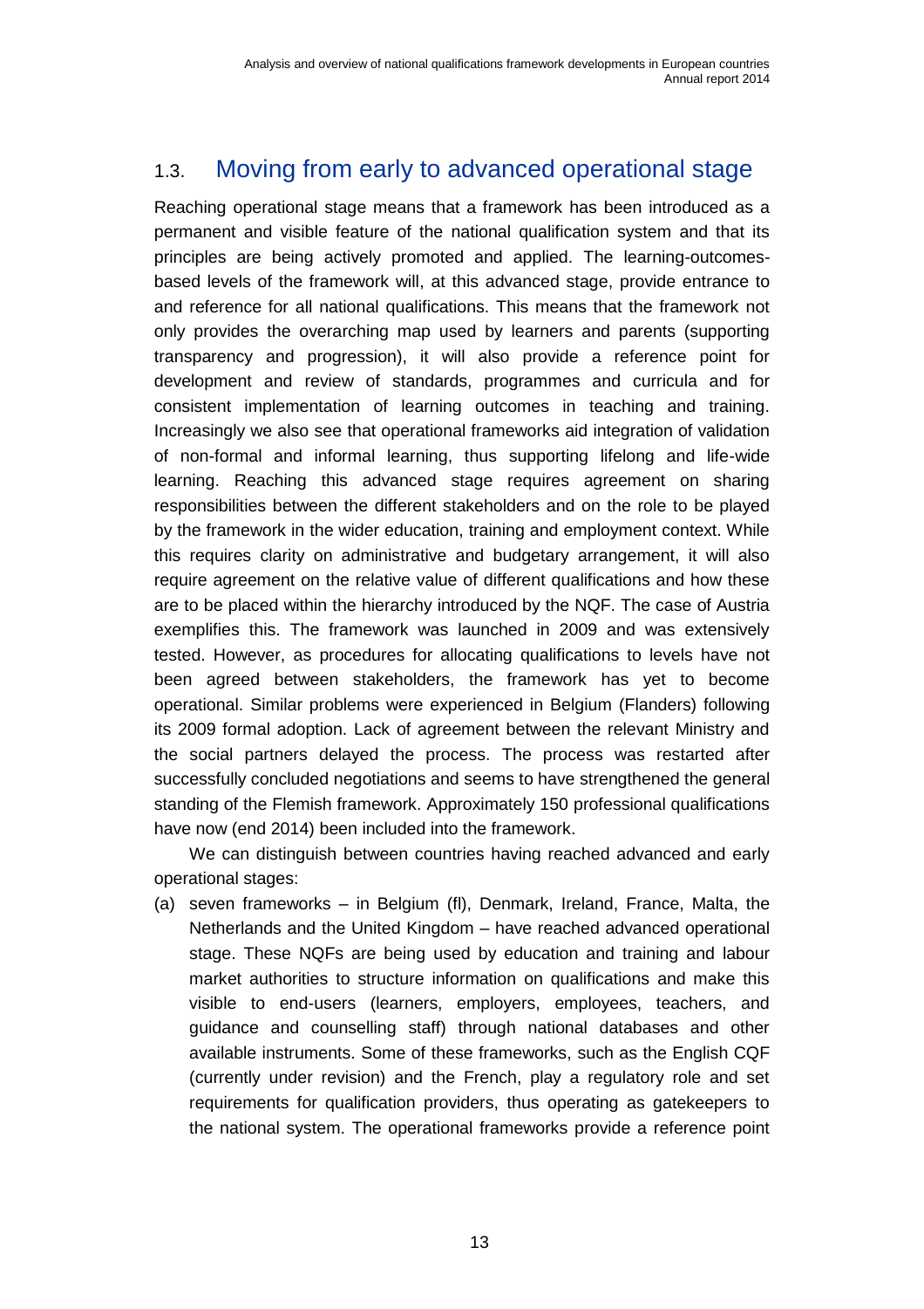## 1.3. Moving from early to advanced operational stage

Reaching operational stage means that a framework has been introduced as a permanent and visible feature of the national qualification system and that its principles are being actively promoted and applied. The learning-outcomes-based levels of the framework will, at this advanced stage, provide entrance to and reference for all national qualifications. This means that the framework not only provides the overarching map used by learners and parents (supporting transparency and progression), it will also provide a reference point for development and review of standards, programmes and curricula and for consistent implementation of learning outcomes in teaching and training. Increasingly we also see that operational frameworks aid integration of validation of non-formal and informal learning, thus supporting lifelong and life-wide learning. Reaching this advanced stage requires agreement on sharing responsibilities between the different stakeholders and on the role to be played by the framework in the wider education, training and employment context. While this requires clarity on administrative and budgetary arrangement, it will also require agreement on the relative value of different qualifications and how these are to be placed within the hierarchy introduced by the NQF. The case of Austria exemplifies this. The framework was launched in 2009 and was extensively tested. However, as procedures for allocating qualifications to levels have not been agreed between stakeholders, the framework has yet to become operational. Similar problems were experienced in Belgium (Flanders) following its 2009 formal adoption. Lack of agreement between the relevant Ministry and the social partners delayed the process. The process was restarted after successfully concluded negotiations and seems to have strengthened the general standing of the Flemish framework. Approximately 150 professional qualifications have now (end 2014) been included into the framework.

We can distinguish between countries having reached advanced and early operational stages:

(a) seven frameworks – in Belgium (fl), Denmark, Ireland, France, Malta, the Netherlands and the United Kingdom – have reached advanced operational stage. These NQFs are being used by education and training and labour market authorities to structure information on qualifications and make this visible to end-users (learners, employers, employees, teachers, and guidance and counselling staff) through national databases and other available instruments. Some of these frameworks, such as the English CQF (currently under revision) and the French, play a regulatory role and set requirements for qualification providers, thus operating as gatekeepers to the national system. The operational frameworks provide a reference point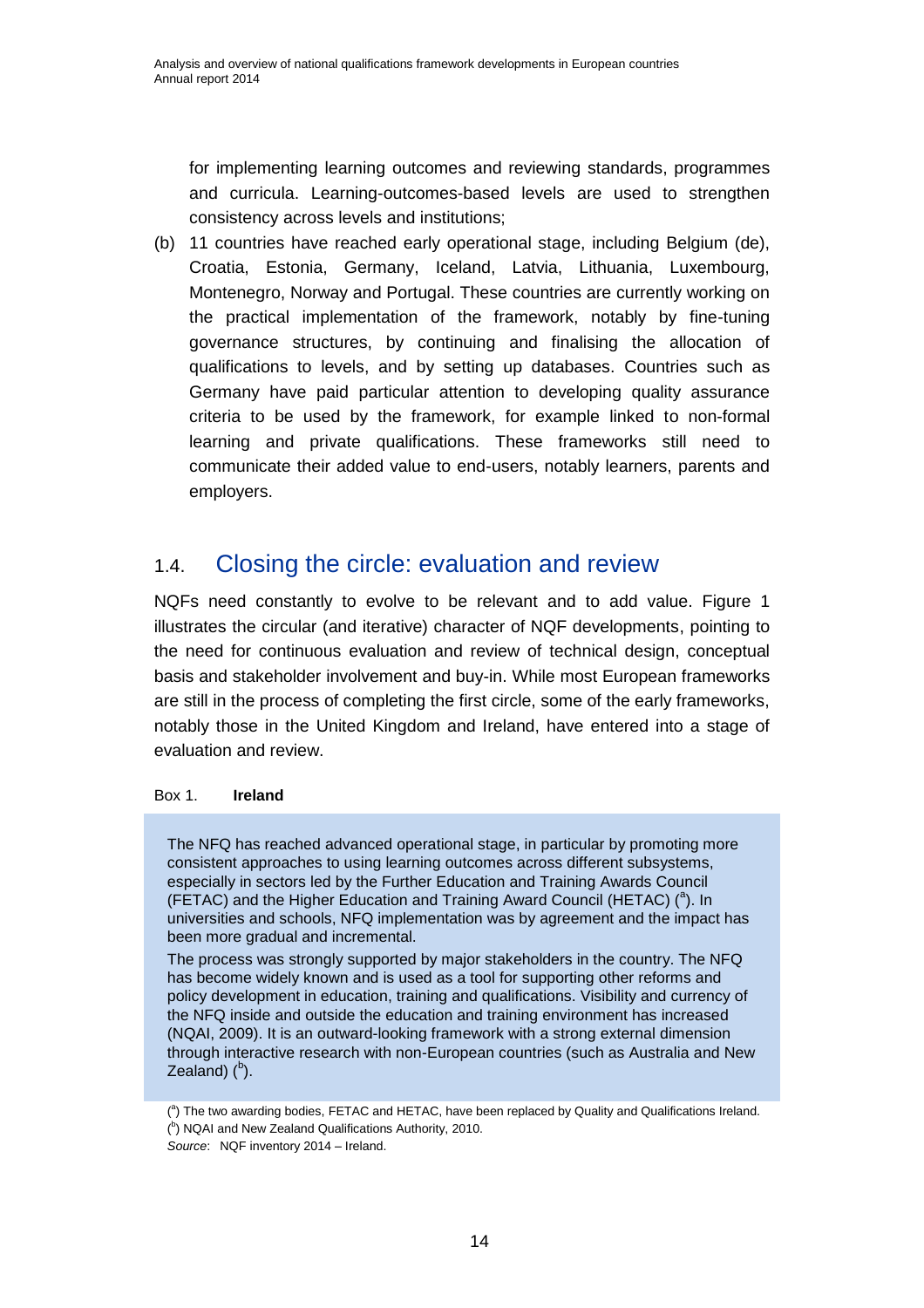for implementing learning outcomes and reviewing standards, programmes and curricula. Learning-outcomes-based levels are used to strengthen consistency across levels and institutions;

(b) 11 countries have reached early operational stage, including Belgium (de), Croatia, Estonia, Germany, Iceland, Latvia, Lithuania, Luxembourg, Montenegro, Norway and Portugal. These countries are currently working on the practical implementation of the framework, notably by fine-tuning governance structures, by continuing and finalising the allocation of qualifications to levels, and by setting up databases. Countries such as Germany have paid particular attention to developing quality assurance criteria to be used by the framework, for example linked to non-formal learning and private qualifications. These frameworks still need to communicate their added value to end-users, notably learners, parents and employers.

## 1.4. Closing the circle: evaluation and review

NQFs need constantly to evolve to be relevant and to add value. Figure 1 illustrates the circular (and iterative) character of NQF developments, pointing to the need for continuous evaluation and review of technical design, conceptual basis and stakeholder involvement and buy-in. While most European frameworks are still in the process of completing the first circle, some of the early frameworks, notably those in the United Kingdom and Ireland, have entered into a stage of evaluation and review.

Box 1. **Ireland**

> The NFQ has reached advanced operational stage, in particular by promoting more consistent approaches to using learning outcomes across different subsystems, especially in sectors led by the Further Education and Training Awards Council (FETAC) and the Higher Education and Training Award Council (HETAC) ([a]). In universities and schools, NFQ implementation was by agreement and the impact has been more gradual and incremental.
>
> The process was strongly supported by major stakeholders in the country. The NFQ has become widely known and is used as a tool for supporting other reforms and policy development in education, training and qualifications. Visibility and currency of the NFQ inside and outside the education and training environment has increased (NQAI, 2009). It is an outward-looking framework with a strong external dimension through interactive research with non-European countries (such as Australia and New Zealand) ([b]).

([a]) The two awarding bodies, FETAC and HETAC, have been replaced by Quality and Qualifications Ireland.

([b]) NQAI and New Zealand Qualifications Authority, 2010.

*Source*: NQF inventory 2014 – Ireland.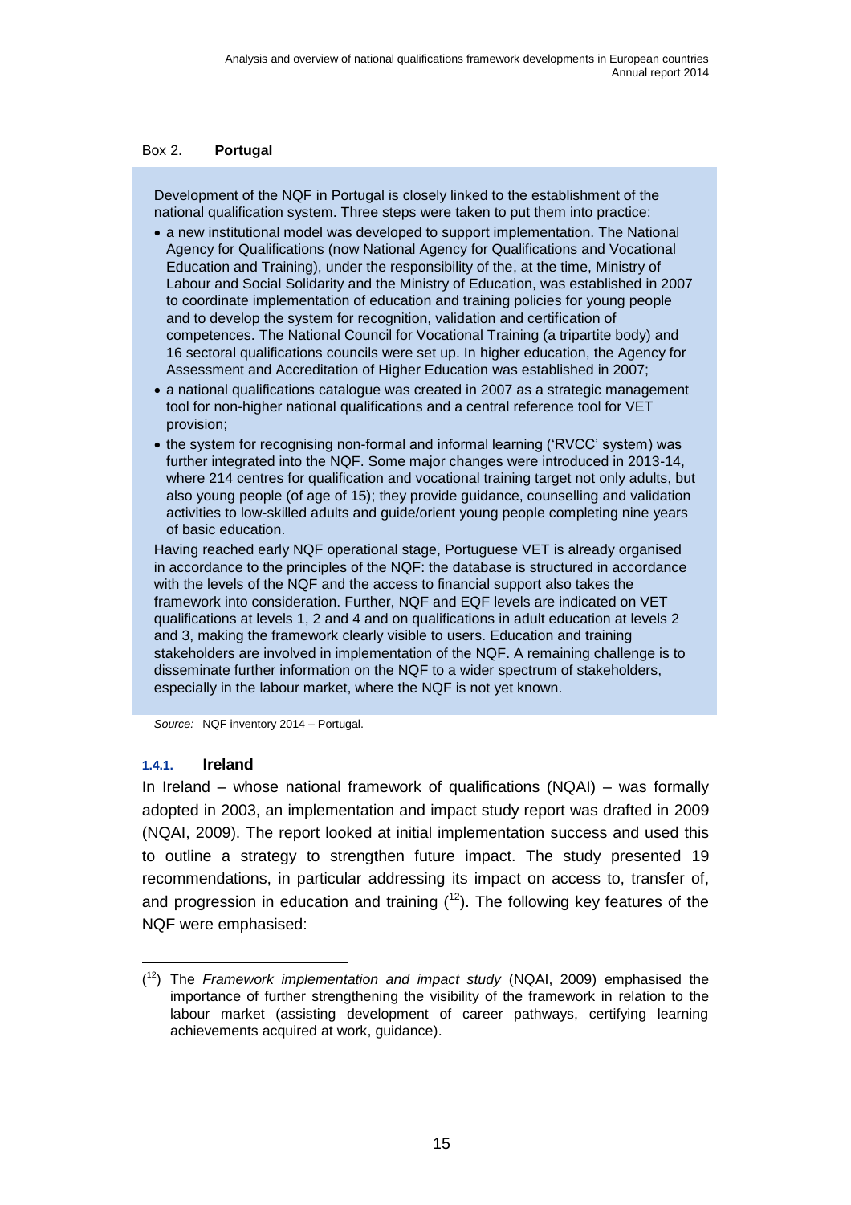Box 2. **Portugal**

Development of the NQF in Portugal is closely linked to the establishment of the national qualification system. Three steps were taken to put them into practice:

- a new institutional model was developed to support implementation. The National Agency for Qualifications (now National Agency for Qualifications and Vocational Education and Training), under the responsibility of the, at the time, Ministry of Labour and Social Solidarity and the Ministry of Education, was established in 2007 to coordinate implementation of education and training policies for young people and to develop the system for recognition, validation and certification of competences. The National Council for Vocational Training (a tripartite body) and 16 sectoral qualifications councils were set up. In higher education, the Agency for Assessment and Accreditation of Higher Education was established in 2007;
- a national qualifications catalogue was created in 2007 as a strategic management tool for non-higher national qualifications and a central reference tool for VET provision;
- the system for recognising non-formal and informal learning ('RVCC' system) was further integrated into the NQF. Some major changes were introduced in 2013-14, where 214 centres for qualification and vocational training target not only adults, but also young people (of age of 15); they provide guidance, counselling and validation activities to low-skilled adults and guide/orient young people completing nine years of basic education.

Having reached early NQF operational stage, Portuguese VET is already organised in accordance to the principles of the NQF: the database is structured in accordance with the levels of the NQF and the access to financial support also takes the framework into consideration. Further, NQF and EQF levels are indicated on VET qualifications at levels 1, 2 and 4 and on qualifications in adult education at levels 2 and 3, making the framework clearly visible to users. Education and training stakeholders are involved in implementation of the NQF. A remaining challenge is to disseminate further information on the NQF to a wider spectrum of stakeholders, especially in the labour market, where the NQF is not yet known.

*Source:* NQF inventory 2014 – Portugal.

### 1.4.1. Ireland

In Ireland – whose national framework of qualifications (NQAI) – was formally adopted in 2003, an implementation and impact study report was drafted in 2009 (NQAI, 2009). The report looked at initial implementation success and used this to outline a strategy to strengthen future impact. The study presented 19 recommendations, in particular addressing its impact on access to, transfer of, and progression in education and training ([12]). The following key features of the NQF were emphasised:

([12]) The *Framework implementation and impact study* (NQAI, 2009) emphasised the importance of further strengthening the visibility of the framework in relation to the labour market (assisting development of career pathways, certifying learning achievements acquired at work, guidance).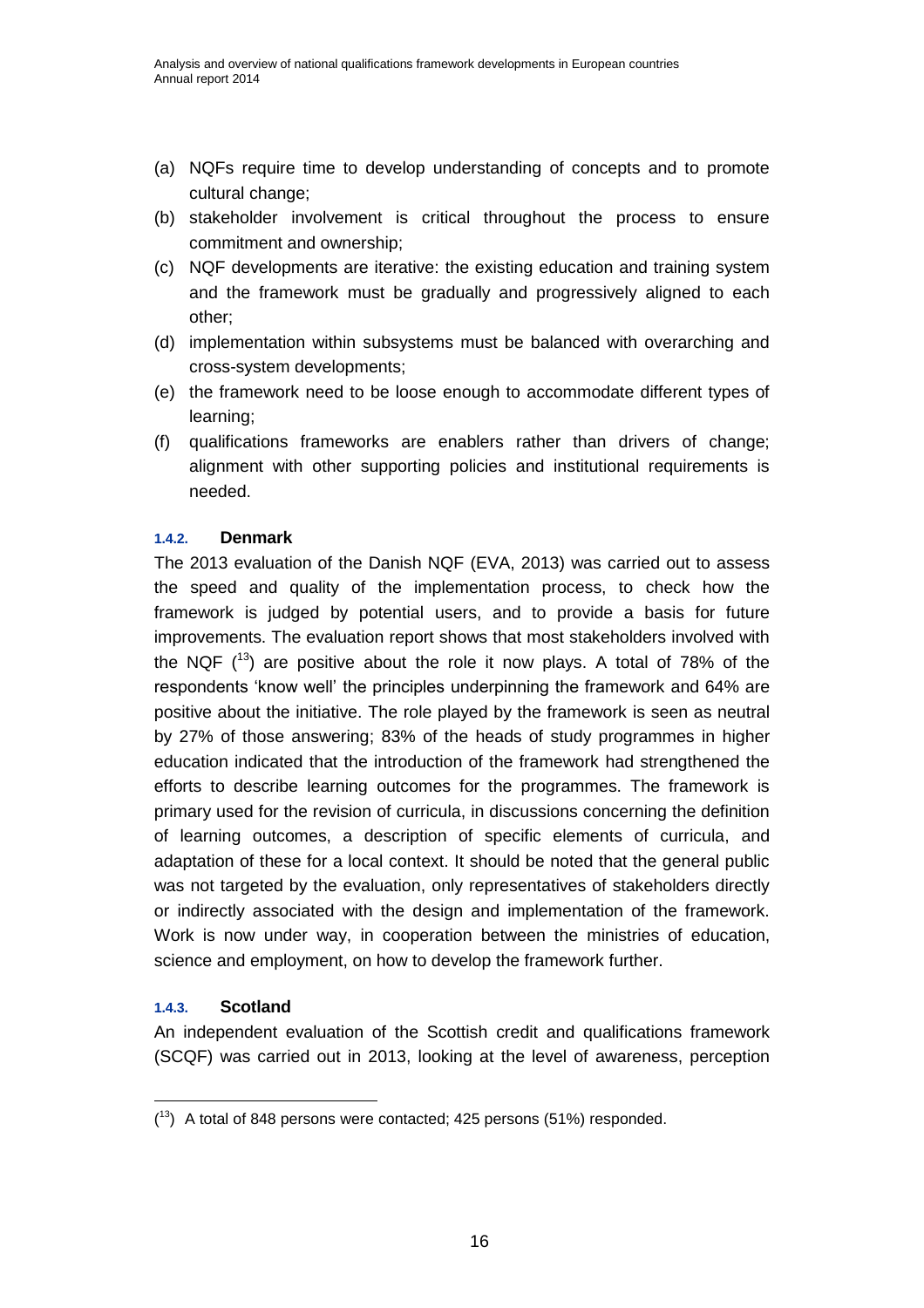(a) NQFs require time to develop understanding of concepts and to promote cultural change;
(b) stakeholder involvement is critical throughout the process to ensure commitment and ownership;
(c) NQF developments are iterative: the existing education and training system and the framework must be gradually and progressively aligned to each other;
(d) implementation within subsystems must be balanced with overarching and cross-system developments;
(e) the framework need to be loose enough to accommodate different types of learning;
(f) qualifications frameworks are enablers rather than drivers of change; alignment with other supporting policies and institutional requirements is needed.

### 1.4.2. Denmark

The 2013 evaluation of the Danish NQF (EVA, 2013) was carried out to assess the speed and quality of the implementation process, to check how the framework is judged by potential users, and to provide a basis for future improvements. The evaluation report shows that most stakeholders involved with the NQF ([13]) are positive about the role it now plays. A total of 78% of the respondents 'know well' the principles underpinning the framework and 64% are positive about the initiative. The role played by the framework is seen as neutral by 27% of those answering; 83% of the heads of study programmes in higher education indicated that the introduction of the framework had strengthened the efforts to describe learning outcomes for the programmes. The framework is primary used for the revision of curricula, in discussions concerning the definition of learning outcomes, a description of specific elements of curricula, and adaptation of these for a local context. It should be noted that the general public was not targeted by the evaluation, only representatives of stakeholders directly or indirectly associated with the design and implementation of the framework. Work is now under way, in cooperation between the ministries of education, science and employment, on how to develop the framework further.

### 1.4.3. Scotland

An independent evaluation of the Scottish credit and qualifications framework (SCQF) was carried out in 2013, looking at the level of awareness, perception

([13]) A total of 848 persons were contacted; 425 persons (51%) responded.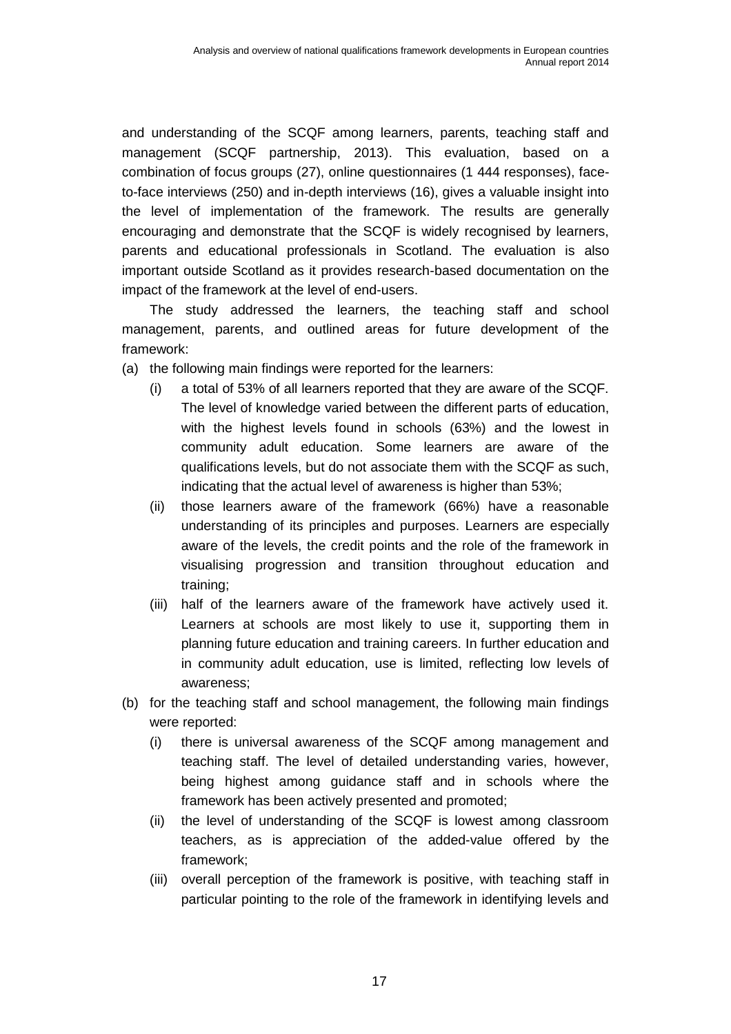and understanding of the SCQF among learners, parents, teaching staff and management (SCQF partnership, 2013). This evaluation, based on a combination of focus groups (27), online questionnaires (1 444 responses), face-to-face interviews (250) and in-depth interviews (16), gives a valuable insight into the level of implementation of the framework. The results are generally encouraging and demonstrate that the SCQF is widely recognised by learners, parents and educational professionals in Scotland. The evaluation is also important outside Scotland as it provides research-based documentation on the impact of the framework at the level of end-users.

The study addressed the learners, the teaching staff and school management, parents, and outlined areas for future development of the framework:

(a) the following main findings were reported for the learners:
   (i) a total of 53% of all learners reported that they are aware of the SCQF. The level of knowledge varied between the different parts of education, with the highest levels found in schools (63%) and the lowest in community adult education. Some learners are aware of the qualifications levels, but do not associate them with the SCQF as such, indicating that the actual level of awareness is higher than 53%;
   (ii) those learners aware of the framework (66%) have a reasonable understanding of its principles and purposes. Learners are especially aware of the levels, the credit points and the role of the framework in visualising progression and transition throughout education and training;
   (iii) half of the learners aware of the framework have actively used it. Learners at schools are most likely to use it, supporting them in planning future education and training careers. In further education and in community adult education, use is limited, reflecting low levels of awareness;

(b) for the teaching staff and school management, the following main findings were reported:
   (i) there is universal awareness of the SCQF among management and teaching staff. The level of detailed understanding varies, however, being highest among guidance staff and in schools where the framework has been actively presented and promoted;
   (ii) the level of understanding of the SCQF is lowest among classroom teachers, as is appreciation of the added-value offered by the framework;
   (iii) overall perception of the framework is positive, with teaching staff in particular pointing to the role of the framework in identifying levels and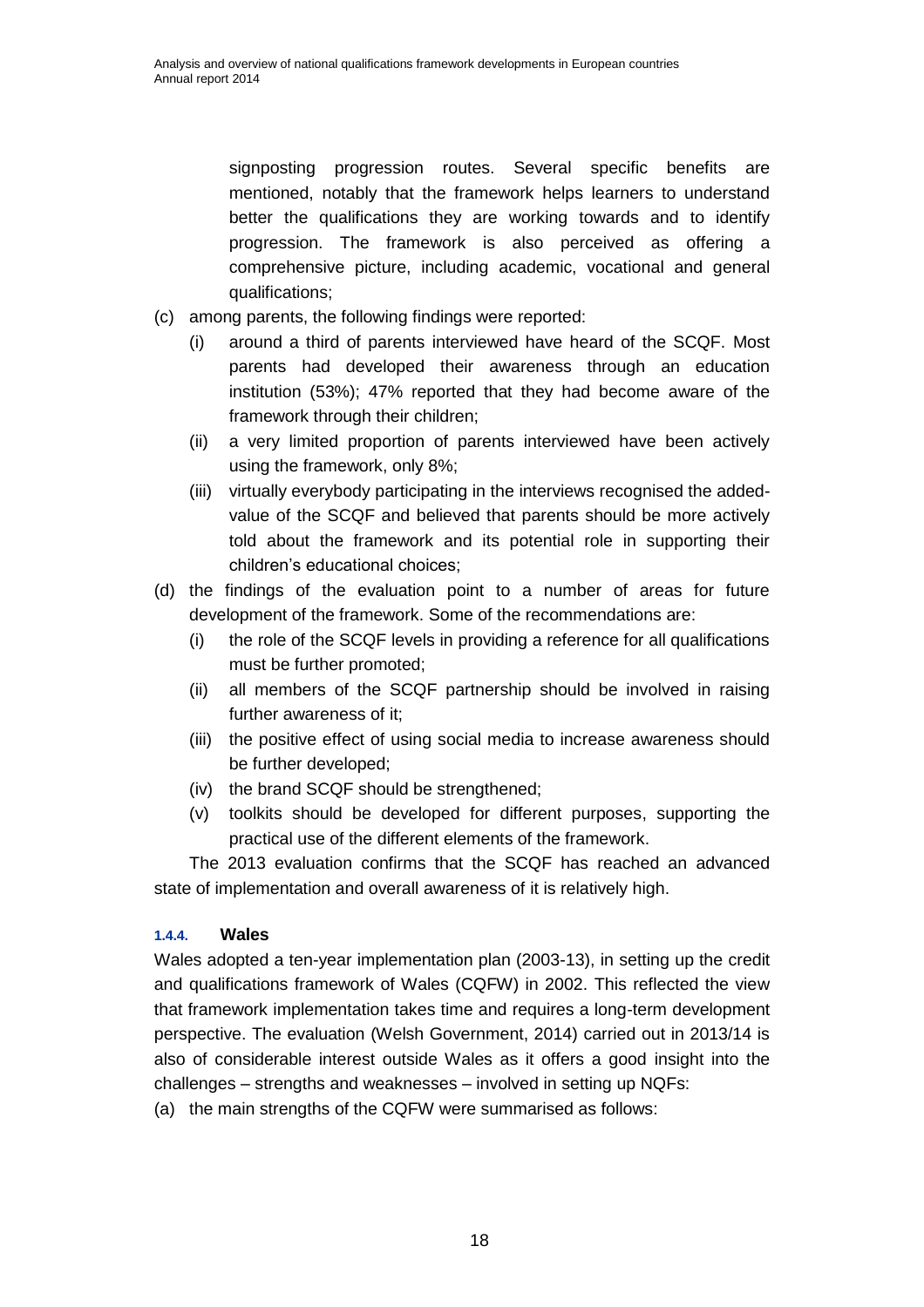signposting progression routes. Several specific benefits are mentioned, notably that the framework helps learners to understand better the qualifications they are working towards and to identify progression. The framework is also perceived as offering a comprehensive picture, including academic, vocational and general qualifications;

(c) among parents, the following findings were reported:
   (i) around a third of parents interviewed have heard of the SCQF. Most parents had developed their awareness through an education institution (53%); 47% reported that they had become aware of the framework through their children;
   (ii) a very limited proportion of parents interviewed have been actively using the framework, only 8%;
   (iii) virtually everybody participating in the interviews recognised the added-value of the SCQF and believed that parents should be more actively told about the framework and its potential role in supporting their children's educational choices;

(d) the findings of the evaluation point to a number of areas for future development of the framework. Some of the recommendations are:
   (i) the role of the SCQF levels in providing a reference for all qualifications must be further promoted;
   (ii) all members of the SCQF partnership should be involved in raising further awareness of it;
   (iii) the positive effect of using social media to increase awareness should be further developed;
   (iv) the brand SCQF should be strengthened;
   (v) toolkits should be developed for different purposes, supporting the practical use of the different elements of the framework.

The 2013 evaluation confirms that the SCQF has reached an advanced state of implementation and overall awareness of it is relatively high.

#### 1.4.4. Wales

Wales adopted a ten-year implementation plan (2003-13), in setting up the credit and qualifications framework of Wales (CQFW) in 2002. This reflected the view that framework implementation takes time and requires a long-term development perspective. The evaluation (Welsh Government, 2014) carried out in 2013/14 is also of considerable interest outside Wales as it offers a good insight into the challenges – strengths and weaknesses – involved in setting up NQFs:

(a) the main strengths of the CQFW were summarised as follows: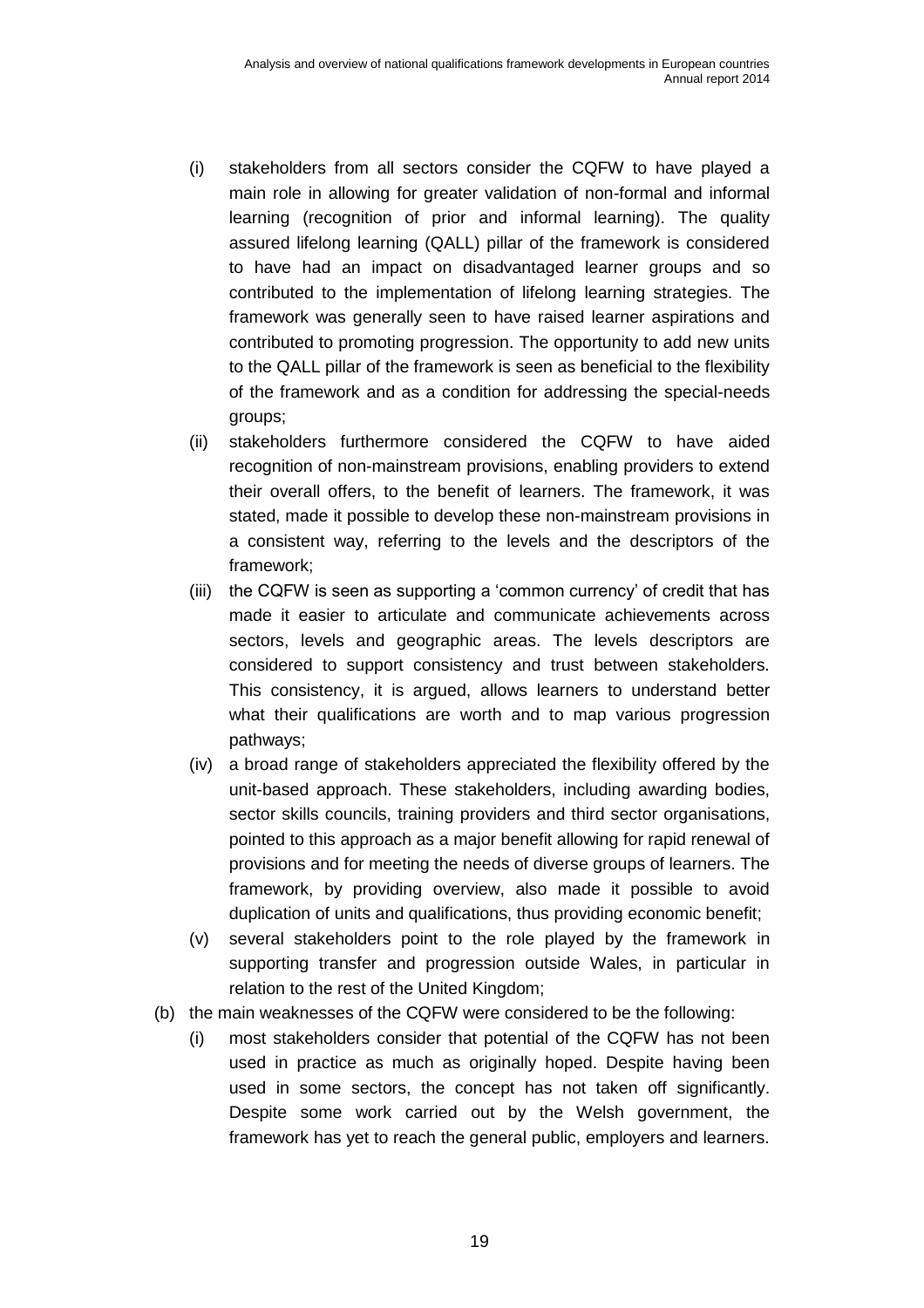- (i) stakeholders from all sectors consider the CQFW to have played a main role in allowing for greater validation of non-formal and informal learning (recognition of prior and informal learning). The quality assured lifelong learning (QALL) pillar of the framework is considered to have had an impact on disadvantaged learner groups and so contributed to the implementation of lifelong learning strategies. The framework was generally seen to have raised learner aspirations and contributed to promoting progression. The opportunity to add new units to the QALL pillar of the framework is seen as beneficial to the flexibility of the framework and as a condition for addressing the special-needs groups;
- (ii) stakeholders furthermore considered the CQFW to have aided recognition of non-mainstream provisions, enabling providers to extend their overall offers, to the benefit of learners. The framework, it was stated, made it possible to develop these non-mainstream provisions in a consistent way, referring to the levels and the descriptors of the framework;
- (iii) the CQFW is seen as supporting a 'common currency' of credit that has made it easier to articulate and communicate achievements across sectors, levels and geographic areas. The levels descriptors are considered to support consistency and trust between stakeholders. This consistency, it is argued, allows learners to understand better what their qualifications are worth and to map various progression pathways;
- (iv) a broad range of stakeholders appreciated the flexibility offered by the unit-based approach. These stakeholders, including awarding bodies, sector skills councils, training providers and third sector organisations, pointed to this approach as a major benefit allowing for rapid renewal of provisions and for meeting the needs of diverse groups of learners. The framework, by providing overview, also made it possible to avoid duplication of units and qualifications, thus providing economic benefit;
- (v) several stakeholders point to the role played by the framework in supporting transfer and progression outside Wales, in particular in relation to the rest of the United Kingdom;

(b) the main weaknesses of the CQFW were considered to be the following:

- (i) most stakeholders consider that potential of the CQFW has not been used in practice as much as originally hoped. Despite having been used in some sectors, the concept has not taken off significantly. Despite some work carried out by the Welsh government, the framework has yet to reach the general public, employers and learners.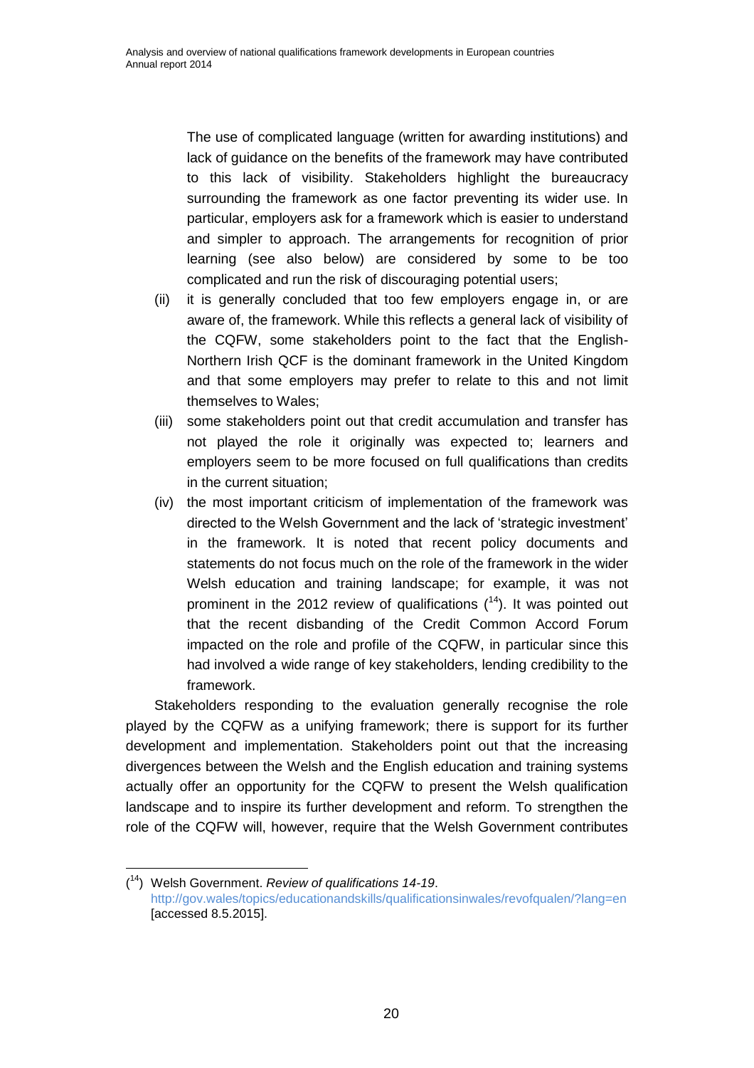The use of complicated language (written for awarding institutions) and lack of guidance on the benefits of the framework may have contributed to this lack of visibility. Stakeholders highlight the bureaucracy surrounding the framework as one factor preventing its wider use. In particular, employers ask for a framework which is easier to understand and simpler to approach. The arrangements for recognition of prior learning (see also below) are considered by some to be too complicated and run the risk of discouraging potential users;

(ii) it is generally concluded that too few employers engage in, or are aware of, the framework. While this reflects a general lack of visibility of the CQFW, some stakeholders point to the fact that the English-Northern Irish QCF is the dominant framework in the United Kingdom and that some employers may prefer to relate to this and not limit themselves to Wales;

(iii) some stakeholders point out that credit accumulation and transfer has not played the role it originally was expected to; learners and employers seem to be more focused on full qualifications than credits in the current situation;

(iv) the most important criticism of implementation of the framework was directed to the Welsh Government and the lack of 'strategic investment' in the framework. It is noted that recent policy documents and statements do not focus much on the role of the framework in the wider Welsh education and training landscape; for example, it was not prominent in the 2012 review of qualifications ([14]). It was pointed out that the recent disbanding of the Credit Common Accord Forum impacted on the role and profile of the CQFW, in particular since this had involved a wide range of key stakeholders, lending credibility to the framework.

Stakeholders responding to the evaluation generally recognise the role played by the CQFW as a unifying framework; there is support for its further development and implementation. Stakeholders point out that the increasing divergences between the Welsh and the English education and training systems actually offer an opportunity for the CQFW to present the Welsh qualification landscape and to inspire its further development and reform. To strengthen the role of the CQFW will, however, require that the Welsh Government contributes

---

([14]) Welsh Government. *Review of qualifications 14-19*. http://gov.wales/topics/educationandskills/qualificationsinwales/revofqualen/?lang=en [accessed 8.5.2015].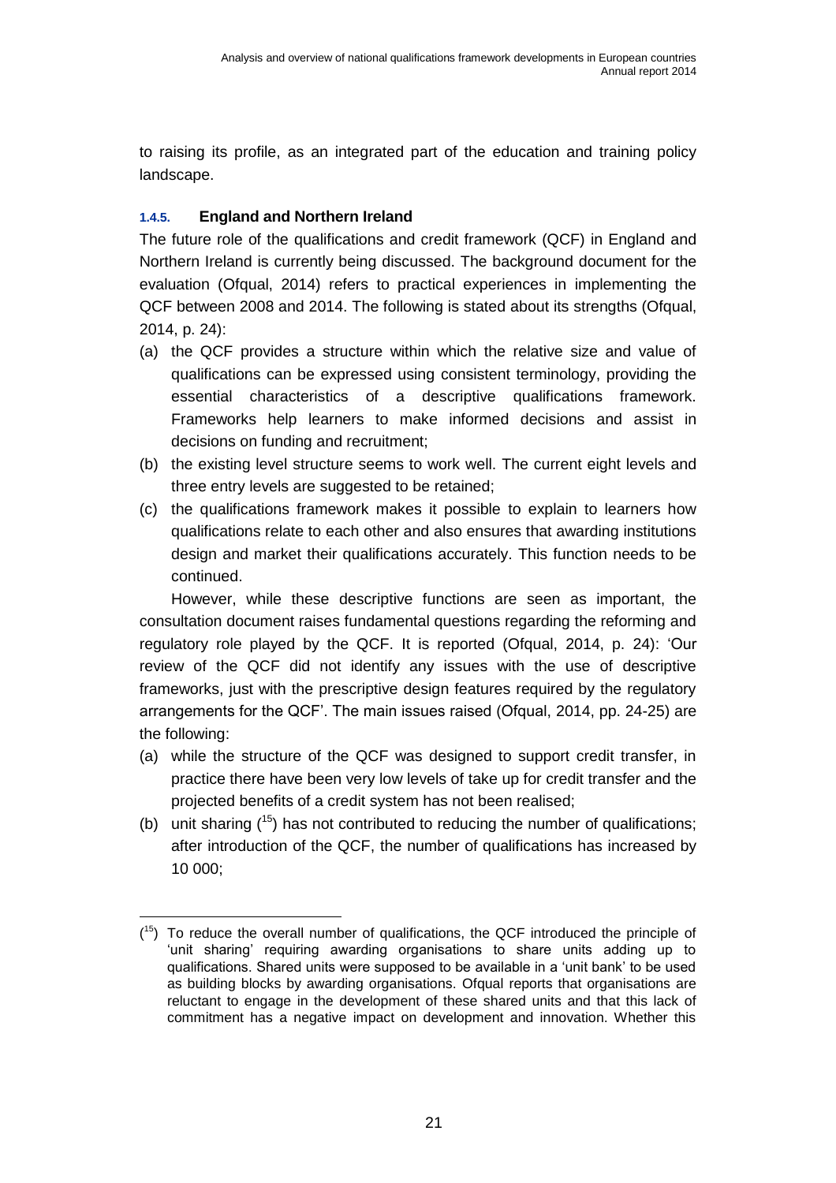to raising its profile, as an integrated part of the education and training policy landscape.

### 1.4.5. England and Northern Ireland

The future role of the qualifications and credit framework (QCF) in England and Northern Ireland is currently being discussed. The background document for the evaluation (Ofqual, 2014) refers to practical experiences in implementing the QCF between 2008 and 2014. The following is stated about its strengths (Ofqual, 2014, p. 24):

(a) the QCF provides a structure within which the relative size and value of qualifications can be expressed using consistent terminology, providing the essential characteristics of a descriptive qualifications framework. Frameworks help learners to make informed decisions and assist in decisions on funding and recruitment;

(b) the existing level structure seems to work well. The current eight levels and three entry levels are suggested to be retained;

(c) the qualifications framework makes it possible to explain to learners how qualifications relate to each other and also ensures that awarding institutions design and market their qualifications accurately. This function needs to be continued.

However, while these descriptive functions are seen as important, the consultation document raises fundamental questions regarding the reforming and regulatory role played by the QCF. It is reported (Ofqual, 2014, p. 24): 'Our review of the QCF did not identify any issues with the use of descriptive frameworks, just with the prescriptive design features required by the regulatory arrangements for the QCF'. The main issues raised (Ofqual, 2014, pp. 24-25) are the following:

(a) while the structure of the QCF was designed to support credit transfer, in practice there have been very low levels of take up for credit transfer and the projected benefits of a credit system has not been realised;

(b) unit sharing [15] has not contributed to reducing the number of qualifications; after introduction of the QCF, the number of qualifications has increased by 10 000;

---

[15] To reduce the overall number of qualifications, the QCF introduced the principle of 'unit sharing' requiring awarding organisations to share units adding up to qualifications. Shared units were supposed to be available in a 'unit bank' to be used as building blocks by awarding organisations. Ofqual reports that organisations are reluctant to engage in the development of these shared units and that this lack of commitment has a negative impact on development and innovation. Whether this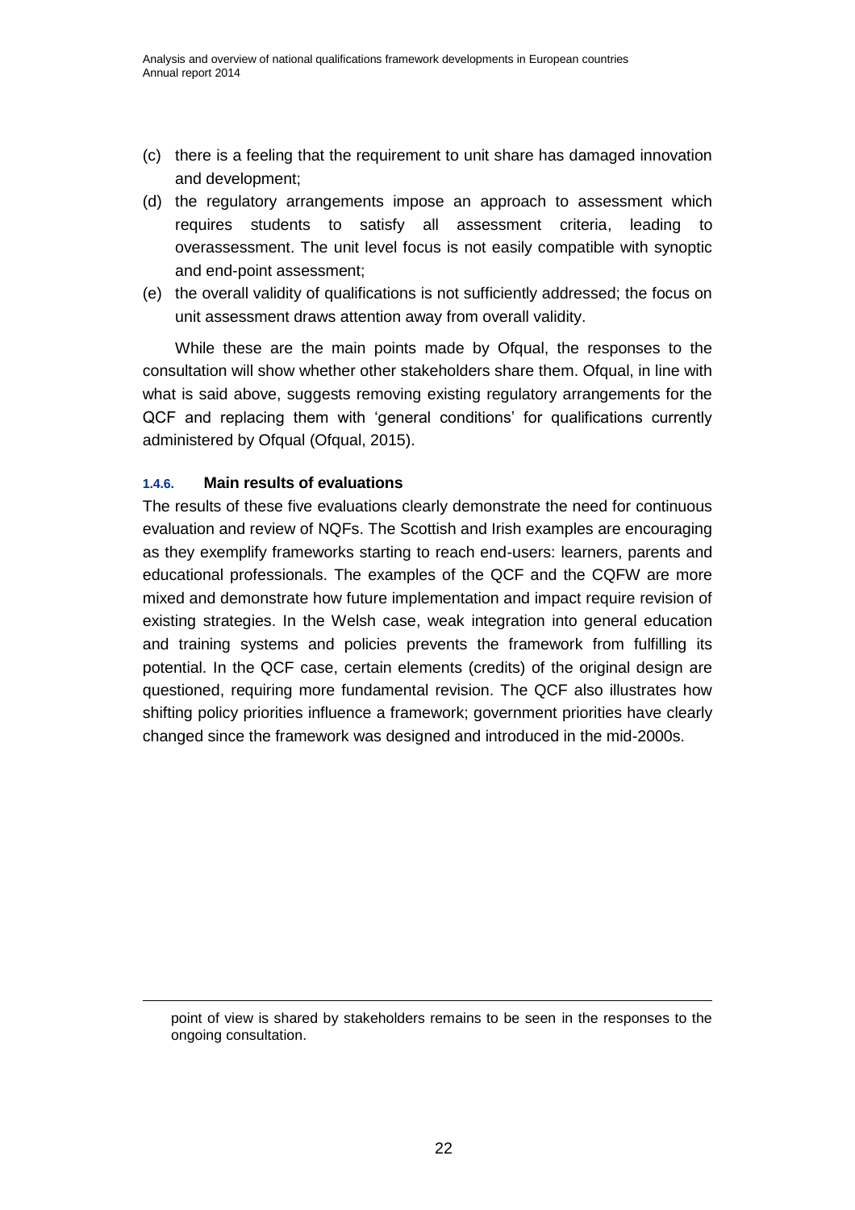(c) there is a feeling that the requirement to unit share has damaged innovation and development;
(d) the regulatory arrangements impose an approach to assessment which requires students to satisfy all assessment criteria, leading to overassessment. The unit level focus is not easily compatible with synoptic and end-point assessment;
(e) the overall validity of qualifications is not sufficiently addressed; the focus on unit assessment draws attention away from overall validity.

While these are the main points made by Ofqual, the responses to the consultation will show whether other stakeholders share them. Ofqual, in line with what is said above, suggests removing existing regulatory arrangements for the QCF and replacing them with 'general conditions' for qualifications currently administered by Ofqual (Ofqual, 2015).

#### 1.4.6. Main results of evaluations

The results of these five evaluations clearly demonstrate the need for continuous evaluation and review of NQFs. The Scottish and Irish examples are encouraging as they exemplify frameworks starting to reach end-users: learners, parents and educational professionals. The examples of the QCF and the CQFW are more mixed and demonstrate how future implementation and impact require revision of existing strategies. In the Welsh case, weak integration into general education and training systems and policies prevents the framework from fulfilling its potential. In the QCF case, certain elements (credits) of the original design are questioned, requiring more fundamental revision. The QCF also illustrates how shifting policy priorities influence a framework; government priorities have clearly changed since the framework was designed and introduced in the mid-2000s.

---

point of view is shared by stakeholders remains to be seen in the responses to the ongoing consultation.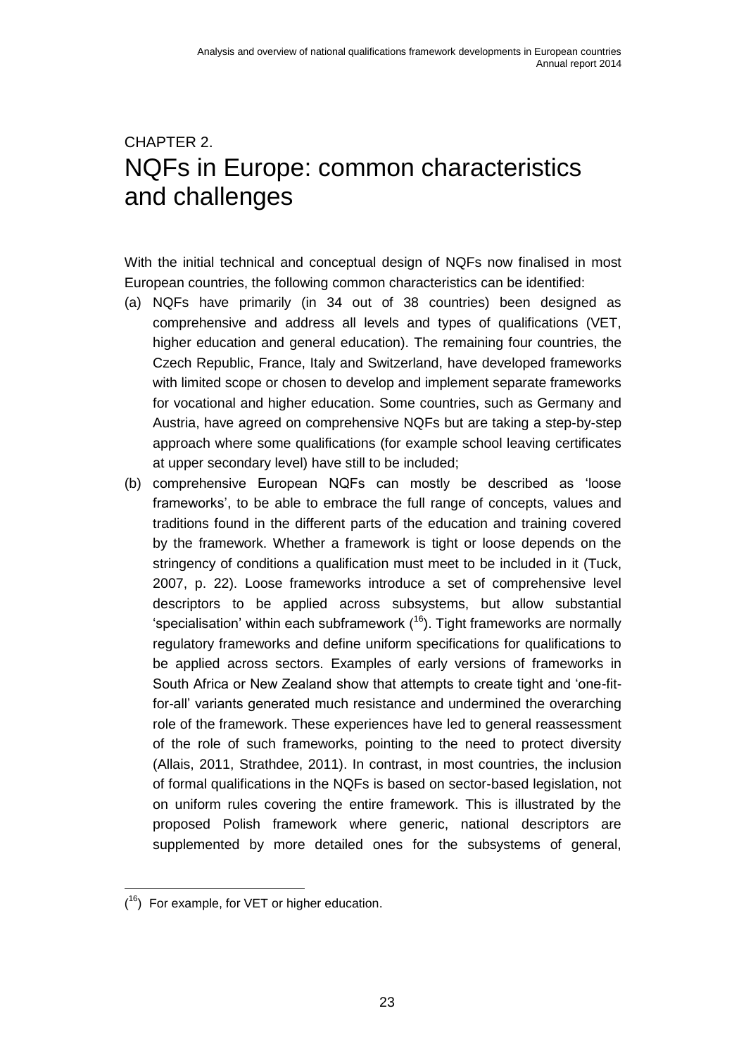# CHAPTER 2.
# NQFs in Europe: common characteristics and challenges

With the initial technical and conceptual design of NQFs now finalised in most European countries, the following common characteristics can be identified:

(a) NQFs have primarily (in 34 out of 38 countries) been designed as comprehensive and address all levels and types of qualifications (VET, higher education and general education). The remaining four countries, the Czech Republic, France, Italy and Switzerland, have developed frameworks with limited scope or chosen to develop and implement separate frameworks for vocational and higher education. Some countries, such as Germany and Austria, have agreed on comprehensive NQFs but are taking a step-by-step approach where some qualifications (for example school leaving certificates at upper secondary level) have still to be included;

(b) comprehensive European NQFs can mostly be described as 'loose frameworks', to be able to embrace the full range of concepts, values and traditions found in the different parts of the education and training covered by the framework. Whether a framework is tight or loose depends on the stringency of conditions a qualification must meet to be included in it (Tuck, 2007, p. 22). Loose frameworks introduce a set of comprehensive level descriptors to be applied across subsystems, but allow substantial 'specialisation' within each subframework ([16]). Tight frameworks are normally regulatory frameworks and define uniform specifications for qualifications to be applied across sectors. Examples of early versions of frameworks in South Africa or New Zealand show that attempts to create tight and 'one-fit-for-all' variants generated much resistance and undermined the overarching role of the framework. These experiences have led to general reassessment of the role of such frameworks, pointing to the need to protect diversity (Allais, 2011, Strathdee, 2011). In contrast, in most countries, the inclusion of formal qualifications in the NQFs is based on sector-based legislation, not on uniform rules covering the entire framework. This is illustrated by the proposed Polish framework where generic, national descriptors are supplemented by more detailed ones for the subsystems of general,

([16]) For example, for VET or higher education.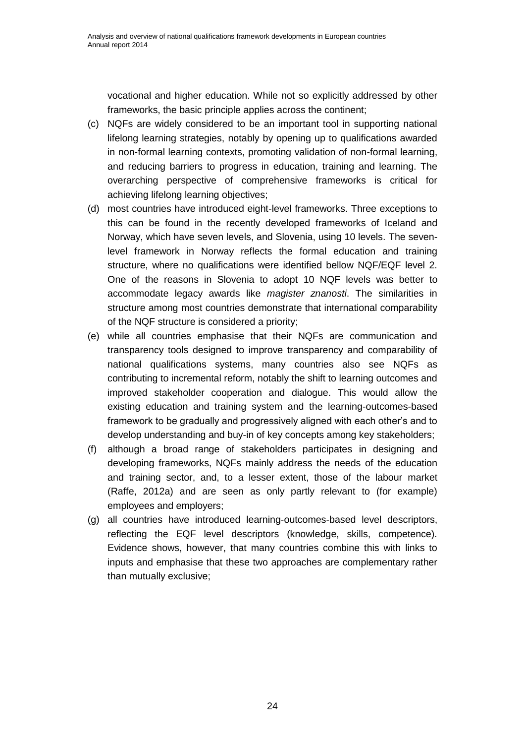vocational and higher education. While not so explicitly addressed by other frameworks, the basic principle applies across the continent;

(c) NQFs are widely considered to be an important tool in supporting national lifelong learning strategies, notably by opening up to qualifications awarded in non-formal learning contexts, promoting validation of non-formal learning, and reducing barriers to progress in education, training and learning. The overarching perspective of comprehensive frameworks is critical for achieving lifelong learning objectives;

(d) most countries have introduced eight-level frameworks. Three exceptions to this can be found in the recently developed frameworks of Iceland and Norway, which have seven levels, and Slovenia, using 10 levels. The seven-level framework in Norway reflects the formal education and training structure, where no qualifications were identified bellow NQF/EQF level 2. One of the reasons in Slovenia to adopt 10 NQF levels was better to accommodate legacy awards like *magister znanosti*. The similarities in structure among most countries demonstrate that international comparability of the NQF structure is considered a priority;

(e) while all countries emphasise that their NQFs are communication and transparency tools designed to improve transparency and comparability of national qualifications systems, many countries also see NQFs as contributing to incremental reform, notably the shift to learning outcomes and improved stakeholder cooperation and dialogue. This would allow the existing education and training system and the learning-outcomes-based framework to be gradually and progressively aligned with each other's and to develop understanding and buy-in of key concepts among key stakeholders;

(f) although a broad range of stakeholders participates in designing and developing frameworks, NQFs mainly address the needs of the education and training sector, and, to a lesser extent, those of the labour market (Raffe, 2012a) and are seen as only partly relevant to (for example) employees and employers;

(g) all countries have introduced learning-outcomes-based level descriptors, reflecting the EQF level descriptors (knowledge, skills, competence). Evidence shows, however, that many countries combine this with links to inputs and emphasise that these two approaches are complementary rather than mutually exclusive;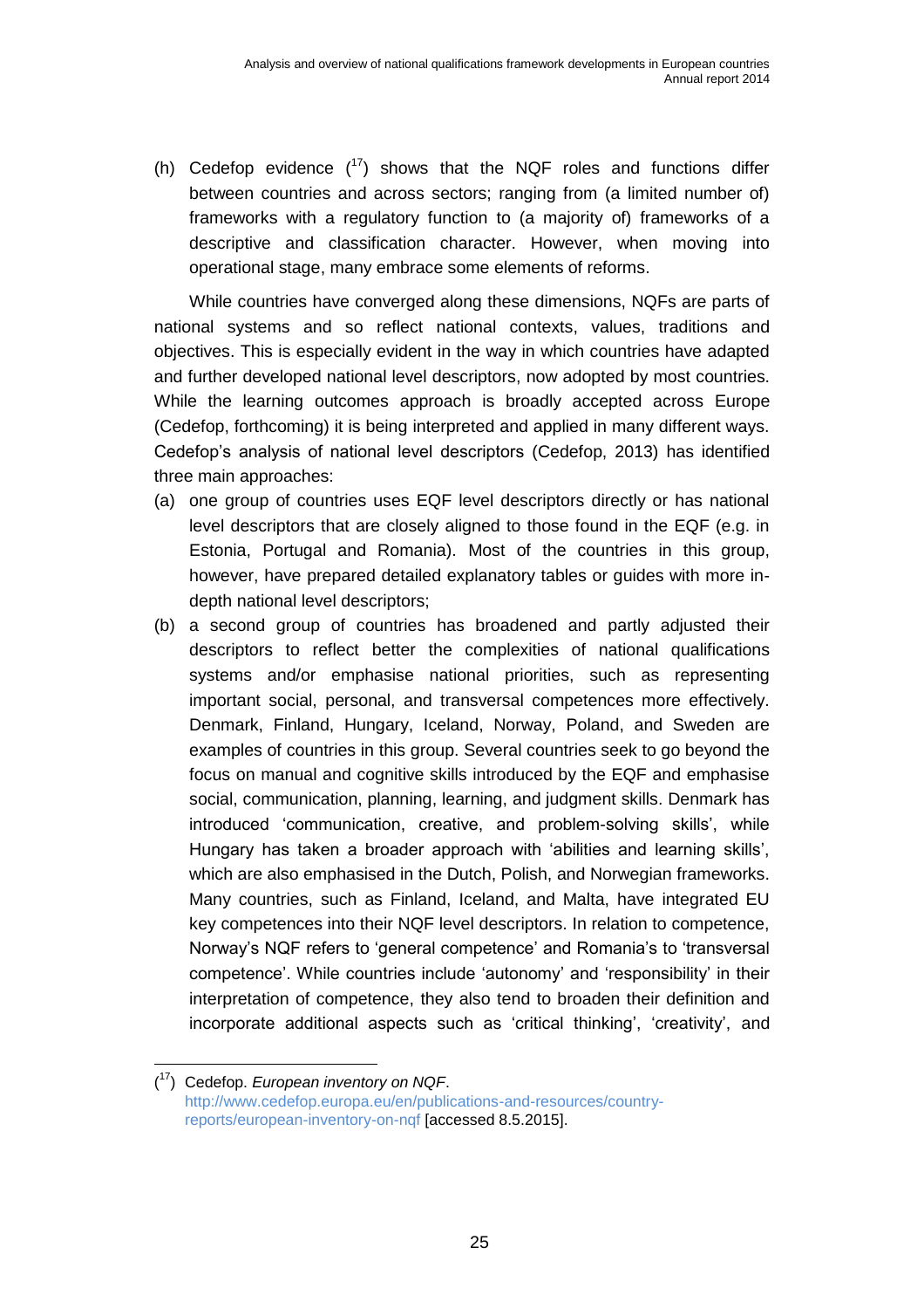(h) Cedefop evidence ([17]) shows that the NQF roles and functions differ between countries and across sectors; ranging from (a limited number of) frameworks with a regulatory function to (a majority of) frameworks of a descriptive and classification character. However, when moving into operational stage, many embrace some elements of reforms.

While countries have converged along these dimensions, NQFs are parts of national systems and so reflect national contexts, values, traditions and objectives. This is especially evident in the way in which countries have adapted and further developed national level descriptors, now adopted by most countries. While the learning outcomes approach is broadly accepted across Europe (Cedefop, forthcoming) it is being interpreted and applied in many different ways. Cedefop's analysis of national level descriptors (Cedefop, 2013) has identified three main approaches:

(a) one group of countries uses EQF level descriptors directly or has national level descriptors that are closely aligned to those found in the EQF (e.g. in Estonia, Portugal and Romania). Most of the countries in this group, however, have prepared detailed explanatory tables or guides with more in-depth national level descriptors;

(b) a second group of countries has broadened and partly adjusted their descriptors to reflect better the complexities of national qualifications systems and/or emphasise national priorities, such as representing important social, personal, and transversal competences more effectively. Denmark, Finland, Hungary, Iceland, Norway, Poland, and Sweden are examples of countries in this group. Several countries seek to go beyond the focus on manual and cognitive skills introduced by the EQF and emphasise social, communication, planning, learning, and judgment skills. Denmark has introduced 'communication, creative, and problem-solving skills', while Hungary has taken a broader approach with 'abilities and learning skills', which are also emphasised in the Dutch, Polish, and Norwegian frameworks. Many countries, such as Finland, Iceland, and Malta, have integrated EU key competences into their NQF level descriptors. In relation to competence, Norway's NQF refers to 'general competence' and Romania's to 'transversal competence'. While countries include 'autonomy' and 'responsibility' in their interpretation of competence, they also tend to broaden their definition and incorporate additional aspects such as 'critical thinking', 'creativity', and

---

([17]) Cedefop. *European inventory on NQF*. http://www.cedefop.europa.eu/en/publications-and-resources/country-reports/european-inventory-on-nqf [accessed 8.5.2015].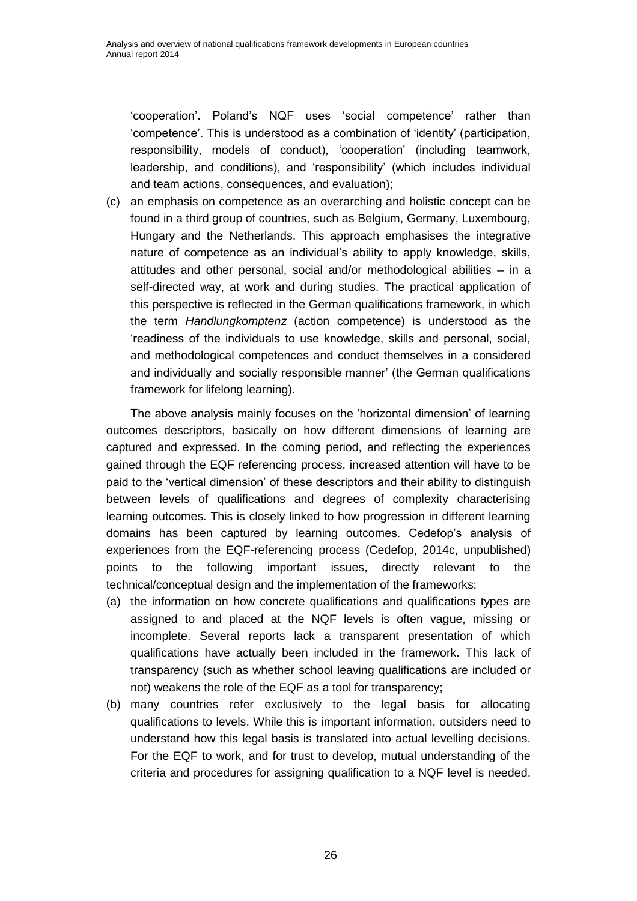'cooperation'. Poland's NQF uses 'social competence' rather than 'competence'. This is understood as a combination of 'identity' (participation, responsibility, models of conduct), 'cooperation' (including teamwork, leadership, and conditions), and 'responsibility' (which includes individual and team actions, consequences, and evaluation);

(c) an emphasis on competence as an overarching and holistic concept can be found in a third group of countries, such as Belgium, Germany, Luxembourg, Hungary and the Netherlands. This approach emphasises the integrative nature of competence as an individual's ability to apply knowledge, skills, attitudes and other personal, social and/or methodological abilities – in a self-directed way, at work and during studies. The practical application of this perspective is reflected in the German qualifications framework, in which the term *Handlungkomptenz* (action competence) is understood as the 'readiness of the individuals to use knowledge, skills and personal, social, and methodological competences and conduct themselves in a considered and individually and socially responsible manner' (the German qualifications framework for lifelong learning).

The above analysis mainly focuses on the 'horizontal dimension' of learning outcomes descriptors, basically on how different dimensions of learning are captured and expressed. In the coming period, and reflecting the experiences gained through the EQF referencing process, increased attention will have to be paid to the 'vertical dimension' of these descriptors and their ability to distinguish between levels of qualifications and degrees of complexity characterising learning outcomes. This is closely linked to how progression in different learning domains has been captured by learning outcomes. Cedefop's analysis of experiences from the EQF-referencing process (Cedefop, 2014c, unpublished) points to the following important issues, directly relevant to the technical/conceptual design and the implementation of the frameworks:

(a) the information on how concrete qualifications and qualifications types are assigned to and placed at the NQF levels is often vague, missing or incomplete. Several reports lack a transparent presentation of which qualifications have actually been included in the framework. This lack of transparency (such as whether school leaving qualifications are included or not) weakens the role of the EQF as a tool for transparency;

(b) many countries refer exclusively to the legal basis for allocating qualifications to levels. While this is important information, outsiders need to understand how this legal basis is translated into actual levelling decisions. For the EQF to work, and for trust to develop, mutual understanding of the criteria and procedures for assigning qualification to a NQF level is needed.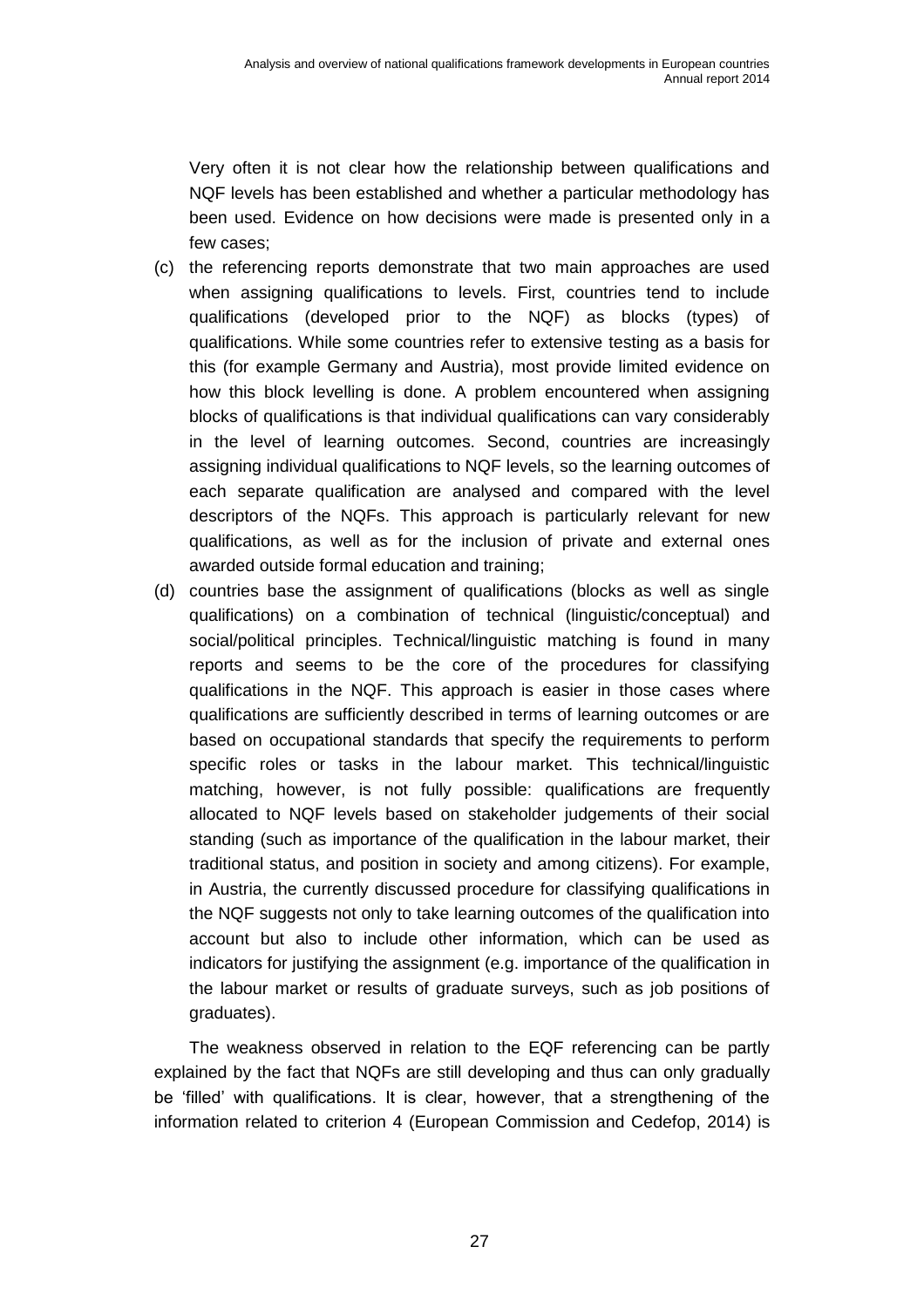Very often it is not clear how the relationship between qualifications and NQF levels has been established and whether a particular methodology has been used. Evidence on how decisions were made is presented only in a few cases;

(c) the referencing reports demonstrate that two main approaches are used when assigning qualifications to levels. First, countries tend to include qualifications (developed prior to the NQF) as blocks (types) of qualifications. While some countries refer to extensive testing as a basis for this (for example Germany and Austria), most provide limited evidence on how this block levelling is done. A problem encountered when assigning blocks of qualifications is that individual qualifications can vary considerably in the level of learning outcomes. Second, countries are increasingly assigning individual qualifications to NQF levels, so the learning outcomes of each separate qualification are analysed and compared with the level descriptors of the NQFs. This approach is particularly relevant for new qualifications, as well as for the inclusion of private and external ones awarded outside formal education and training;

(d) countries base the assignment of qualifications (blocks as well as single qualifications) on a combination of technical (linguistic/conceptual) and social/political principles. Technical/linguistic matching is found in many reports and seems to be the core of the procedures for classifying qualifications in the NQF. This approach is easier in those cases where qualifications are sufficiently described in terms of learning outcomes or are based on occupational standards that specify the requirements to perform specific roles or tasks in the labour market. This technical/linguistic matching, however, is not fully possible: qualifications are frequently allocated to NQF levels based on stakeholder judgements of their social standing (such as importance of the qualification in the labour market, their traditional status, and position in society and among citizens). For example, in Austria, the currently discussed procedure for classifying qualifications in the NQF suggests not only to take learning outcomes of the qualification into account but also to include other information, which can be used as indicators for justifying the assignment (e.g. importance of the qualification in the labour market or results of graduate surveys, such as job positions of graduates).

The weakness observed in relation to the EQF referencing can be partly explained by the fact that NQFs are still developing and thus can only gradually be 'filled' with qualifications. It is clear, however, that a strengthening of the information related to criterion 4 (European Commission and Cedefop, 2014) is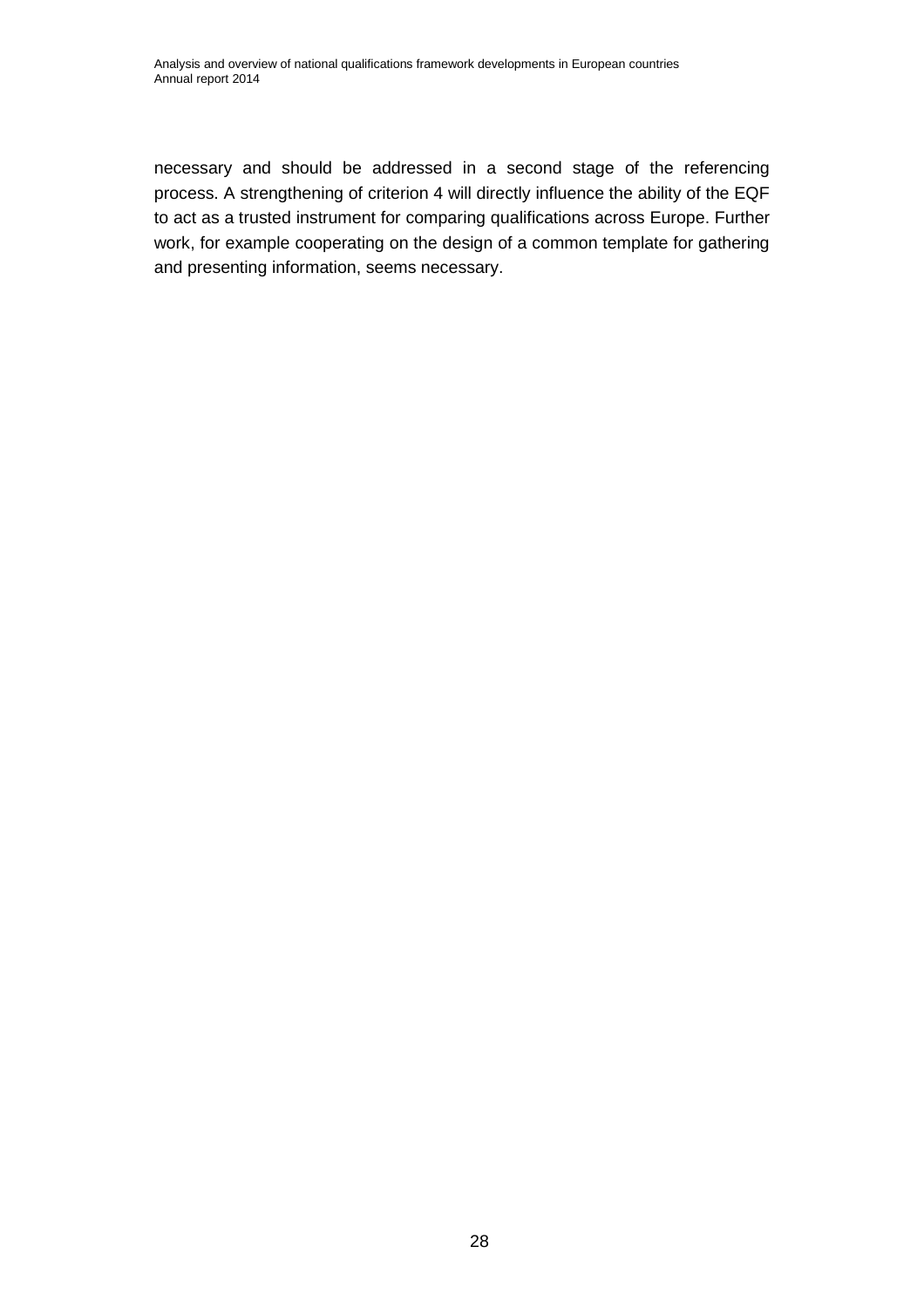necessary and should be addressed in a second stage of the referencing process. A strengthening of criterion 4 will directly influence the ability of the EQF to act as a trusted instrument for comparing qualifications across Europe. Further work, for example cooperating on the design of a common template for gathering and presenting information, seems necessary.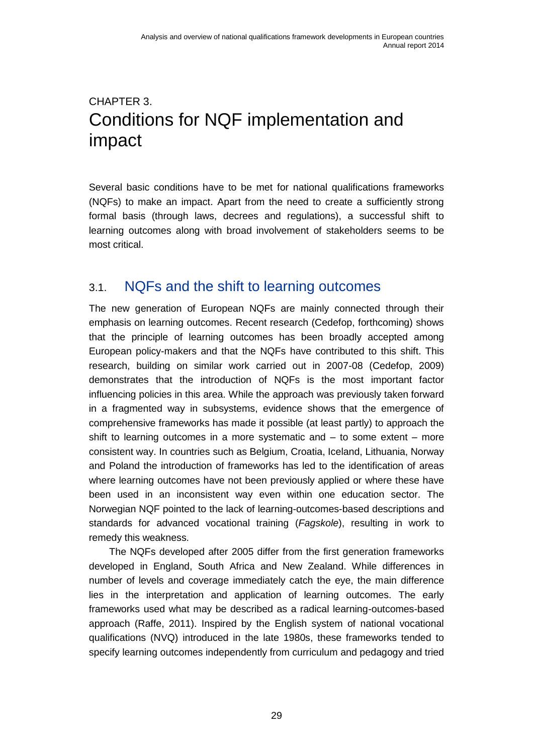# CHAPTER 3. Conditions for NQF implementation and impact

Several basic conditions have to be met for national qualifications frameworks (NQFs) to make an impact. Apart from the need to create a sufficiently strong formal basis (through laws, decrees and regulations), a successful shift to learning outcomes along with broad involvement of stakeholders seems to be most critical.

## 3.1. NQFs and the shift to learning outcomes

The new generation of European NQFs are mainly connected through their emphasis on learning outcomes. Recent research (Cedefop, forthcoming) shows that the principle of learning outcomes has been broadly accepted among European policy-makers and that the NQFs have contributed to this shift. This research, building on similar work carried out in 2007-08 (Cedefop, 2009) demonstrates that the introduction of NQFs is the most important factor influencing policies in this area. While the approach was previously taken forward in a fragmented way in subsystems, evidence shows that the emergence of comprehensive frameworks has made it possible (at least partly) to approach the shift to learning outcomes in a more systematic and – to some extent – more consistent way. In countries such as Belgium, Croatia, Iceland, Lithuania, Norway and Poland the introduction of frameworks has led to the identification of areas where learning outcomes have not been previously applied or where these have been used in an inconsistent way even within one education sector. The Norwegian NQF pointed to the lack of learning-outcomes-based descriptions and standards for advanced vocational training (*Fagskole*), resulting in work to remedy this weakness.

The NQFs developed after 2005 differ from the first generation frameworks developed in England, South Africa and New Zealand. While differences in number of levels and coverage immediately catch the eye, the main difference lies in the interpretation and application of learning outcomes. The early frameworks used what may be described as a radical learning-outcomes-based approach (Raffe, 2011). Inspired by the English system of national vocational qualifications (NVQ) introduced in the late 1980s, these frameworks tended to specify learning outcomes independently from curriculum and pedagogy and tried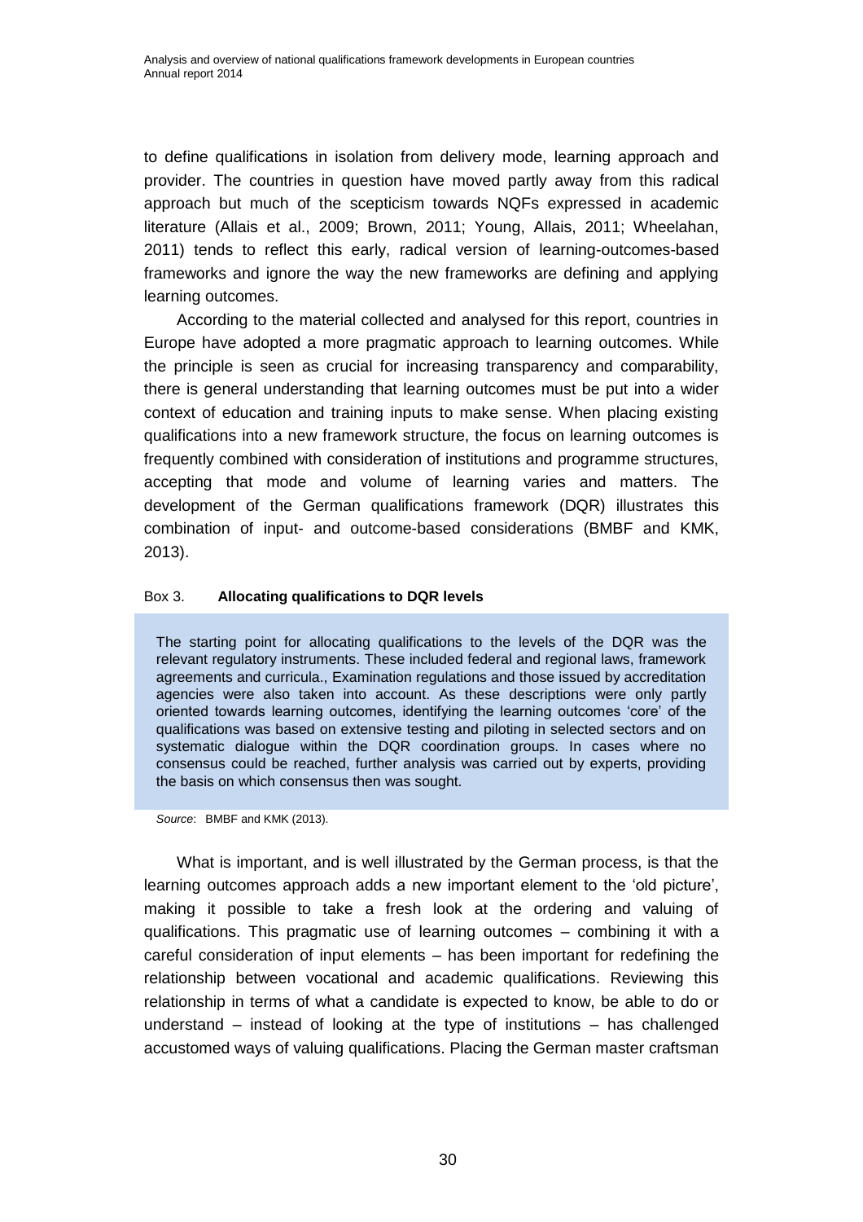to define qualifications in isolation from delivery mode, learning approach and provider. The countries in question have moved partly away from this radical approach but much of the scepticism towards NQFs expressed in academic literature (Allais et al., 2009; Brown, 2011; Young, Allais, 2011; Wheelahan, 2011) tends to reflect this early, radical version of learning-outcomes-based frameworks and ignore the way the new frameworks are defining and applying learning outcomes.

According to the material collected and analysed for this report, countries in Europe have adopted a more pragmatic approach to learning outcomes. While the principle is seen as crucial for increasing transparency and comparability, there is general understanding that learning outcomes must be put into a wider context of education and training inputs to make sense. When placing existing qualifications into a new framework structure, the focus on learning outcomes is frequently combined with consideration of institutions and programme structures, accepting that mode and volume of learning varies and matters. The development of the German qualifications framework (DQR) illustrates this combination of input- and outcome-based considerations (BMBF and KMK, 2013).

Box 3. **Allocating qualifications to DQR levels**

> The starting point for allocating qualifications to the levels of the DQR was the relevant regulatory instruments. These included federal and regional laws, framework agreements and curricula., Examination regulations and those issued by accreditation agencies were also taken into account. As these descriptions were only partly oriented towards learning outcomes, identifying the learning outcomes 'core' of the qualifications was based on extensive testing and piloting in selected sectors and on systematic dialogue within the DQR coordination groups. In cases where no consensus could be reached, further analysis was carried out by experts, providing the basis on which consensus then was sought.

*Source*: BMBF and KMK (2013).

What is important, and is well illustrated by the German process, is that the learning outcomes approach adds a new important element to the 'old picture', making it possible to take a fresh look at the ordering and valuing of qualifications. This pragmatic use of learning outcomes – combining it with a careful consideration of input elements – has been important for redefining the relationship between vocational and academic qualifications. Reviewing this relationship in terms of what a candidate is expected to know, be able to do or understand – instead of looking at the type of institutions – has challenged accustomed ways of valuing qualifications. Placing the German master craftsman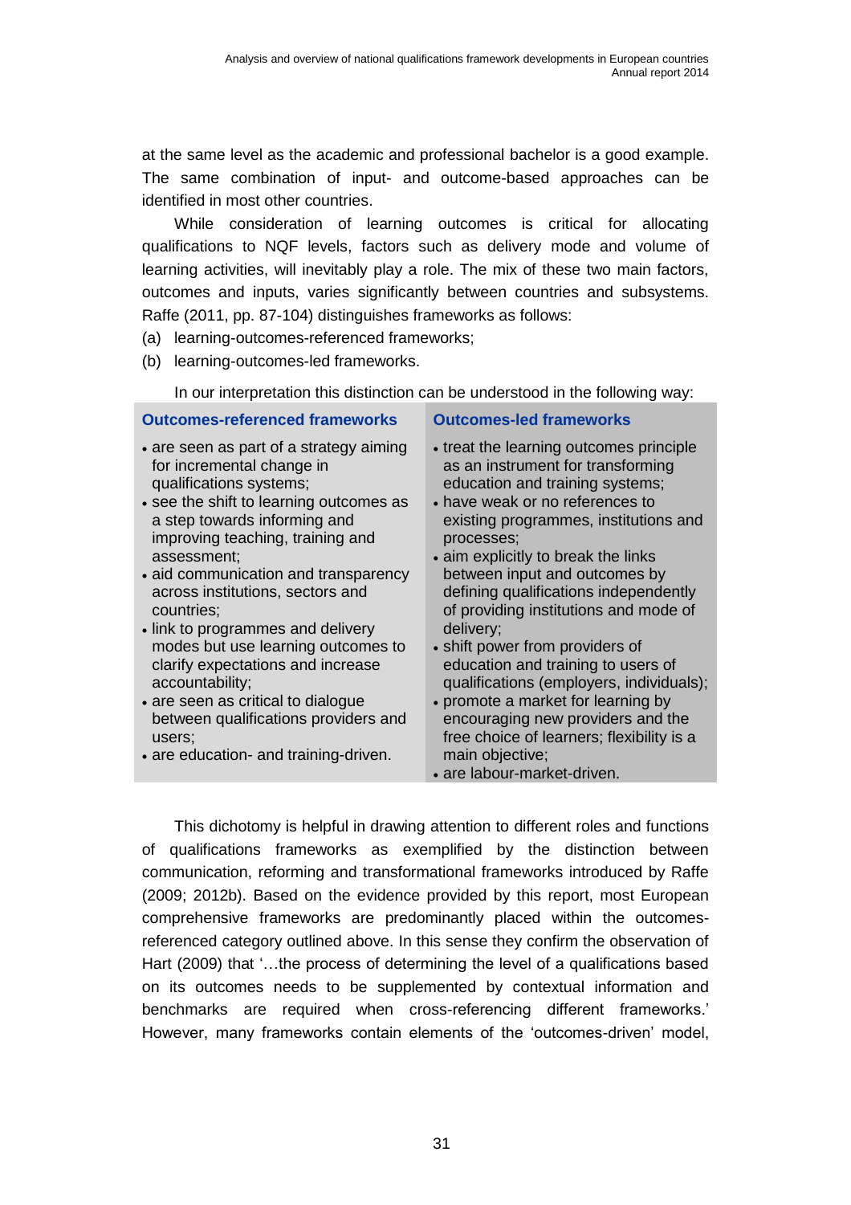at the same level as the academic and professional bachelor is a good example. The same combination of input- and outcome-based approaches can be identified in most other countries.

While consideration of learning outcomes is critical for allocating qualifications to NQF levels, factors such as delivery mode and volume of learning activities, will inevitably play a role. The mix of these two main factors, outcomes and inputs, varies significantly between countries and subsystems. Raffe (2011, pp. 87-104) distinguishes frameworks as follows:

(a) learning-outcomes-referenced frameworks;
(b) learning-outcomes-led frameworks.

In our interpretation this distinction can be understood in the following way:

| Outcomes-referenced frameworks | Outcomes-led frameworks |
| --- | --- |
| • are seen as part of a strategy aiming for incremental change in qualifications systems;<br>• see the shift to learning outcomes as a step towards informing and improving teaching, training and assessment;<br>• aid communication and transparency across institutions, sectors and countries;<br>• link to programmes and delivery modes but use learning outcomes to clarify expectations and increase accountability;<br>• are seen as critical to dialogue between qualifications providers and users;<br>• are education- and training-driven. | • treat the learning outcomes principle as an instrument for transforming education and training systems;<br>• have weak or no references to existing programmes, institutions and processes;<br>• aim explicitly to break the links between input and outcomes by defining qualifications independently of providing institutions and mode of delivery;<br>• shift power from providers of education and training to users of qualifications (employers, individuals);<br>• promote a market for learning by encouraging new providers and the free choice of learners; flexibility is a main objective;<br>• are labour-market-driven. |

This dichotomy is helpful in drawing attention to different roles and functions of qualifications frameworks as exemplified by the distinction between communication, reforming and transformational frameworks introduced by Raffe (2009; 2012b). Based on the evidence provided by this report, most European comprehensive frameworks are predominantly placed within the outcomes-referenced category outlined above. In this sense they confirm the observation of Hart (2009) that '…the process of determining the level of a qualifications based on its outcomes needs to be supplemented by contextual information and benchmarks are required when cross-referencing different frameworks.' However, many frameworks contain elements of the 'outcomes-driven' model,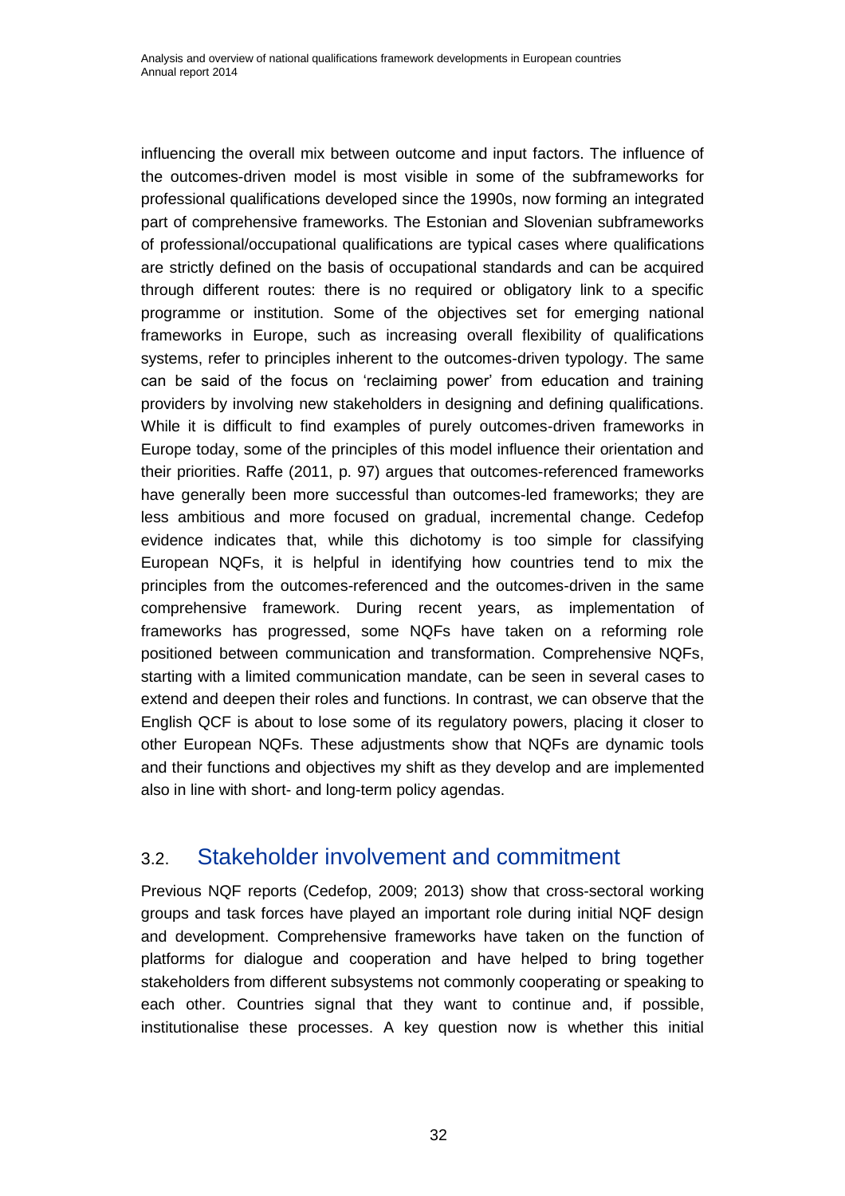influencing the overall mix between outcome and input factors. The influence of the outcomes-driven model is most visible in some of the subframeworks for professional qualifications developed since the 1990s, now forming an integrated part of comprehensive frameworks. The Estonian and Slovenian subframeworks of professional/occupational qualifications are typical cases where qualifications are strictly defined on the basis of occupational standards and can be acquired through different routes: there is no required or obligatory link to a specific programme or institution. Some of the objectives set for emerging national frameworks in Europe, such as increasing overall flexibility of qualifications systems, refer to principles inherent to the outcomes-driven typology. The same can be said of the focus on 'reclaiming power' from education and training providers by involving new stakeholders in designing and defining qualifications. While it is difficult to find examples of purely outcomes-driven frameworks in Europe today, some of the principles of this model influence their orientation and their priorities. Raffe (2011, p. 97) argues that outcomes-referenced frameworks have generally been more successful than outcomes-led frameworks; they are less ambitious and more focused on gradual, incremental change. Cedefop evidence indicates that, while this dichotomy is too simple for classifying European NQFs, it is helpful in identifying how countries tend to mix the principles from the outcomes-referenced and the outcomes-driven in the same comprehensive framework. During recent years, as implementation of frameworks has progressed, some NQFs have taken on a reforming role positioned between communication and transformation. Comprehensive NQFs, starting with a limited communication mandate, can be seen in several cases to extend and deepen their roles and functions. In contrast, we can observe that the English QCF is about to lose some of its regulatory powers, placing it closer to other European NQFs. These adjustments show that NQFs are dynamic tools and their functions and objectives my shift as they develop and are implemented also in line with short- and long-term policy agendas.

## 3.2. Stakeholder involvement and commitment

Previous NQF reports (Cedefop, 2009; 2013) show that cross-sectoral working groups and task forces have played an important role during initial NQF design and development. Comprehensive frameworks have taken on the function of platforms for dialogue and cooperation and have helped to bring together stakeholders from different subsystems not commonly cooperating or speaking to each other. Countries signal that they want to continue and, if possible, institutionalise these processes. A key question now is whether this initial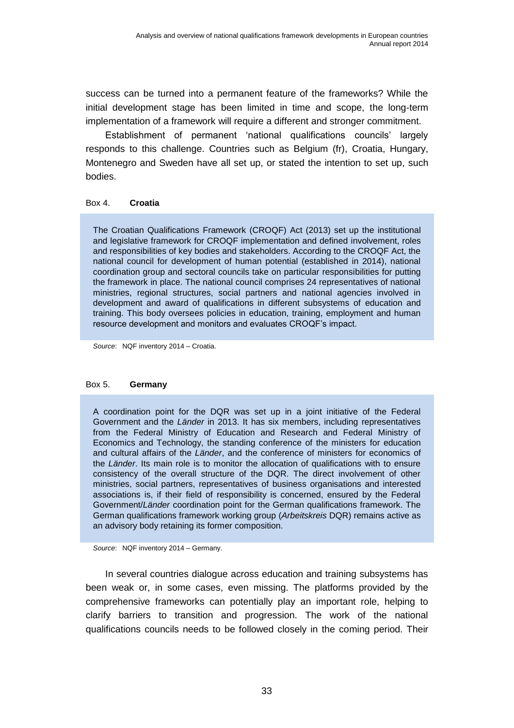success can be turned into a permanent feature of the frameworks? While the initial development stage has been limited in time and scope, the long-term implementation of a framework will require a different and stronger commitment.

Establishment of permanent 'national qualifications councils' largely responds to this challenge. Countries such as Belgium (fr), Croatia, Hungary, Montenegro and Sweden have all set up, or stated the intention to set up, such bodies.

Box 4. **Croatia**

> The Croatian Qualifications Framework (CROQF) Act (2013) set up the institutional and legislative framework for CROQF implementation and defined involvement, roles and responsibilities of key bodies and stakeholders. According to the CROQF Act, the national council for development of human potential (established in 2014), national coordination group and sectoral councils take on particular responsibilities for putting the framework in place. The national council comprises 24 representatives of national ministries, regional structures, social partners and national agencies involved in development and award of qualifications in different subsystems of education and training. This body oversees policies in education, training, employment and human resource development and monitors and evaluates CROQF's impact.

*Source*: NQF inventory 2014 – Croatia.

Box 5. **Germany**

> A coordination point for the DQR was set up in a joint initiative of the Federal Government and the *Länder* in 2013. It has six members, including representatives from the Federal Ministry of Education and Research and Federal Ministry of Economics and Technology, the standing conference of the ministers for education and cultural affairs of the *Länder*, and the conference of ministers for economics of the *Länder*. Its main role is to monitor the allocation of qualifications with to ensure consistency of the overall structure of the DQR. The direct involvement of other ministries, social partners, representatives of business organisations and interested associations is, if their field of responsibility is concerned, ensured by the Federal Government/*Länder* coordination point for the German qualifications framework. The German qualifications framework working group (*Arbeitskreis* DQR) remains active as an advisory body retaining its former composition.

*Source*: NQF inventory 2014 – Germany.

In several countries dialogue across education and training subsystems has been weak or, in some cases, even missing. The platforms provided by the comprehensive frameworks can potentially play an important role, helping to clarify barriers to transition and progression. The work of the national qualifications councils needs to be followed closely in the coming period. Their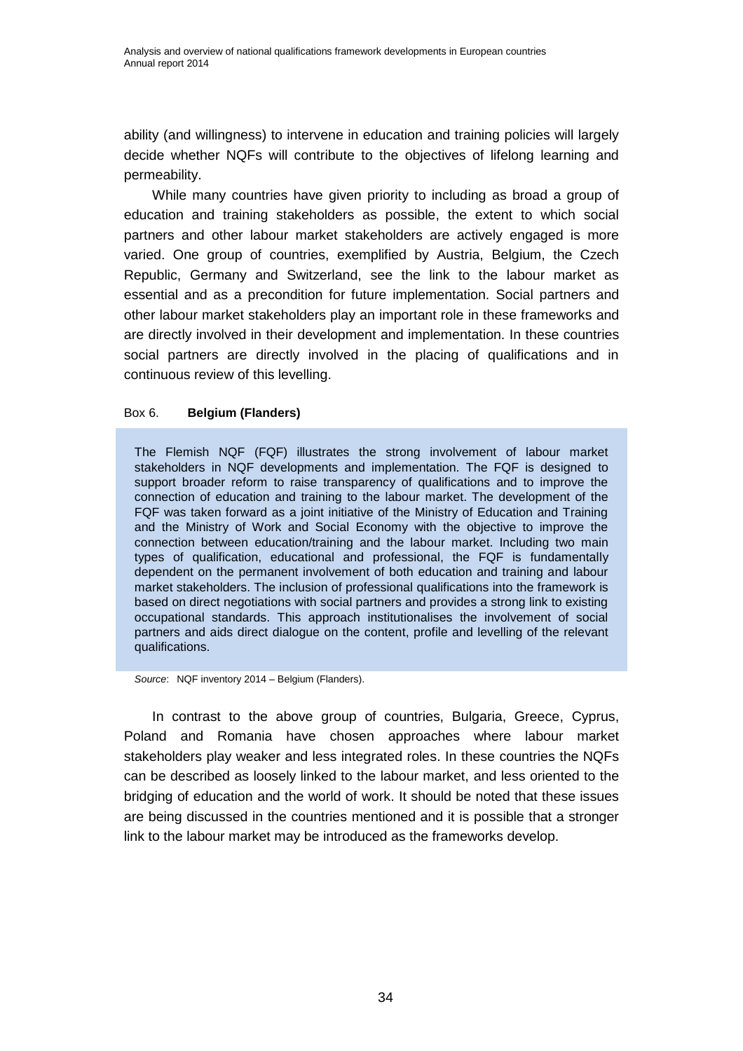ability (and willingness) to intervene in education and training policies will largely decide whether NQFs will contribute to the objectives of lifelong learning and permeability.

While many countries have given priority to including as broad a group of education and training stakeholders as possible, the extent to which social partners and other labour market stakeholders are actively engaged is more varied. One group of countries, exemplified by Austria, Belgium, the Czech Republic, Germany and Switzerland, see the link to the labour market as essential and as a precondition for future implementation. Social partners and other labour market stakeholders play an important role in these frameworks and are directly involved in their development and implementation. In these countries social partners are directly involved in the placing of qualifications and in continuous review of this levelling.

Box 6. **Belgium (Flanders)**

> The Flemish NQF (FQF) illustrates the strong involvement of labour market stakeholders in NQF developments and implementation. The FQF is designed to support broader reform to raise transparency of qualifications and to improve the connection of education and training to the labour market. The development of the FQF was taken forward as a joint initiative of the Ministry of Education and Training and the Ministry of Work and Social Economy with the objective to improve the connection between education/training and the labour market. Including two main types of qualification, educational and professional, the FQF is fundamentally dependent on the permanent involvement of both education and training and labour market stakeholders. The inclusion of professional qualifications into the framework is based on direct negotiations with social partners and provides a strong link to existing occupational standards. This approach institutionalises the involvement of social partners and aids direct dialogue on the content, profile and levelling of the relevant qualifications.

*Source*: NQF inventory 2014 – Belgium (Flanders).

In contrast to the above group of countries, Bulgaria, Greece, Cyprus, Poland and Romania have chosen approaches where labour market stakeholders play weaker and less integrated roles. In these countries the NQFs can be described as loosely linked to the labour market, and less oriented to the bridging of education and the world of work. It should be noted that these issues are being discussed in the countries mentioned and it is possible that a stronger link to the labour market may be introduced as the frameworks develop.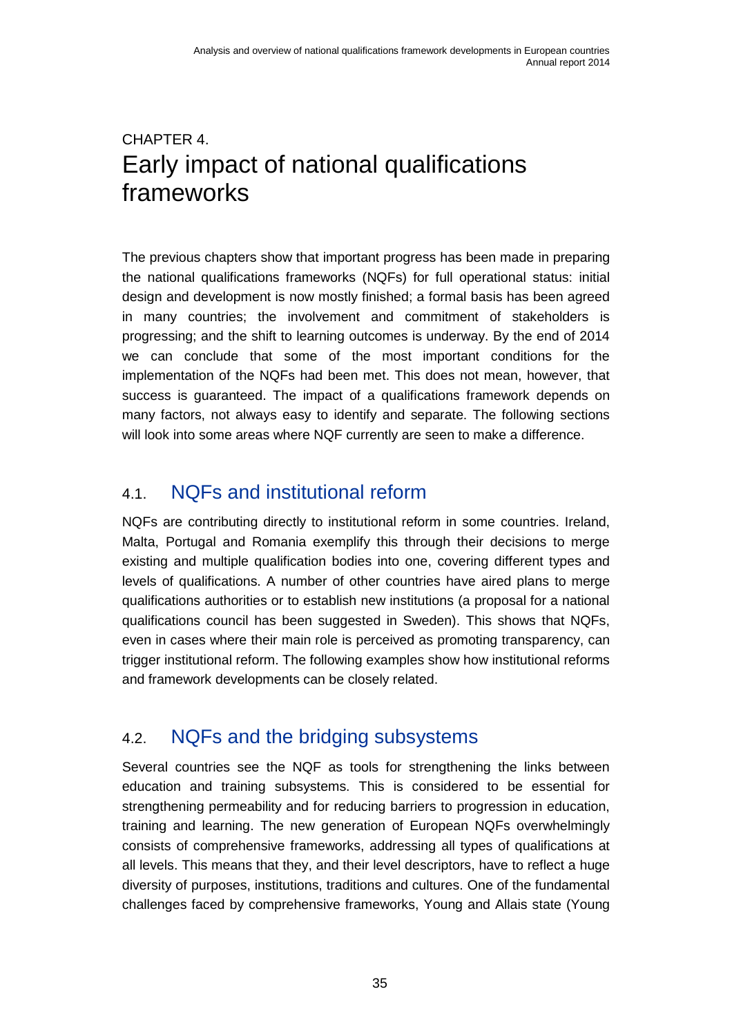# CHAPTER 4.
# Early impact of national qualifications frameworks

The previous chapters show that important progress has been made in preparing the national qualifications frameworks (NQFs) for full operational status: initial design and development is now mostly finished; a formal basis has been agreed in many countries; the involvement and commitment of stakeholders is progressing; and the shift to learning outcomes is underway. By the end of 2014 we can conclude that some of the most important conditions for the implementation of the NQFs had been met. This does not mean, however, that success is guaranteed. The impact of a qualifications framework depends on many factors, not always easy to identify and separate. The following sections will look into some areas where NQF currently are seen to make a difference.

## 4.1. NQFs and institutional reform

NQFs are contributing directly to institutional reform in some countries. Ireland, Malta, Portugal and Romania exemplify this through their decisions to merge existing and multiple qualification bodies into one, covering different types and levels of qualifications. A number of other countries have aired plans to merge qualifications authorities or to establish new institutions (a proposal for a national qualifications council has been suggested in Sweden). This shows that NQFs, even in cases where their main role is perceived as promoting transparency, can trigger institutional reform. The following examples show how institutional reforms and framework developments can be closely related.

## 4.2. NQFs and the bridging subsystems

Several countries see the NQF as tools for strengthening the links between education and training subsystems. This is considered to be essential for strengthening permeability and for reducing barriers to progression in education, training and learning. The new generation of European NQFs overwhelmingly consists of comprehensive frameworks, addressing all types of qualifications at all levels. This means that they, and their level descriptors, have to reflect a huge diversity of purposes, institutions, traditions and cultures. One of the fundamental challenges faced by comprehensive frameworks, Young and Allais state (Young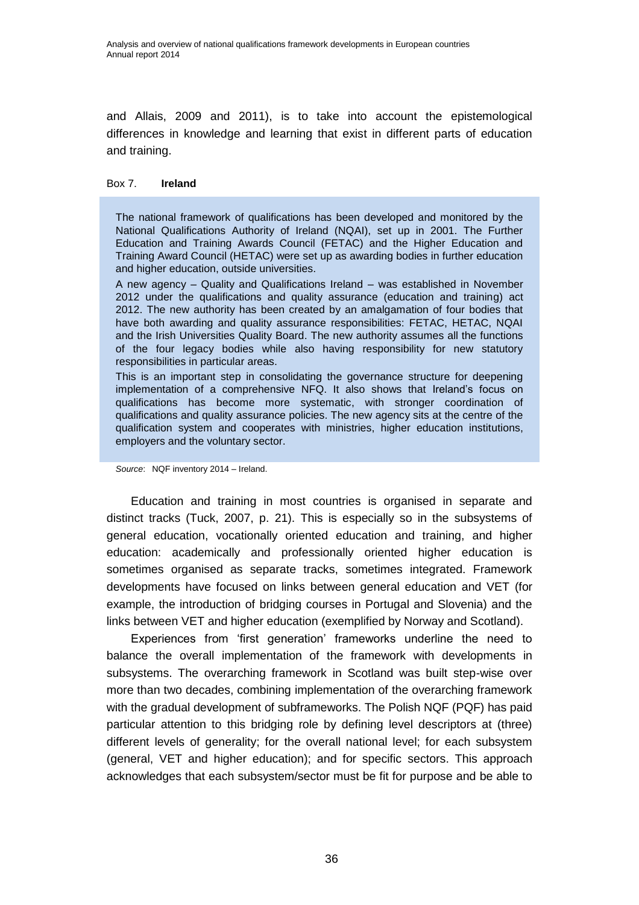and Allais, 2009 and 2011), is to take into account the epistemological differences in knowledge and learning that exist in different parts of education and training.

Box 7. **Ireland**

> The national framework of qualifications has been developed and monitored by the National Qualifications Authority of Ireland (NQAI), set up in 2001. The Further Education and Training Awards Council (FETAC) and the Higher Education and Training Award Council (HETAC) were set up as awarding bodies in further education and higher education, outside universities.
>
> A new agency – Quality and Qualifications Ireland – was established in November 2012 under the qualifications and quality assurance (education and training) act 2012. The new authority has been created by an amalgamation of four bodies that have both awarding and quality assurance responsibilities: FETAC, HETAC, NQAI and the Irish Universities Quality Board. The new authority assumes all the functions of the four legacy bodies while also having responsibility for new statutory responsibilities in particular areas.
>
> This is an important step in consolidating the governance structure for deepening implementation of a comprehensive NFQ. It also shows that Ireland's focus on qualifications has become more systematic, with stronger coordination of qualifications and quality assurance policies. The new agency sits at the centre of the qualification system and cooperates with ministries, higher education institutions, employers and the voluntary sector.

*Source*: NQF inventory 2014 – Ireland.

Education and training in most countries is organised in separate and distinct tracks (Tuck, 2007, p. 21). This is especially so in the subsystems of general education, vocationally oriented education and training, and higher education: academically and professionally oriented higher education is sometimes organised as separate tracks, sometimes integrated. Framework developments have focused on links between general education and VET (for example, the introduction of bridging courses in Portugal and Slovenia) and the links between VET and higher education (exemplified by Norway and Scotland).

Experiences from 'first generation' frameworks underline the need to balance the overall implementation of the framework with developments in subsystems. The overarching framework in Scotland was built step-wise over more than two decades, combining implementation of the overarching framework with the gradual development of subframeworks. The Polish NQF (PQF) has paid particular attention to this bridging role by defining level descriptors at (three) different levels of generality; for the overall national level; for each subsystem (general, VET and higher education); and for specific sectors. This approach acknowledges that each subsystem/sector must be fit for purpose and be able to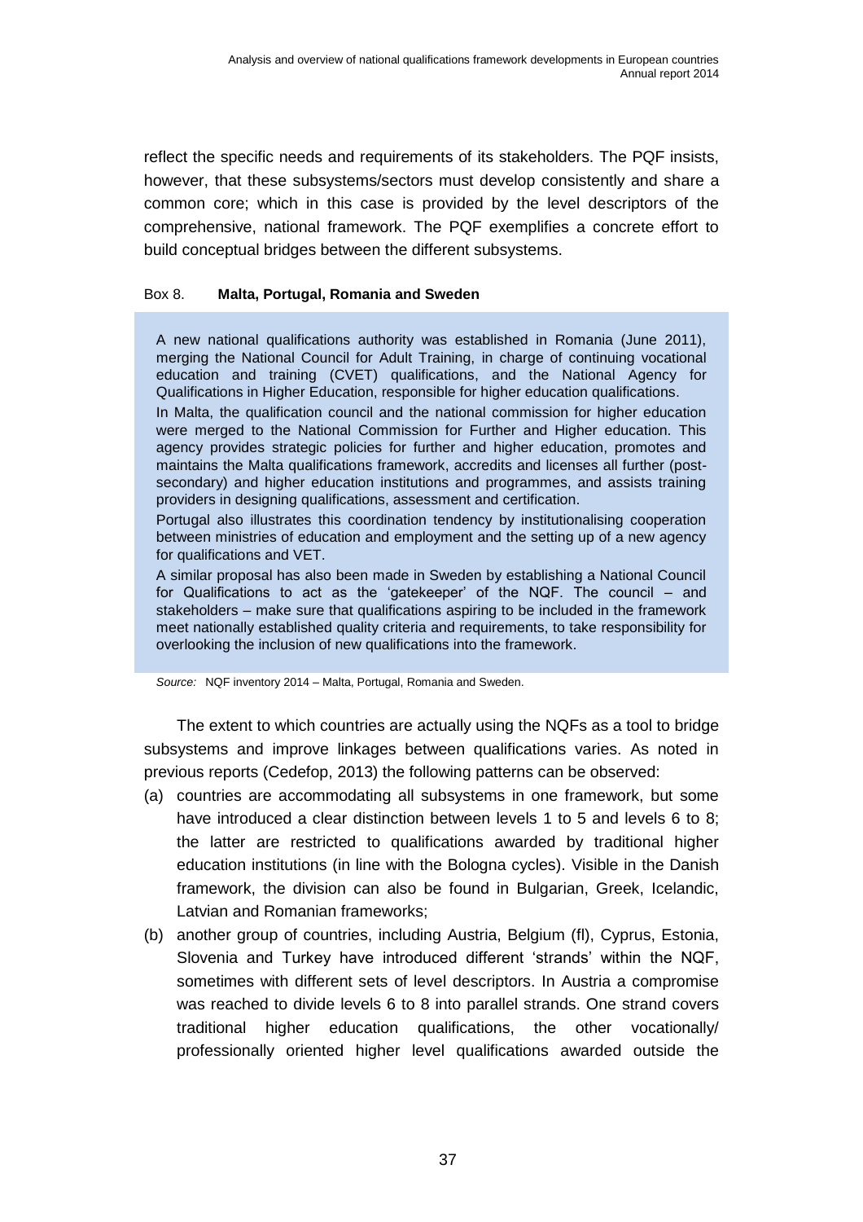reflect the specific needs and requirements of its stakeholders. The PQF insists, however, that these subsystems/sectors must develop consistently and share a common core; which in this case is provided by the level descriptors of the comprehensive, national framework. The PQF exemplifies a concrete effort to build conceptual bridges between the different subsystems.

Box 8. **Malta, Portugal, Romania and Sweden**

> A new national qualifications authority was established in Romania (June 2011), merging the National Council for Adult Training, in charge of continuing vocational education and training (CVET) qualifications, and the National Agency for Qualifications in Higher Education, responsible for higher education qualifications.
>
> In Malta, the qualification council and the national commission for higher education were merged to the National Commission for Further and Higher education. This agency provides strategic policies for further and higher education, promotes and maintains the Malta qualifications framework, accredits and licenses all further (post-secondary) and higher education institutions and programmes, and assists training providers in designing qualifications, assessment and certification.
>
> Portugal also illustrates this coordination tendency by institutionalising cooperation between ministries of education and employment and the setting up of a new agency for qualifications and VET.
>
> A similar proposal has also been made in Sweden by establishing a National Council for Qualifications to act as the 'gatekeeper' of the NQF. The council – and stakeholders – make sure that qualifications aspiring to be included in the framework meet nationally established quality criteria and requirements, to take responsibility for overlooking the inclusion of new qualifications into the framework.

*Source:* NQF inventory 2014 – Malta, Portugal, Romania and Sweden.

The extent to which countries are actually using the NQFs as a tool to bridge subsystems and improve linkages between qualifications varies. As noted in previous reports (Cedefop, 2013) the following patterns can be observed:

(a) countries are accommodating all subsystems in one framework, but some have introduced a clear distinction between levels 1 to 5 and levels 6 to 8; the latter are restricted to qualifications awarded by traditional higher education institutions (in line with the Bologna cycles). Visible in the Danish framework, the division can also be found in Bulgarian, Greek, Icelandic, Latvian and Romanian frameworks;

(b) another group of countries, including Austria, Belgium (fl), Cyprus, Estonia, Slovenia and Turkey have introduced different 'strands' within the NQF, sometimes with different sets of level descriptors. In Austria a compromise was reached to divide levels 6 to 8 into parallel strands. One strand covers traditional higher education qualifications, the other vocationally/ professionally oriented higher level qualifications awarded outside the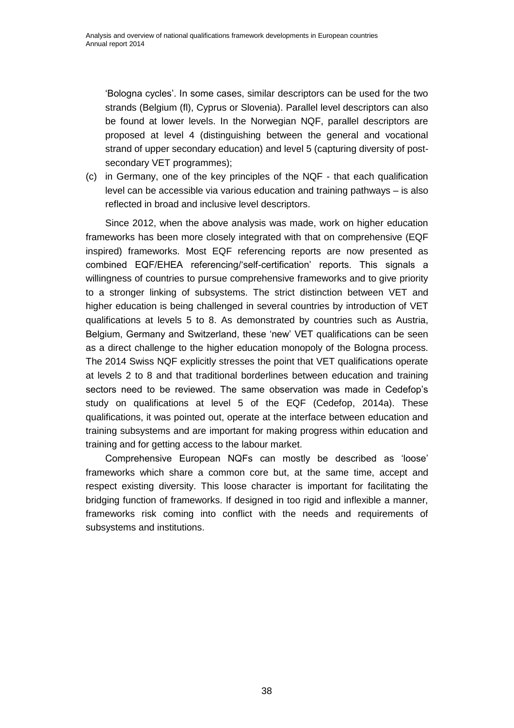'Bologna cycles'. In some cases, similar descriptors can be used for the two strands (Belgium (fl), Cyprus or Slovenia). Parallel level descriptors can also be found at lower levels. In the Norwegian NQF, parallel descriptors are proposed at level 4 (distinguishing between the general and vocational strand of upper secondary education) and level 5 (capturing diversity of post-secondary VET programmes);

(c) in Germany, one of the key principles of the NQF - that each qualification level can be accessible via various education and training pathways – is also reflected in broad and inclusive level descriptors.

Since 2012, when the above analysis was made, work on higher education frameworks has been more closely integrated with that on comprehensive (EQF inspired) frameworks. Most EQF referencing reports are now presented as combined EQF/EHEA referencing/'self-certification' reports. This signals a willingness of countries to pursue comprehensive frameworks and to give priority to a stronger linking of subsystems. The strict distinction between VET and higher education is being challenged in several countries by introduction of VET qualifications at levels 5 to 8. As demonstrated by countries such as Austria, Belgium, Germany and Switzerland, these 'new' VET qualifications can be seen as a direct challenge to the higher education monopoly of the Bologna process. The 2014 Swiss NQF explicitly stresses the point that VET qualifications operate at levels 2 to 8 and that traditional borderlines between education and training sectors need to be reviewed. The same observation was made in Cedefop's study on qualifications at level 5 of the EQF (Cedefop, 2014a). These qualifications, it was pointed out, operate at the interface between education and training subsystems and are important for making progress within education and training and for getting access to the labour market.

Comprehensive European NQFs can mostly be described as 'loose' frameworks which share a common core but, at the same time, accept and respect existing diversity. This loose character is important for facilitating the bridging function of frameworks. If designed in too rigid and inflexible a manner, frameworks risk coming into conflict with the needs and requirements of subsystems and institutions.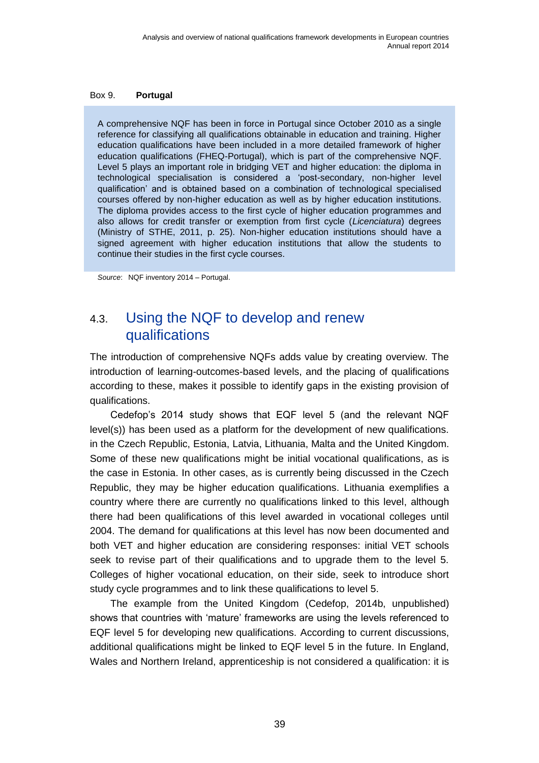Box 9. **Portugal**

A comprehensive NQF has been in force in Portugal since October 2010 as a single reference for classifying all qualifications obtainable in education and training. Higher education qualifications have been included in a more detailed framework of higher education qualifications (FHEQ-Portugal), which is part of the comprehensive NQF. Level 5 plays an important role in bridging VET and higher education: the diploma in technological specialisation is considered a 'post-secondary, non-higher level qualification' and is obtained based on a combination of technological specialised courses offered by non-higher education as well as by higher education institutions. The diploma provides access to the first cycle of higher education programmes and also allows for credit transfer or exemption from first cycle (*Licenciatura*) degrees (Ministry of STHE, 2011, p. 25). Non-higher education institutions should have a signed agreement with higher education institutions that allow the students to continue their studies in the first cycle courses.

*Source*: NQF inventory 2014 – Portugal.

## 4.3. Using the NQF to develop and renew qualifications

The introduction of comprehensive NQFs adds value by creating overview. The introduction of learning-outcomes-based levels, and the placing of qualifications according to these, makes it possible to identify gaps in the existing provision of qualifications.

Cedefop's 2014 study shows that EQF level 5 (and the relevant NQF level(s)) has been used as a platform for the development of new qualifications. in the Czech Republic, Estonia, Latvia, Lithuania, Malta and the United Kingdom. Some of these new qualifications might be initial vocational qualifications, as is the case in Estonia. In other cases, as is currently being discussed in the Czech Republic, they may be higher education qualifications. Lithuania exemplifies a country where there are currently no qualifications linked to this level, although there had been qualifications of this level awarded in vocational colleges until 2004. The demand for qualifications at this level has now been documented and both VET and higher education are considering responses: initial VET schools seek to revise part of their qualifications and to upgrade them to the level 5. Colleges of higher vocational education, on their side, seek to introduce short study cycle programmes and to link these qualifications to level 5.

The example from the United Kingdom (Cedefop, 2014b, unpublished) shows that countries with 'mature' frameworks are using the levels referenced to EQF level 5 for developing new qualifications. According to current discussions, additional qualifications might be linked to EQF level 5 in the future. In England, Wales and Northern Ireland, apprenticeship is not considered a qualification: it is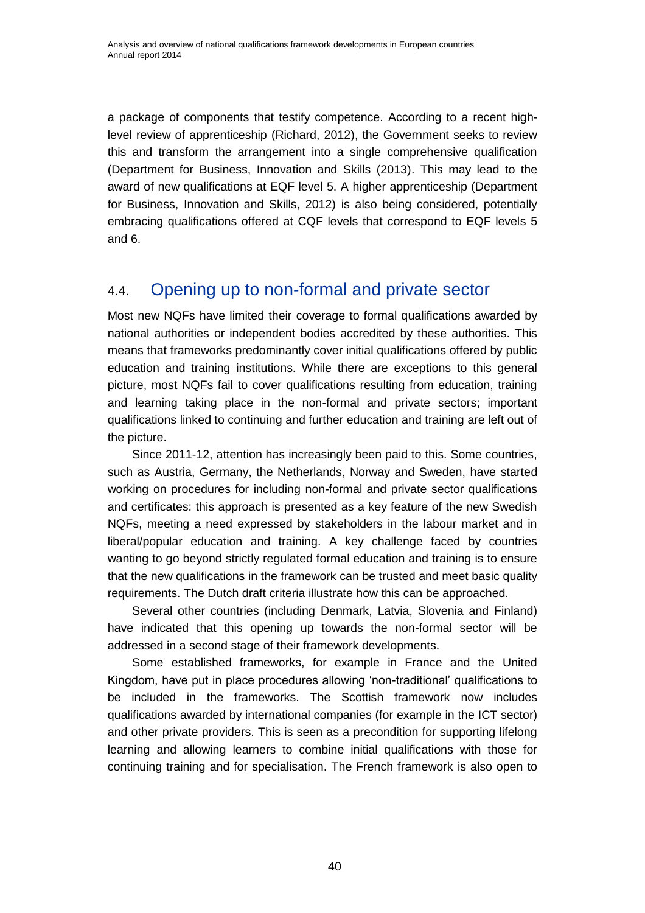a package of components that testify competence. According to a recent high-level review of apprenticeship (Richard, 2012), the Government seeks to review this and transform the arrangement into a single comprehensive qualification (Department for Business, Innovation and Skills (2013). This may lead to the award of new qualifications at EQF level 5. A higher apprenticeship (Department for Business, Innovation and Skills, 2012) is also being considered, potentially embracing qualifications offered at CQF levels that correspond to EQF levels 5 and 6.

## 4.4. Opening up to non-formal and private sector

Most new NQFs have limited their coverage to formal qualifications awarded by national authorities or independent bodies accredited by these authorities. This means that frameworks predominantly cover initial qualifications offered by public education and training institutions. While there are exceptions to this general picture, most NQFs fail to cover qualifications resulting from education, training and learning taking place in the non-formal and private sectors; important qualifications linked to continuing and further education and training are left out of the picture.

Since 2011-12, attention has increasingly been paid to this. Some countries, such as Austria, Germany, the Netherlands, Norway and Sweden, have started working on procedures for including non-formal and private sector qualifications and certificates: this approach is presented as a key feature of the new Swedish NQFs, meeting a need expressed by stakeholders in the labour market and in liberal/popular education and training. A key challenge faced by countries wanting to go beyond strictly regulated formal education and training is to ensure that the new qualifications in the framework can be trusted and meet basic quality requirements. The Dutch draft criteria illustrate how this can be approached.

Several other countries (including Denmark, Latvia, Slovenia and Finland) have indicated that this opening up towards the non-formal sector will be addressed in a second stage of their framework developments.

Some established frameworks, for example in France and the United Kingdom, have put in place procedures allowing 'non-traditional' qualifications to be included in the frameworks. The Scottish framework now includes qualifications awarded by international companies (for example in the ICT sector) and other private providers. This is seen as a precondition for supporting lifelong learning and allowing learners to combine initial qualifications with those for continuing training and for specialisation. The French framework is also open to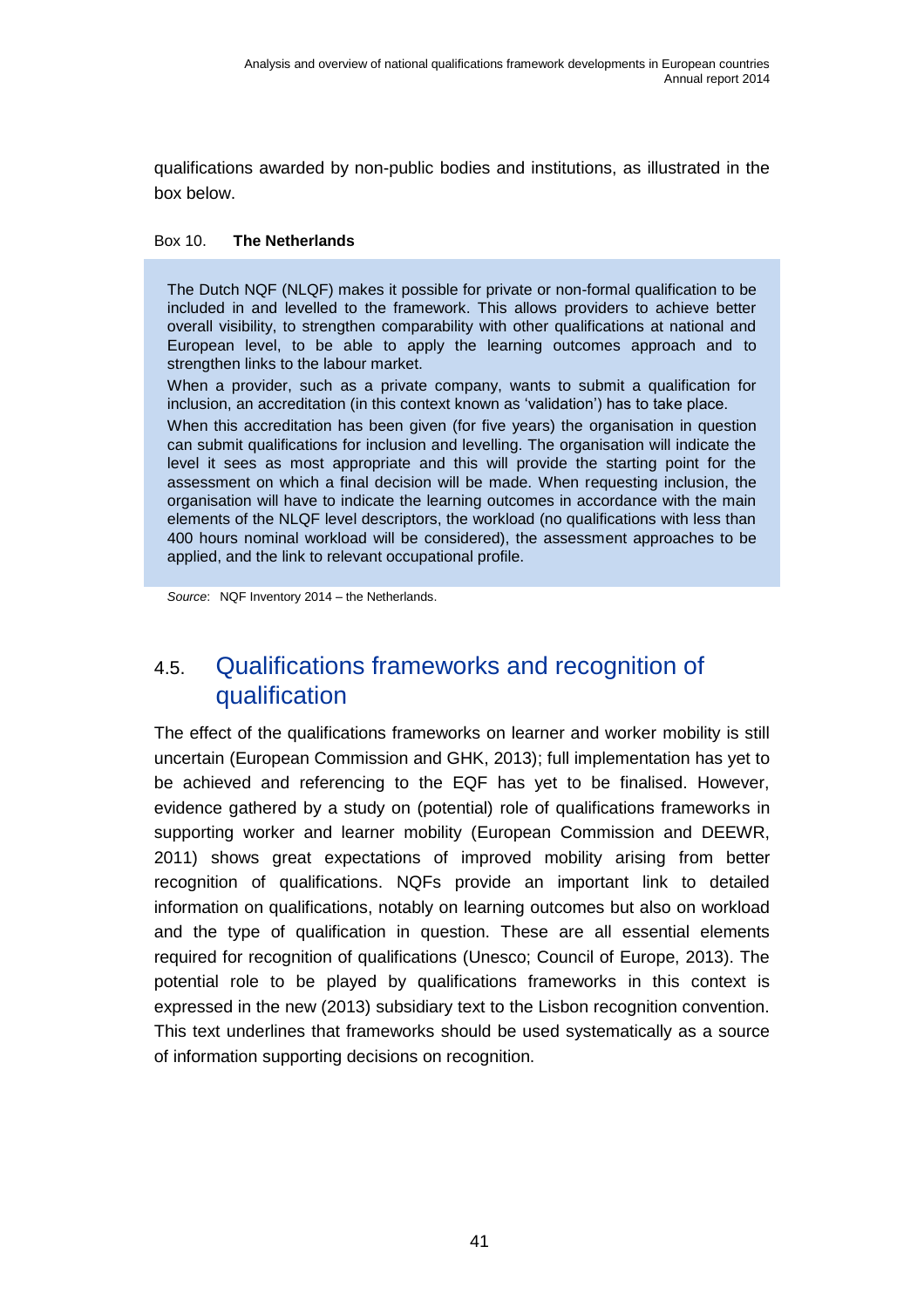qualifications awarded by non-public bodies and institutions, as illustrated in the box below.

Box 10. **The Netherlands**

> The Dutch NQF (NLQF) makes it possible for private or non-formal qualification to be included in and levelled to the framework. This allows providers to achieve better overall visibility, to strengthen comparability with other qualifications at national and European level, to be able to apply the learning outcomes approach and to strengthen links to the labour market.
>
> When a provider, such as a private company, wants to submit a qualification for inclusion, an accreditation (in this context known as 'validation') has to take place.
>
> When this accreditation has been given (for five years) the organisation in question can submit qualifications for inclusion and levelling. The organisation will indicate the level it sees as most appropriate and this will provide the starting point for the assessment on which a final decision will be made. When requesting inclusion, the organisation will have to indicate the learning outcomes in accordance with the main elements of the NLQF level descriptors, the workload (no qualifications with less than 400 hours nominal workload will be considered), the assessment approaches to be applied, and the link to relevant occupational profile.

*Source*: NQF Inventory 2014 – the Netherlands.

## 4.5. Qualifications frameworks and recognition of qualification

The effect of the qualifications frameworks on learner and worker mobility is still uncertain (European Commission and GHK, 2013); full implementation has yet to be achieved and referencing to the EQF has yet to be finalised. However, evidence gathered by a study on (potential) role of qualifications frameworks in supporting worker and learner mobility (European Commission and DEEWR, 2011) shows great expectations of improved mobility arising from better recognition of qualifications. NQFs provide an important link to detailed information on qualifications, notably on learning outcomes but also on workload and the type of qualification in question. These are all essential elements required for recognition of qualifications (Unesco; Council of Europe, 2013). The potential role to be played by qualifications frameworks in this context is expressed in the new (2013) subsidiary text to the Lisbon recognition convention. This text underlines that frameworks should be used systematically as a source of information supporting decisions on recognition.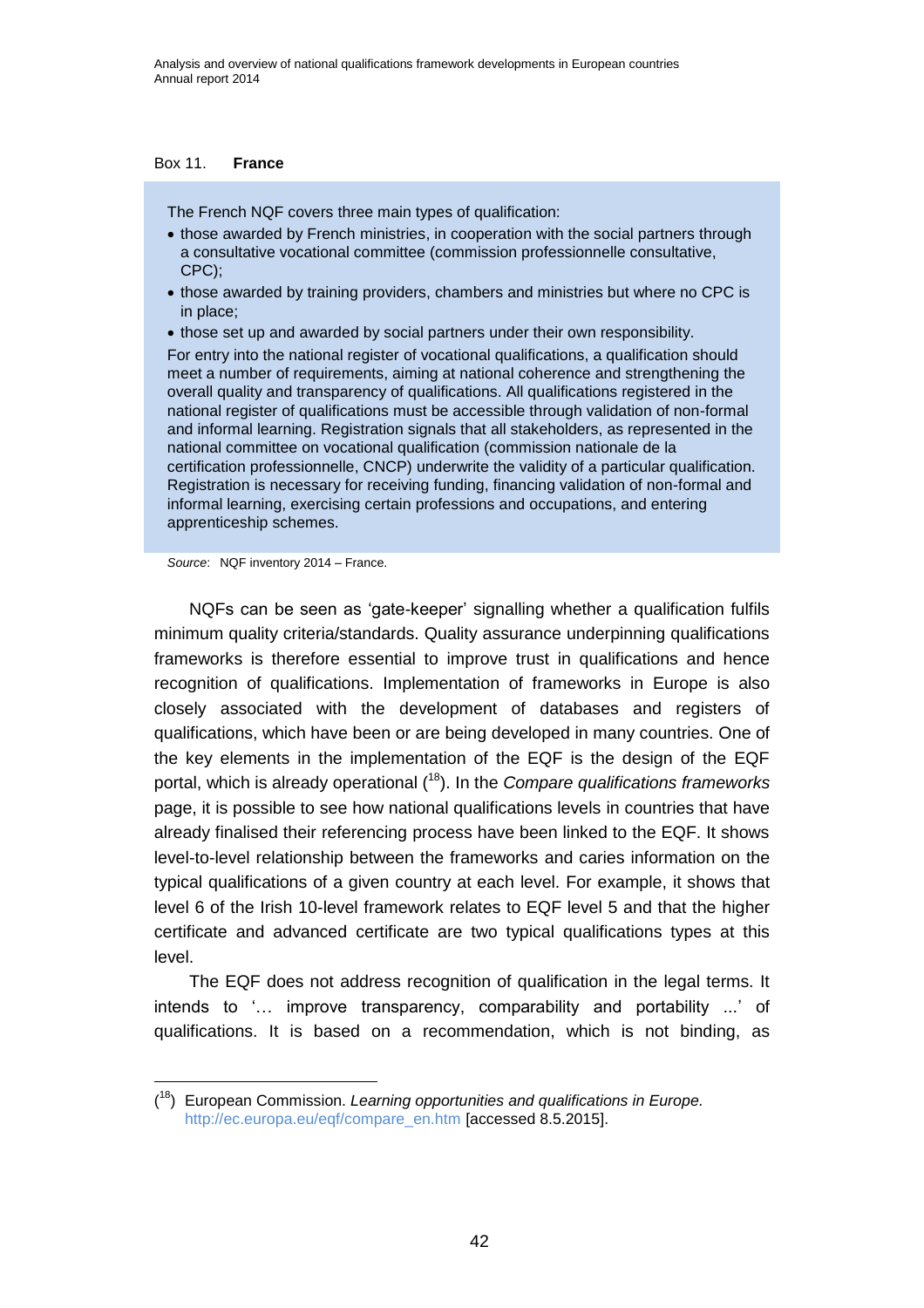Box 11. **France**

The French NQF covers three main types of qualification:

- those awarded by French ministries, in cooperation with the social partners through a consultative vocational committee (commission professionnelle consultative, CPC);
- those awarded by training providers, chambers and ministries but where no CPC is in place;
- those set up and awarded by social partners under their own responsibility.

For entry into the national register of vocational qualifications, a qualification should meet a number of requirements, aiming at national coherence and strengthening the overall quality and transparency of qualifications. All qualifications registered in the national register of qualifications must be accessible through validation of non-formal and informal learning. Registration signals that all stakeholders, as represented in the national committee on vocational qualification (commission nationale de la certification professionnelle, CNCP) underwrite the validity of a particular qualification. Registration is necessary for receiving funding, financing validation of non-formal and informal learning, exercising certain professions and occupations, and entering apprenticeship schemes.

*Source*: NQF inventory 2014 – France.

NQFs can be seen as 'gate-keeper' signalling whether a qualification fulfils minimum quality criteria/standards. Quality assurance underpinning qualifications frameworks is therefore essential to improve trust in qualifications and hence recognition of qualifications. Implementation of frameworks in Europe is also closely associated with the development of databases and registers of qualifications, which have been or are being developed in many countries. One of the key elements in the implementation of the EQF is the design of the EQF portal, which is already operational ([18]). In the *Compare qualifications frameworks* page, it is possible to see how national qualifications levels in countries that have already finalised their referencing process have been linked to the EQF. It shows level-to-level relationship between the frameworks and caries information on the typical qualifications of a given country at each level. For example, it shows that level 6 of the Irish 10-level framework relates to EQF level 5 and that the higher certificate and advanced certificate are two typical qualifications types at this level.

The EQF does not address recognition of qualification in the legal terms. It intends to '… improve transparency, comparability and portability ...' of qualifications. It is based on a recommendation, which is not binding, as

([18]) European Commission. *Learning opportunities and qualifications in Europe.* http://ec.europa.eu/eqf/compare_en.htm [accessed 8.5.2015].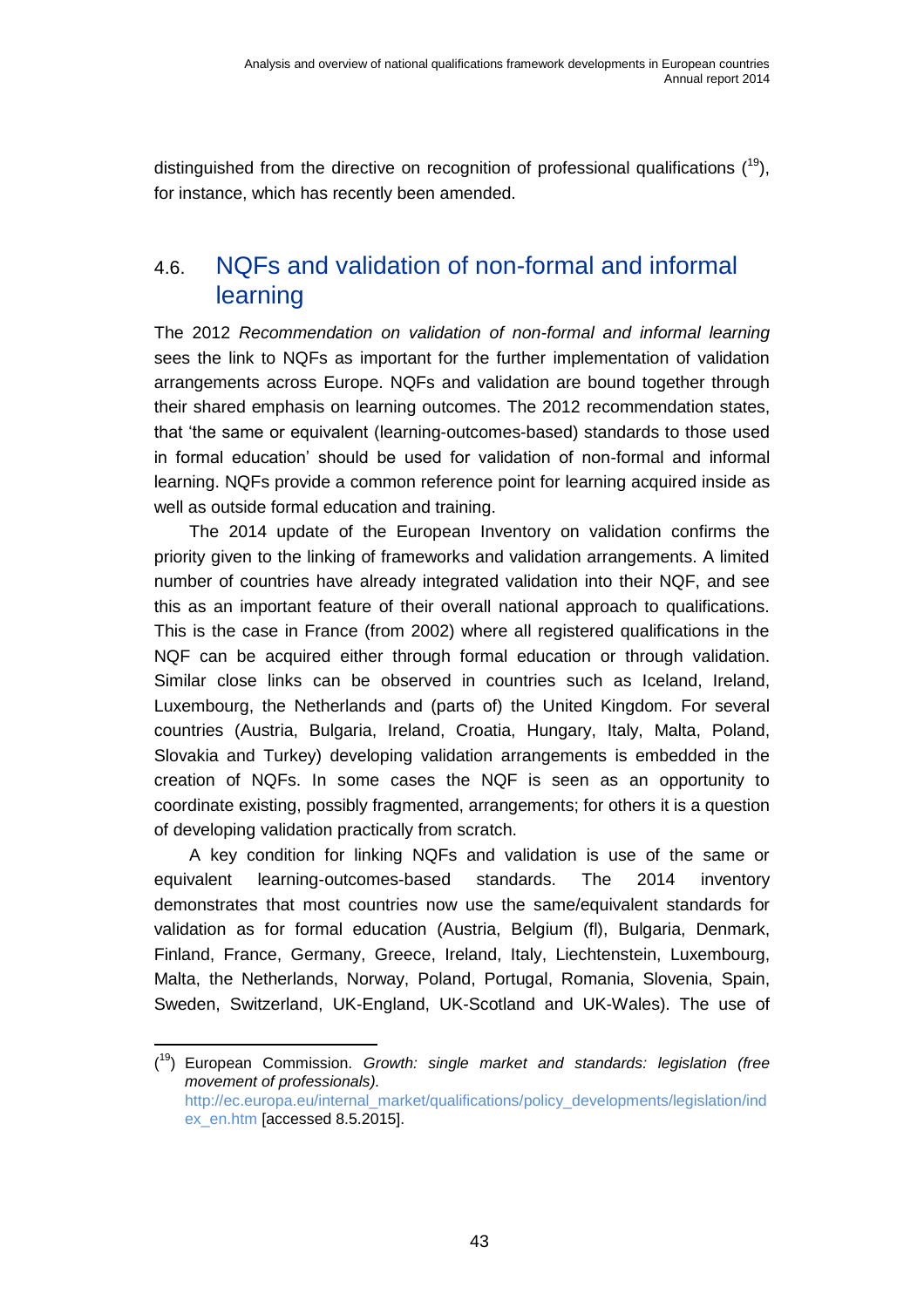distinguished from the directive on recognition of professional qualifications ([19]), for instance, which has recently been amended.

## 4.6. NQFs and validation of non-formal and informal learning

The 2012 *Recommendation on validation of non-formal and informal learning* sees the link to NQFs as important for the further implementation of validation arrangements across Europe. NQFs and validation are bound together through their shared emphasis on learning outcomes. The 2012 recommendation states, that 'the same or equivalent (learning-outcomes-based) standards to those used in formal education' should be used for validation of non-formal and informal learning. NQFs provide a common reference point for learning acquired inside as well as outside formal education and training.

The 2014 update of the European Inventory on validation confirms the priority given to the linking of frameworks and validation arrangements. A limited number of countries have already integrated validation into their NQF, and see this as an important feature of their overall national approach to qualifications. This is the case in France (from 2002) where all registered qualifications in the NQF can be acquired either through formal education or through validation. Similar close links can be observed in countries such as Iceland, Ireland, Luxembourg, the Netherlands and (parts of) the United Kingdom. For several countries (Austria, Bulgaria, Ireland, Croatia, Hungary, Italy, Malta, Poland, Slovakia and Turkey) developing validation arrangements is embedded in the creation of NQFs. In some cases the NQF is seen as an opportunity to coordinate existing, possibly fragmented, arrangements; for others it is a question of developing validation practically from scratch.

A key condition for linking NQFs and validation is use of the same or equivalent learning-outcomes-based standards. The 2014 inventory demonstrates that most countries now use the same/equivalent standards for validation as for formal education (Austria, Belgium (fl), Bulgaria, Denmark, Finland, France, Germany, Greece, Ireland, Italy, Liechtenstein, Luxembourg, Malta, the Netherlands, Norway, Poland, Portugal, Romania, Slovenia, Spain, Sweden, Switzerland, UK-England, UK-Scotland and UK-Wales). The use of

([19]) European Commission. *Growth: single market and standards: legislation (free movement of professionals).* http://ec.europa.eu/internal_market/qualifications/policy_developments/legislation/index_en.htm [accessed 8.5.2015].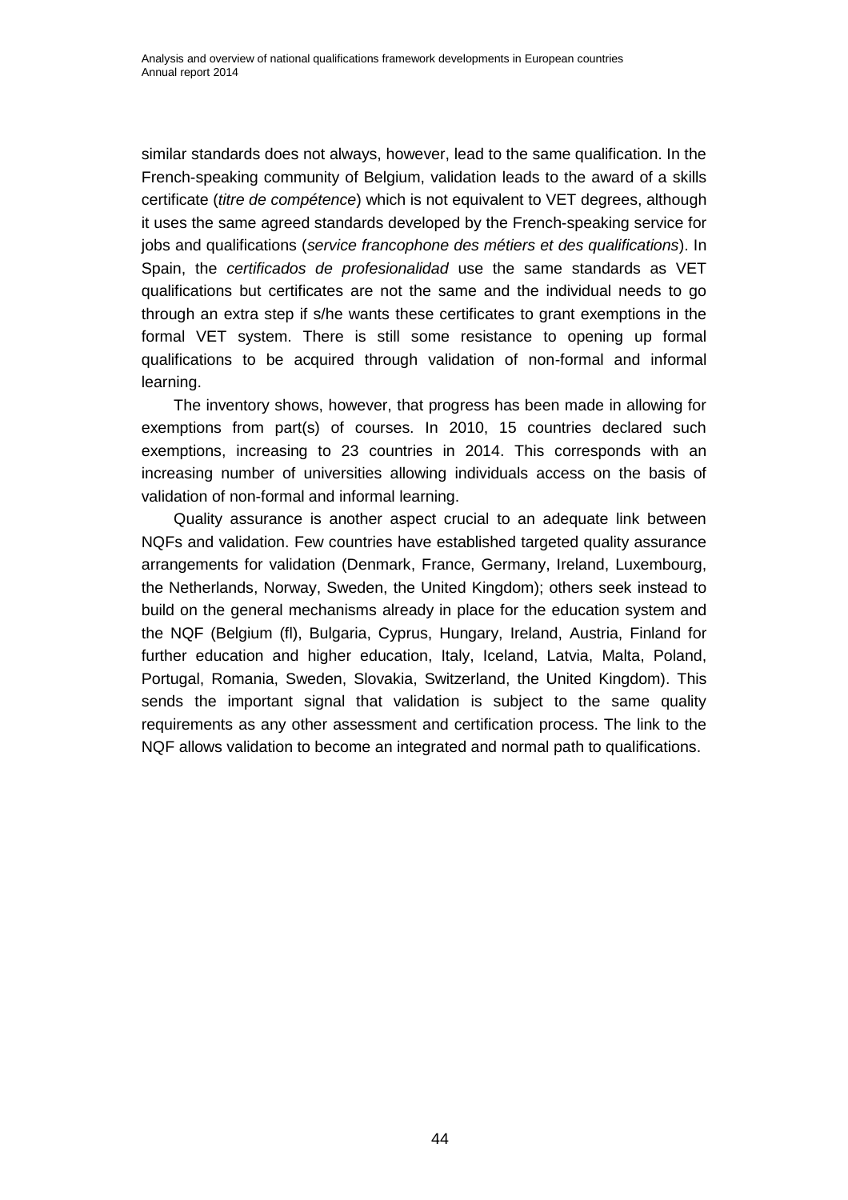similar standards does not always, however, lead to the same qualification. In the French-speaking community of Belgium, validation leads to the award of a skills certificate (*titre de compétence*) which is not equivalent to VET degrees, although it uses the same agreed standards developed by the French-speaking service for jobs and qualifications (*service francophone des métiers et des qualifications*). In Spain, the *certificados de profesionalidad* use the same standards as VET qualifications but certificates are not the same and the individual needs to go through an extra step if s/he wants these certificates to grant exemptions in the formal VET system. There is still some resistance to opening up formal qualifications to be acquired through validation of non-formal and informal learning.

The inventory shows, however, that progress has been made in allowing for exemptions from part(s) of courses. In 2010, 15 countries declared such exemptions, increasing to 23 countries in 2014. This corresponds with an increasing number of universities allowing individuals access on the basis of validation of non-formal and informal learning.

Quality assurance is another aspect crucial to an adequate link between NQFs and validation. Few countries have established targeted quality assurance arrangements for validation (Denmark, France, Germany, Ireland, Luxembourg, the Netherlands, Norway, Sweden, the United Kingdom); others seek instead to build on the general mechanisms already in place for the education system and the NQF (Belgium (fl), Bulgaria, Cyprus, Hungary, Ireland, Austria, Finland for further education and higher education, Italy, Iceland, Latvia, Malta, Poland, Portugal, Romania, Sweden, Slovakia, Switzerland, the United Kingdom). This sends the important signal that validation is subject to the same quality requirements as any other assessment and certification process. The link to the NQF allows validation to become an integrated and normal path to qualifications.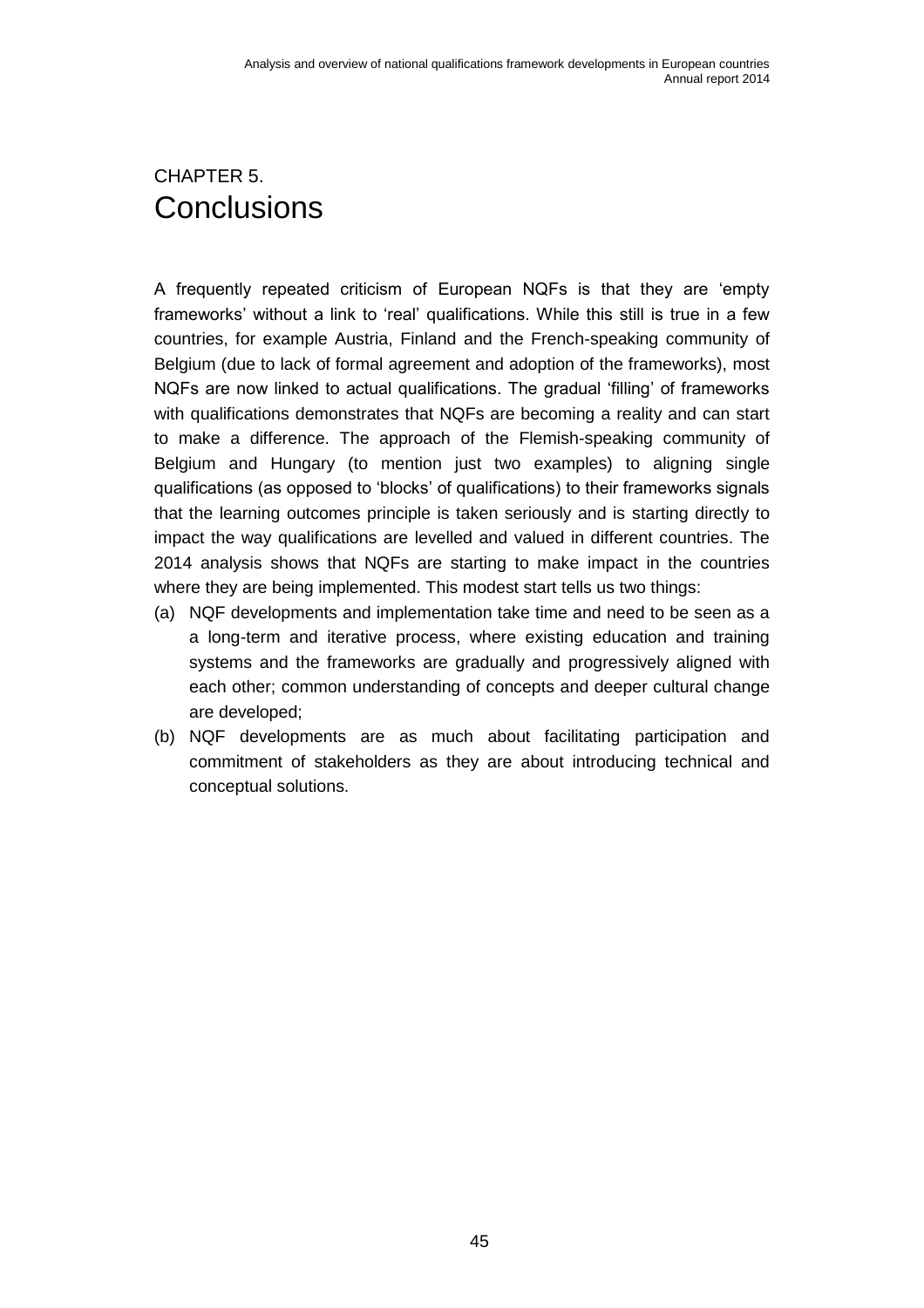# CHAPTER 5. Conclusions

A frequently repeated criticism of European NQFs is that they are 'empty frameworks' without a link to 'real' qualifications. While this still is true in a few countries, for example Austria, Finland and the French-speaking community of Belgium (due to lack of formal agreement and adoption of the frameworks), most NQFs are now linked to actual qualifications. The gradual 'filling' of frameworks with qualifications demonstrates that NQFs are becoming a reality and can start to make a difference. The approach of the Flemish-speaking community of Belgium and Hungary (to mention just two examples) to aligning single qualifications (as opposed to 'blocks' of qualifications) to their frameworks signals that the learning outcomes principle is taken seriously and is starting directly to impact the way qualifications are levelled and valued in different countries. The 2014 analysis shows that NQFs are starting to make impact in the countries where they are being implemented. This modest start tells us two things:

(a) NQF developments and implementation take time and need to be seen as a a long-term and iterative process, where existing education and training systems and the frameworks are gradually and progressively aligned with each other; common understanding of concepts and deeper cultural change are developed;

(b) NQF developments are as much about facilitating participation and commitment of stakeholders as they are about introducing technical and conceptual solutions.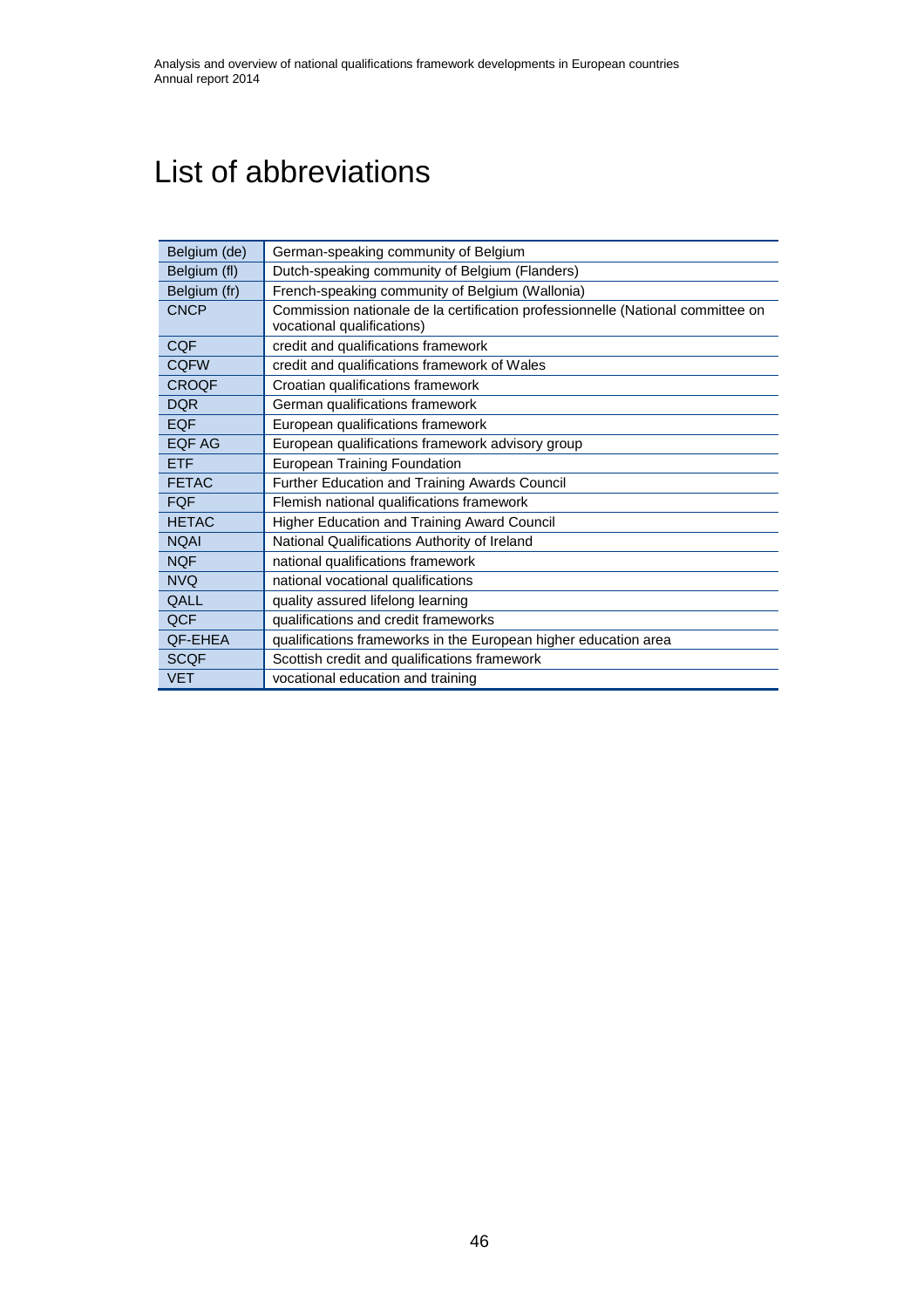# List of abbreviations

| | |
|---|---|
| Belgium (de) | German-speaking community of Belgium |
| Belgium (fl) | Dutch-speaking community of Belgium (Flanders) |
| Belgium (fr) | French-speaking community of Belgium (Wallonia) |
| CNCP | Commission nationale de la certification professionnelle (National committee on vocational qualifications) |
| CQF | credit and qualifications framework |
| CQFW | credit and qualifications framework of Wales |
| CROQF | Croatian qualifications framework |
| DQR | German qualifications framework |
| EQF | European qualifications framework |
| EQF AG | European qualifications framework advisory group |
| ETF | European Training Foundation |
| FETAC | Further Education and Training Awards Council |
| FQF | Flemish national qualifications framework |
| HETAC | Higher Education and Training Award Council |
| NQAI | National Qualifications Authority of Ireland |
| NQF | national qualifications framework |
| NVQ | national vocational qualifications |
| QALL | quality assured lifelong learning |
| QCF | qualifications and credit frameworks |
| QF-EHEA | qualifications frameworks in the European higher education area |
| SCQF | Scottish credit and qualifications framework |
| VET | vocational education and training |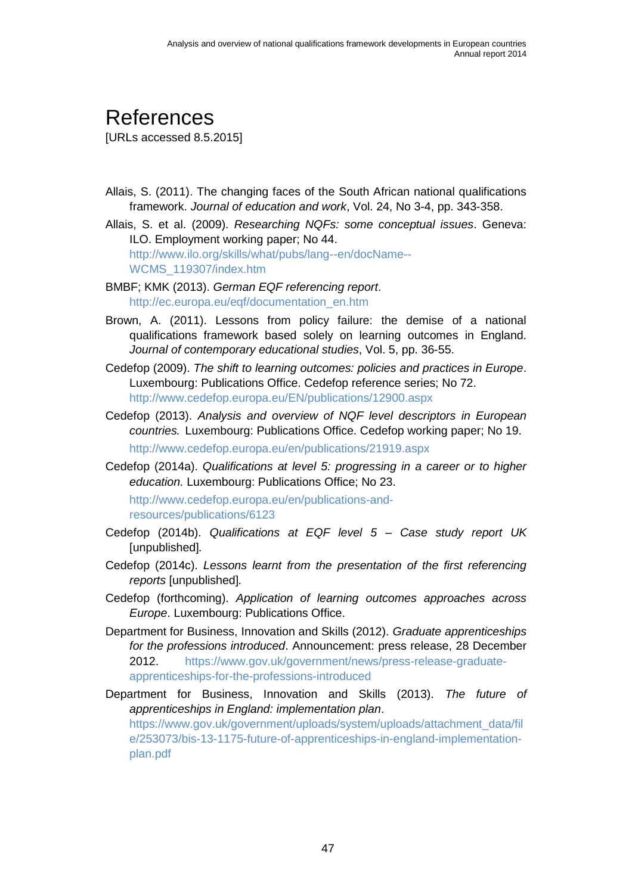# References

[URLs accessed 8.5.2015]

Allais, S. (2011). The changing faces of the South African national qualifications framework. *Journal of education and work*, Vol. 24, No 3-4, pp. 343-358.

Allais, S. et al. (2009). *Researching NQFs: some conceptual issues*. Geneva: ILO. Employment working paper; No 44. http://www.ilo.org/skills/what/pubs/lang--en/docName--WCMS_119307/index.htm

BMBF; KMK (2013). *German EQF referencing report*. http://ec.europa.eu/eqf/documentation_en.htm

Brown, A. (2011). Lessons from policy failure: the demise of a national qualifications framework based solely on learning outcomes in England. *Journal of contemporary educational studies*, Vol. 5, pp. 36-55.

Cedefop (2009). *The shift to learning outcomes: policies and practices in Europe*. Luxembourg: Publications Office. Cedefop reference series; No 72. http://www.cedefop.europa.eu/EN/publications/12900.aspx

Cedefop (2013). *Analysis and overview of NQF level descriptors in European countries.* Luxembourg: Publications Office. Cedefop working paper; No 19. http://www.cedefop.europa.eu/en/publications/21919.aspx

Cedefop (2014a). *Qualifications at level 5: progressing in a career or to higher education.* Luxembourg: Publications Office; No 23. http://www.cedefop.europa.eu/en/publications-and-resources/publications/6123

Cedefop (2014b). *Qualifications at EQF level 5 – Case study report UK* [unpublished].

Cedefop (2014c). *Lessons learnt from the presentation of the first referencing reports* [unpublished].

Cedefop (forthcoming). *Application of learning outcomes approaches across Europe*. Luxembourg: Publications Office.

Department for Business, Innovation and Skills (2012). *Graduate apprenticeships for the professions introduced*. Announcement: press release, 28 December 2012. https://www.gov.uk/government/news/press-release-graduate-apprenticeships-for-the-professions-introduced

Department for Business, Innovation and Skills (2013). *The future of apprenticeships in England: implementation plan*. https://www.gov.uk/government/uploads/system/uploads/attachment_data/file/253073/bis-13-1175-future-of-apprenticeships-in-england-implementation-plan.pdf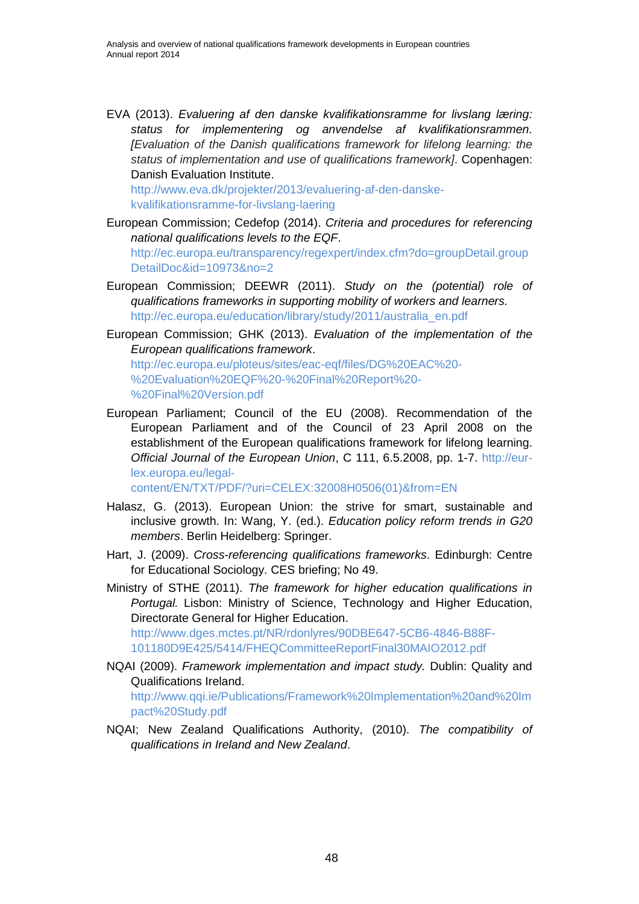EVA (2013). *Evaluering af den danske kvalifikationsramme for livslang læring: status for implementering og anvendelse af kvalifikationsrammen. [Evaluation of the Danish qualifications framework for lifelong learning: the status of implementation and use of qualifications framework]*. Copenhagen: Danish Evaluation Institute.
http://www.eva.dk/projekter/2013/evaluering-af-den-danske-kvalifikationsramme-for-livslang-laering

European Commission; Cedefop (2014). *Criteria and procedures for referencing national qualifications levels to the EQF*.
http://ec.europa.eu/transparency/regexpert/index.cfm?do=groupDetail.groupDetailDoc&id=10973&no=2

European Commission; DEEWR (2011). *Study on the (potential) role of qualifications frameworks in supporting mobility of workers and learners.*
http://ec.europa.eu/education/library/study/2011/australia_en.pdf

European Commission; GHK (2013). *Evaluation of the implementation of the European qualifications framework*.
http://ec.europa.eu/ploteus/sites/eac-eqf/files/DG%20EAC%20-%20Evaluation%20EQF%20-%20Final%20Report%20-%20Final%20Version.pdf

European Parliament; Council of the EU (2008). Recommendation of the European Parliament and of the Council of 23 April 2008 on the establishment of the European qualifications framework for lifelong learning. *Official Journal of the European Union*, C 111, 6.5.2008, pp. 1-7. http://eur-lex.europa.eu/legal-content/EN/TXT/PDF/?uri=CELEX:32008H0506(01)&from=EN

Halasz, G. (2013). European Union: the strive for smart, sustainable and inclusive growth. In: Wang, Y. (ed.). *Education policy reform trends in G20 members*. Berlin Heidelberg: Springer.

Hart, J. (2009). *Cross-referencing qualifications frameworks*. Edinburgh: Centre for Educational Sociology. CES briefing; No 49.

Ministry of STHE (2011). *The framework for higher education qualifications in Portugal.* Lisbon: Ministry of Science, Technology and Higher Education, Directorate General for Higher Education.
http://www.dges.mctes.pt/NR/rdonlyres/90DBE647-5CB6-4846-B88F-101180D9E425/5414/FHEQCommitteeReportFinal30MAIO2012.pdf

NQAI (2009). *Framework implementation and impact study.* Dublin: Quality and Qualifications Ireland.
http://www.qqi.ie/Publications/Framework%20Implementation%20and%20Impact%20Study.pdf

NQAI; New Zealand Qualifications Authority, (2010). *The compatibility of qualifications in Ireland and New Zealand*.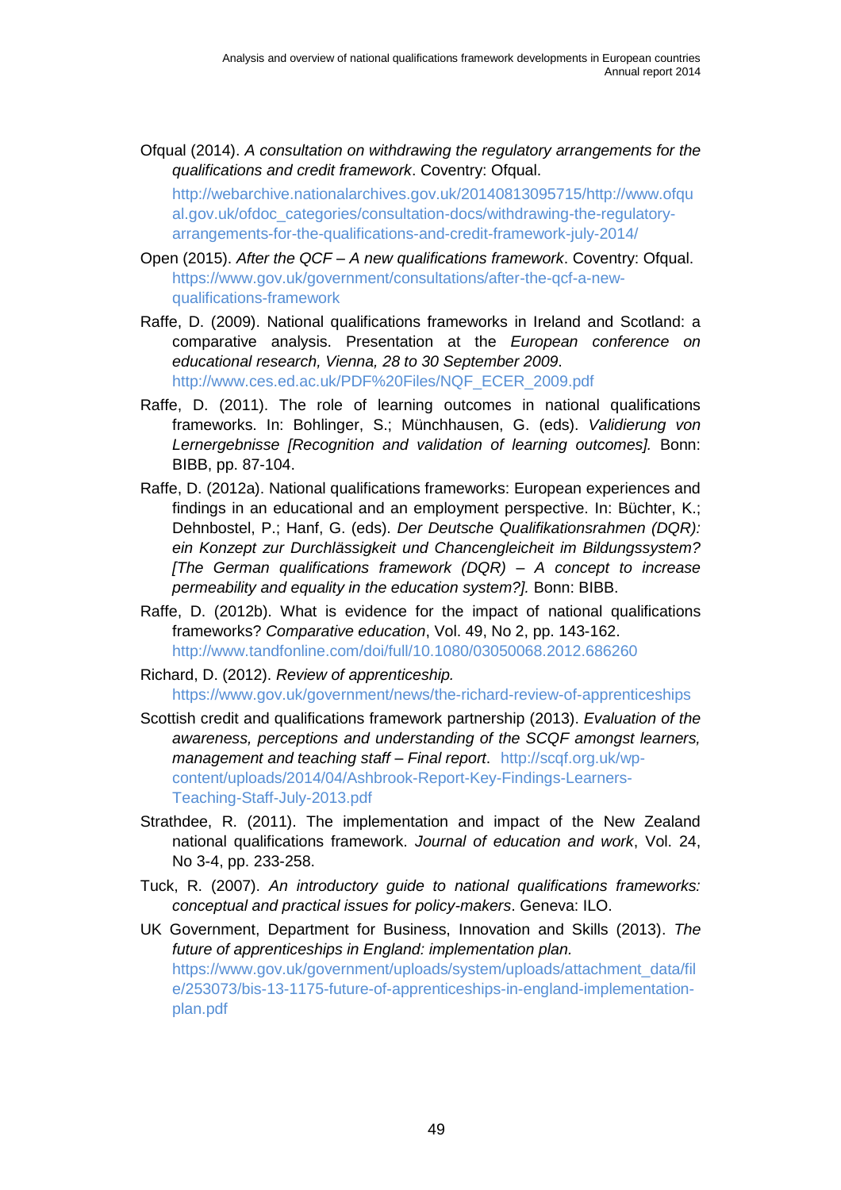Ofqual (2014). *A consultation on withdrawing the regulatory arrangements for the qualifications and credit framework*. Coventry: Ofqual. http://webarchive.nationalarchives.gov.uk/20140813095715/http://www.ofqual.gov.uk/ofdoc_categories/consultation-docs/withdrawing-the-regulatory-arrangements-for-the-qualifications-and-credit-framework-july-2014/

Open (2015). *After the QCF – A new qualifications framework*. Coventry: Ofqual. https://www.gov.uk/government/consultations/after-the-qcf-a-new-qualifications-framework

Raffe, D. (2009). National qualifications frameworks in Ireland and Scotland: a comparative analysis. Presentation at the *European conference on educational research, Vienna, 28 to 30 September 2009*. http://www.ces.ed.ac.uk/PDF%20Files/NQF_ECER_2009.pdf

Raffe, D. (2011). The role of learning outcomes in national qualifications frameworks. In: Bohlinger, S.; Münchhausen, G. (eds). *Validierung von Lernergebnisse [Recognition and validation of learning outcomes].* Bonn: BIBB, pp. 87-104.

Raffe, D. (2012a). National qualifications frameworks: European experiences and findings in an educational and an employment perspective. In: Büchter, K.; Dehnbostel, P.; Hanf, G. (eds). *Der Deutsche Qualifikationsrahmen (DQR): ein Konzept zur Durchlässigkeit und Chancengleicheit im Bildungssystem? [The German qualifications framework (DQR) – A concept to increase permeability and equality in the education system?].* Bonn: BIBB.

Raffe, D. (2012b). What is evidence for the impact of national qualifications frameworks? *Comparative education*, Vol. 49, No 2, pp. 143-162. http://www.tandfonline.com/doi/full/10.1080/03050068.2012.686260

Richard, D. (2012). *Review of apprenticeship.* https://www.gov.uk/government/news/the-richard-review-of-apprenticeships

Scottish credit and qualifications framework partnership (2013). *Evaluation of the awareness, perceptions and understanding of the SCQF amongst learners, management and teaching staff – Final report*. http://scqf.org.uk/wp-content/uploads/2014/04/Ashbrook-Report-Key-Findings-Learners-Teaching-Staff-July-2013.pdf

Strathdee, R. (2011). The implementation and impact of the New Zealand national qualifications framework. *Journal of education and work*, Vol. 24, No 3-4, pp. 233-258.

Tuck, R. (2007). *An introductory guide to national qualifications frameworks: conceptual and practical issues for policy-makers*. Geneva: ILO.

UK Government, Department for Business, Innovation and Skills (2013). *The future of apprenticeships in England: implementation plan.* https://www.gov.uk/government/uploads/system/uploads/attachment_data/file/253073/bis-13-1175-future-of-apprenticeships-in-england-implementation-plan.pdf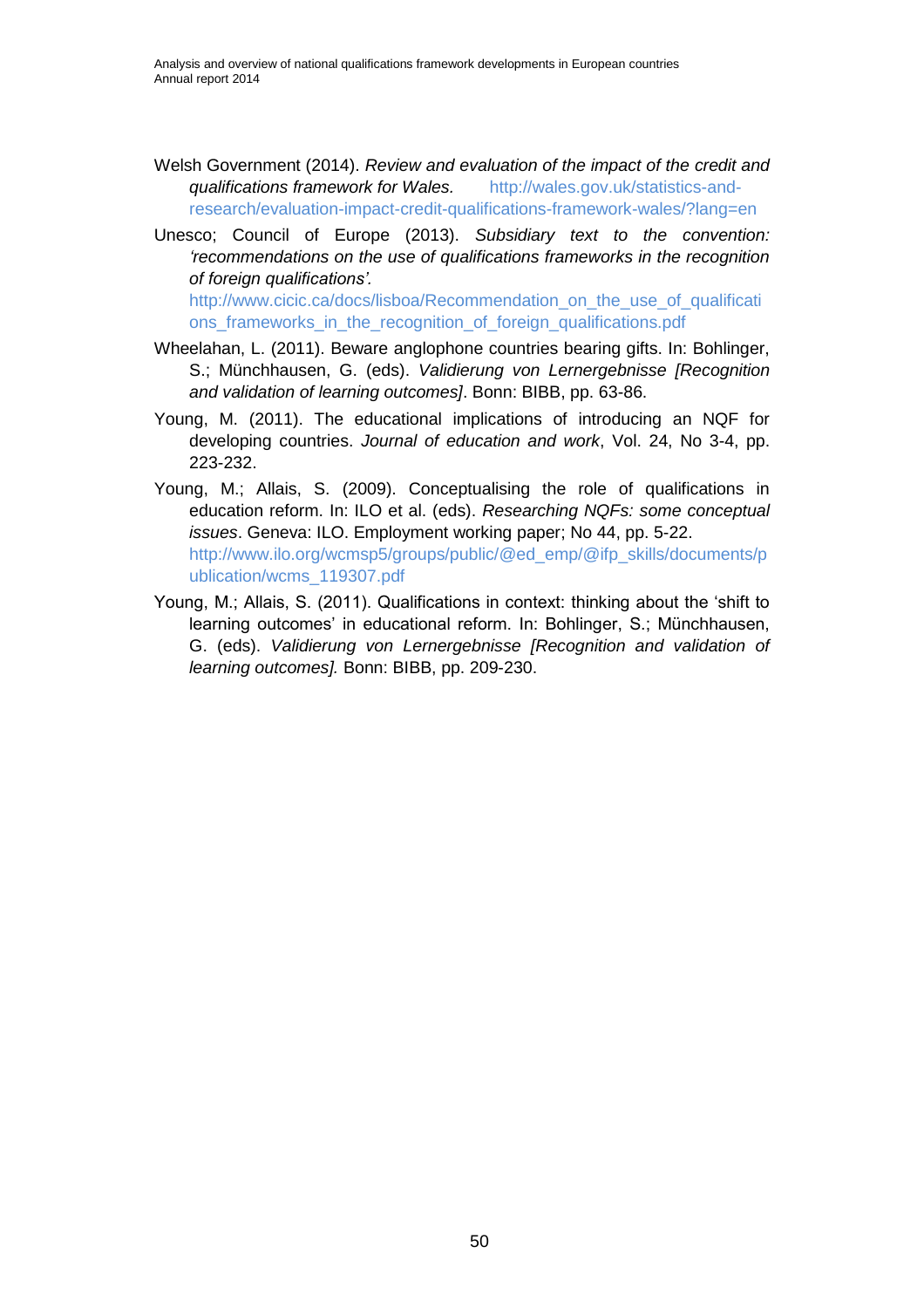Welsh Government (2014). *Review and evaluation of the impact of the credit and qualifications framework for Wales.* http://wales.gov.uk/statistics-and-research/evaluation-impact-credit-qualifications-framework-wales/?lang=en

Unesco; Council of Europe (2013). *Subsidiary text to the convention: 'recommendations on the use of qualifications frameworks in the recognition of foreign qualifications'.* http://www.cicic.ca/docs/lisboa/Recommendation_on_the_use_of_qualifications_frameworks_in_the_recognition_of_foreign_qualifications.pdf

Wheelahan, L. (2011). Beware anglophone countries bearing gifts. In: Bohlinger, S.; Münchhausen, G. (eds). *Validierung von Lernergebnisse [Recognition and validation of learning outcomes]*. Bonn: BIBB, pp. 63-86.

Young, M. (2011). The educational implications of introducing an NQF for developing countries. *Journal of education and work*, Vol. 24, No 3-4, pp. 223-232.

Young, M.; Allais, S. (2009). Conceptualising the role of qualifications in education reform. In: ILO et al. (eds). *Researching NQFs: some conceptual issues*. Geneva: ILO. Employment working paper; No 44, pp. 5-22. http://www.ilo.org/wcmsp5/groups/public/@ed_emp/@ifp_skills/documents/publication/wcms_119307.pdf

Young, M.; Allais, S. (2011). Qualifications in context: thinking about the 'shift to learning outcomes' in educational reform. In: Bohlinger, S.; Münchhausen, G. (eds). *Validierung von Lernergebnisse [Recognition and validation of learning outcomes].* Bonn: BIBB, pp. 209-230.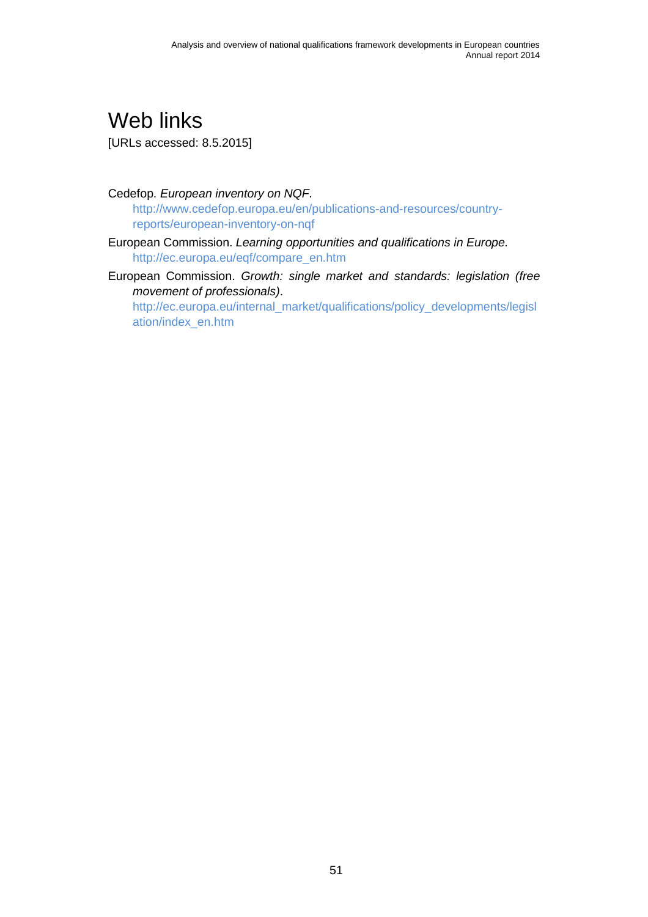# Web links

[URLs accessed: 8.5.2015]

Cedefop. *European inventory on NQF.*
http://www.cedefop.europa.eu/en/publications-and-resources/country-reports/european-inventory-on-nqf

European Commission. *Learning opportunities and qualifications in Europe.*
http://ec.europa.eu/eqf/compare_en.htm

European Commission. *Growth: single market and standards: legislation (free movement of professionals)*.
http://ec.europa.eu/internal_market/qualifications/policy_developments/legislation/index_en.htm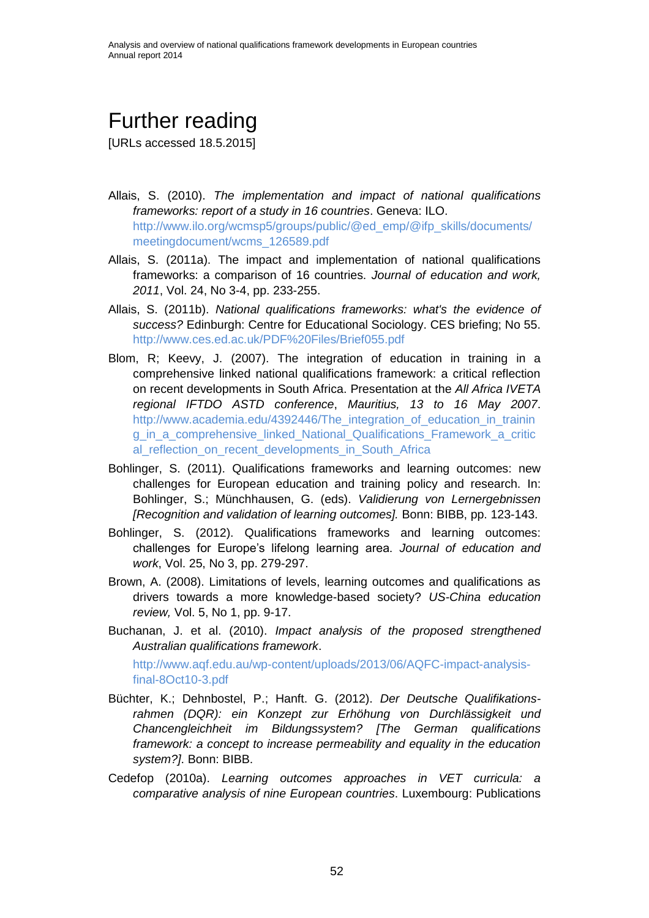# Further reading

[URLs accessed 18.5.2015]

Allais, S. (2010). *The implementation and impact of national qualifications frameworks: report of a study in 16 countries*. Geneva: ILO. http://www.ilo.org/wcmsp5/groups/public/@ed_emp/@ifp_skills/documents/meetingdocument/wcms_126589.pdf

Allais, S. (2011a). The impact and implementation of national qualifications frameworks: a comparison of 16 countries. *Journal of education and work, 2011*, Vol. 24, No 3-4, pp. 233-255.

Allais, S. (2011b). *National qualifications frameworks: what's the evidence of success?* Edinburgh: Centre for Educational Sociology. CES briefing; No 55. http://www.ces.ed.ac.uk/PDF%20Files/Brief055.pdf

Blom, R; Keevy, J. (2007). The integration of education in training in a comprehensive linked national qualifications framework: a critical reflection on recent developments in South Africa. Presentation at the *All Africa IVETA regional IFTDO ASTD conference*, *Mauritius, 13 to 16 May 2007*. http://www.academia.edu/4392446/The_integration_of_education_in_training_in_a_comprehensive_linked_National_Qualifications_Framework_a_critical_reflection_on_recent_developments_in_South_Africa

Bohlinger, S. (2011). Qualifications frameworks and learning outcomes: new challenges for European education and training policy and research. In: Bohlinger, S.; Münchhausen, G. (eds). *Validierung von Lernergebnissen [Recognition and validation of learning outcomes].* Bonn: BIBB, pp. 123-143.

Bohlinger, S. (2012). Qualifications frameworks and learning outcomes: challenges for Europe's lifelong learning area. *Journal of education and work*, Vol. 25, No 3, pp. 279-297.

Brown, A. (2008). Limitations of levels, learning outcomes and qualifications as drivers towards a more knowledge-based society? *US-China education review,* Vol. 5, No 1, pp. 9-17.

Buchanan, J. et al. (2010). *Impact analysis of the proposed strengthened Australian qualifications framework*.
http://www.aqf.edu.au/wp-content/uploads/2013/06/AQFC-impact-analysis-final-8Oct10-3.pdf

Büchter, K.; Dehnbostel, P.; Hanft. G. (2012). *Der Deutsche Qualifikations-rahmen (DQR): ein Konzept zur Erhöhung von Durchlässigkeit und Chancengleichheit im Bildungssystem? [The German qualifications framework: a concept to increase permeability and equality in the education system?]*. Bonn: BIBB.

Cedefop (2010a). *Learning outcomes approaches in VET curricula: a comparative analysis of nine European countries*. Luxembourg: Publications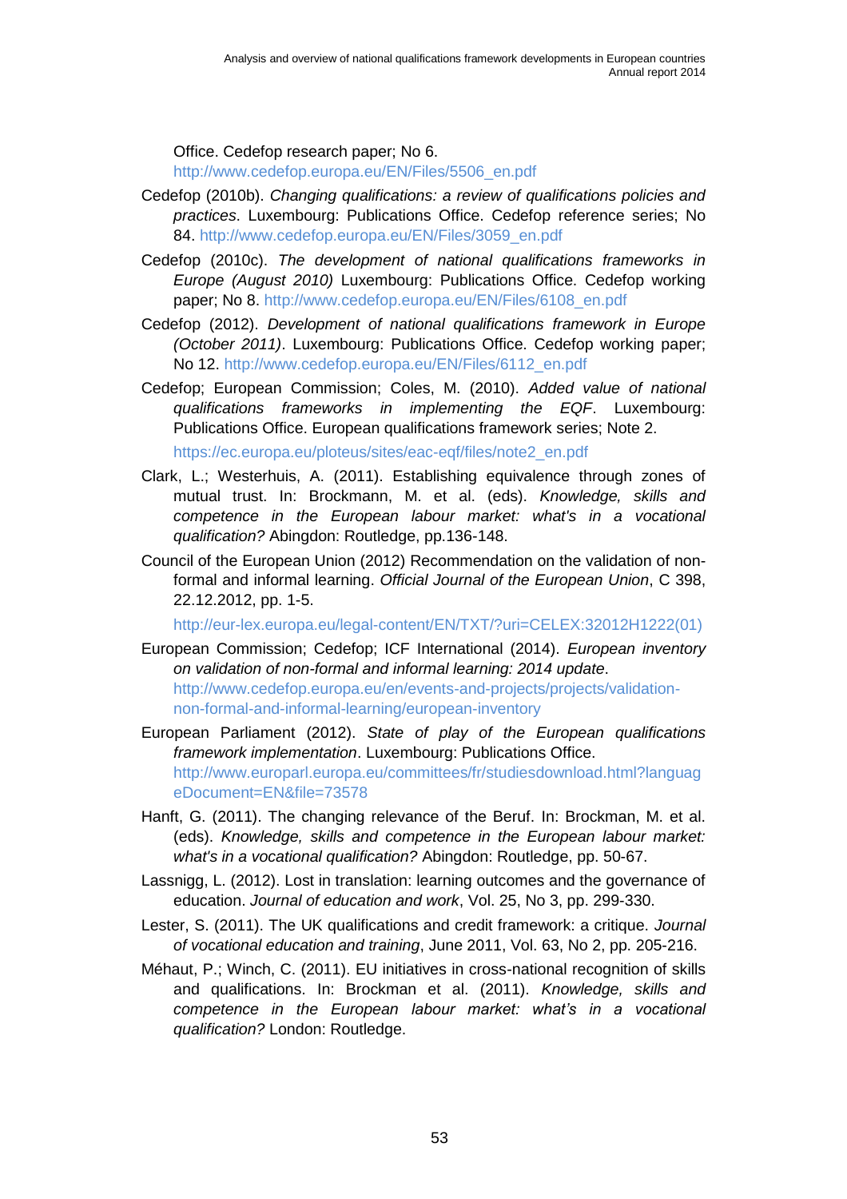Office. Cedefop research paper; No 6. http://www.cedefop.europa.eu/EN/Files/5506_en.pdf

Cedefop (2010b). *Changing qualifications: a review of qualifications policies and practices*. Luxembourg: Publications Office. Cedefop reference series; No 84. http://www.cedefop.europa.eu/EN/Files/3059_en.pdf

Cedefop (2010c). *The development of national qualifications frameworks in Europe (August 2010)* Luxembourg: Publications Office. Cedefop working paper; No 8. http://www.cedefop.europa.eu/EN/Files/6108_en.pdf

Cedefop (2012). *Development of national qualifications framework in Europe (October 2011)*. Luxembourg: Publications Office. Cedefop working paper; No 12. http://www.cedefop.europa.eu/EN/Files/6112_en.pdf

Cedefop; European Commission; Coles, M. (2010). *Added value of national qualifications frameworks in implementing the EQF*. Luxembourg: Publications Office. European qualifications framework series; Note 2. https://ec.europa.eu/ploteus/sites/eac-eqf/files/note2_en.pdf

Clark, L.; Westerhuis, A. (2011). Establishing equivalence through zones of mutual trust. In: Brockmann, M. et al. (eds). *Knowledge, skills and competence in the European labour market: what's in a vocational qualification?* Abingdon: Routledge, pp.136-148.

Council of the European Union (2012) Recommendation on the validation of non-formal and informal learning. *Official Journal of the European Union*, C 398, 22.12.2012, pp. 1-5. http://eur-lex.europa.eu/legal-content/EN/TXT/?uri=CELEX:32012H1222(01)

European Commission; Cedefop; ICF International (2014). *European inventory on validation of non-formal and informal learning: 2014 update*. http://www.cedefop.europa.eu/en/events-and-projects/projects/validation-non-formal-and-informal-learning/european-inventory

European Parliament (2012). *State of play of the European qualifications framework implementation*. Luxembourg: Publications Office. http://www.europarl.europa.eu/committees/fr/studiesdownload.html?languageDocument=EN&file=73578

Hanft, G. (2011). The changing relevance of the Beruf. In: Brockman, M. et al. (eds). *Knowledge, skills and competence in the European labour market: what's in a vocational qualification?* Abingdon: Routledge, pp. 50-67.

Lassnigg, L. (2012). Lost in translation: learning outcomes and the governance of education. *Journal of education and work*, Vol. 25, No 3, pp. 299-330.

Lester, S. (2011). The UK qualifications and credit framework: a critique. *Journal of vocational education and training*, June 2011, Vol. 63, No 2, pp. 205-216.

Méhaut, P.; Winch, C. (2011). EU initiatives in cross-national recognition of skills and qualifications. In: Brockman et al. (2011). *Knowledge, skills and competence in the European labour market: what's in a vocational qualification?* London: Routledge.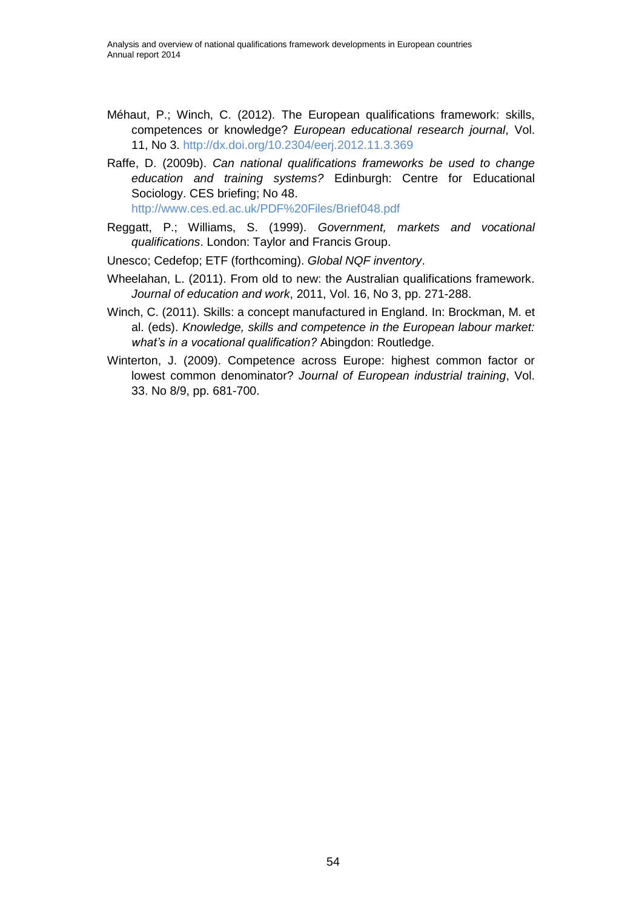Méhaut, P.; Winch, C. (2012). The European qualifications framework: skills, competences or knowledge? *European educational research journal*, Vol. 11, No 3. http://dx.doi.org/10.2304/eerj.2012.11.3.369

Raffe, D. (2009b). *Can national qualifications frameworks be used to change education and training systems?* Edinburgh: Centre for Educational Sociology. CES briefing; No 48. http://www.ces.ed.ac.uk/PDF%20Files/Brief048.pdf

Reggatt, P.; Williams, S. (1999). *Government, markets and vocational qualifications*. London: Taylor and Francis Group.

Unesco; Cedefop; ETF (forthcoming). *Global NQF inventory*.

Wheelahan, L. (2011). From old to new: the Australian qualifications framework. *Journal of education and work*, 2011, Vol. 16, No 3, pp. 271-288.

Winch, C. (2011). Skills: a concept manufactured in England. In: Brockman, M. et al. (eds). *Knowledge, skills and competence in the European labour market: what's in a vocational qualification?* Abingdon: Routledge.

Winterton, J. (2009). Competence across Europe: highest common factor or lowest common denominator? *Journal of European industrial training*, Vol. 33. No 8/9, pp. 681-700.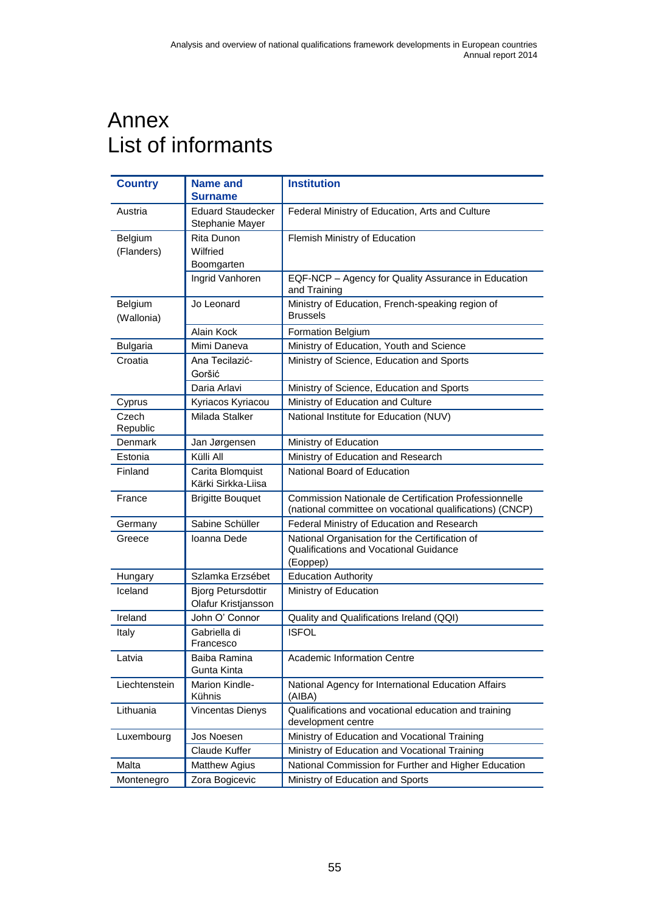# Annex
# List of informants

| Country | Name and Surname | Institution |
|---|---|---|
| Austria | Eduard Staudecker Stephanie Mayer | Federal Ministry of Education, Arts and Culture |
| Belgium (Flanders) | Rita Dunon Wilfried Boomgarten | Flemish Ministry of Education |
| | Ingrid Vanhoren | EQF-NCP – Agency for Quality Assurance in Education and Training |
| Belgium (Wallonia) | Jo Leonard | Ministry of Education, French-speaking region of Brussels |
| | Alain Kock | Formation Belgium |
| Bulgaria | Mimi Daneva | Ministry of Education, Youth and Science |
| Croatia | Ana Tecilazić-Goršić | Ministry of Science, Education and Sports |
| | Daria Arlavi | Ministry of Science, Education and Sports |
| Cyprus | Kyriacos Kyriacou | Ministry of Education and Culture |
| Czech Republic | Milada Stalker | National Institute for Education (NUV) |
| Denmark | Jan Jørgensen | Ministry of Education |
| Estonia | Külli All | Ministry of Education and Research |
| Finland | Carita Blomquist Kärki Sirkka-Liisa | National Board of Education |
| France | Brigitte Bouquet | Commission Nationale de Certification Professionnelle (national committee on vocational qualifications) (CNCP) |
| Germany | Sabine Schüller | Federal Ministry of Education and Research |
| Greece | Ioanna Dede | National Organisation for the Certification of Qualifications and Vocational Guidance (Eoppep) |
| Hungary | Szlamka Erzsébet | Education Authority |
| Iceland | Bjorg Petursdottir Olafur Kristjansson | Ministry of Education |
| Ireland | John O' Connor | Quality and Qualifications Ireland (QQI) |
| Italy | Gabriella di Francesco | ISFOL |
| Latvia | Baiba Ramina Gunta Kinta | Academic Information Centre |
| Liechtenstein | Marion Kindle-Kühnis | National Agency for International Education Affairs (AIBA) |
| Lithuania | Vincentas Dienys | Qualifications and vocational education and training development centre |
| Luxembourg | Jos Noesen | Ministry of Education and Vocational Training |
| | Claude Kuffer | Ministry of Education and Vocational Training |
| Malta | Matthew Agius | National Commission for Further and Higher Education |
| Montenegro | Zora Bogicevic | Ministry of Education and Sports |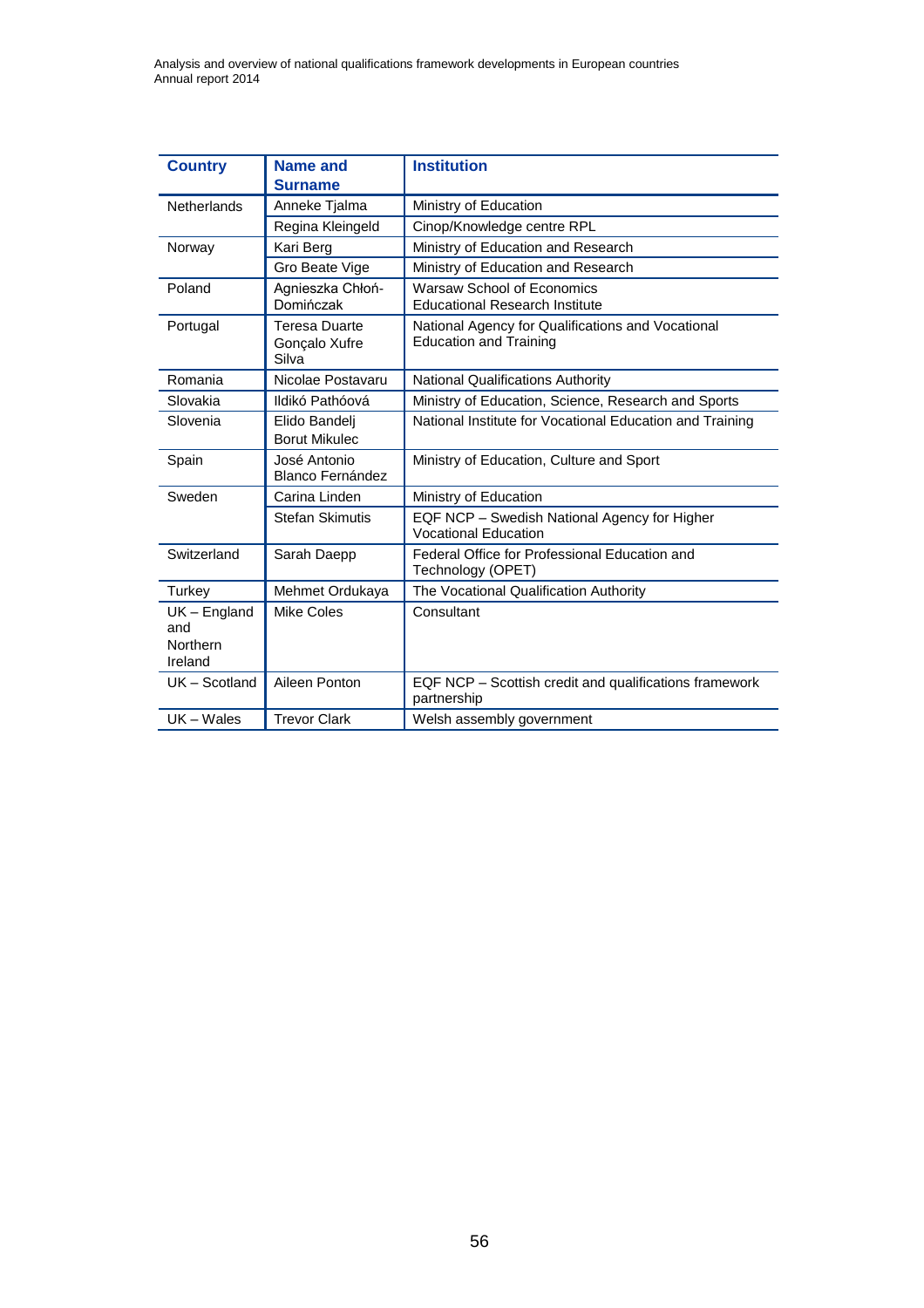| Country | Name and Surname | Institution |
|---|---|---|
| Netherlands | Anneke Tjalma | Ministry of Education |
| | Regina Kleingeld | Cinop/Knowledge centre RPL |
| Norway | Kari Berg | Ministry of Education and Research |
| | Gro Beate Vige | Ministry of Education and Research |
| Poland | Agnieszka Chłoń-Domińczak | Warsaw School of Economics Educational Research Institute |
| Portugal | Teresa Duarte Gonçalo Xufre Silva | National Agency for Qualifications and Vocational Education and Training |
| Romania | Nicolae Postavaru | National Qualifications Authority |
| Slovakia | Ildikó Pathóová | Ministry of Education, Science, Research and Sports |
| Slovenia | Elido Bandelj Borut Mikulec | National Institute for Vocational Education and Training |
| Spain | José Antonio Blanco Fernández | Ministry of Education, Culture and Sport |
| Sweden | Carina Linden | Ministry of Education |
| | Stefan Skimutis | EQF NCP – Swedish National Agency for Higher Vocational Education |
| Switzerland | Sarah Daepp | Federal Office for Professional Education and Technology (OPET) |
| Turkey | Mehmet Ordukaya | The Vocational Qualification Authority |
| UK – England and Northern Ireland | Mike Coles | Consultant |
| UK – Scotland | Aileen Ponton | EQF NCP – Scottish credit and qualifications framework partnership |
| UK – Wales | Trevor Clark | Welsh assembly government |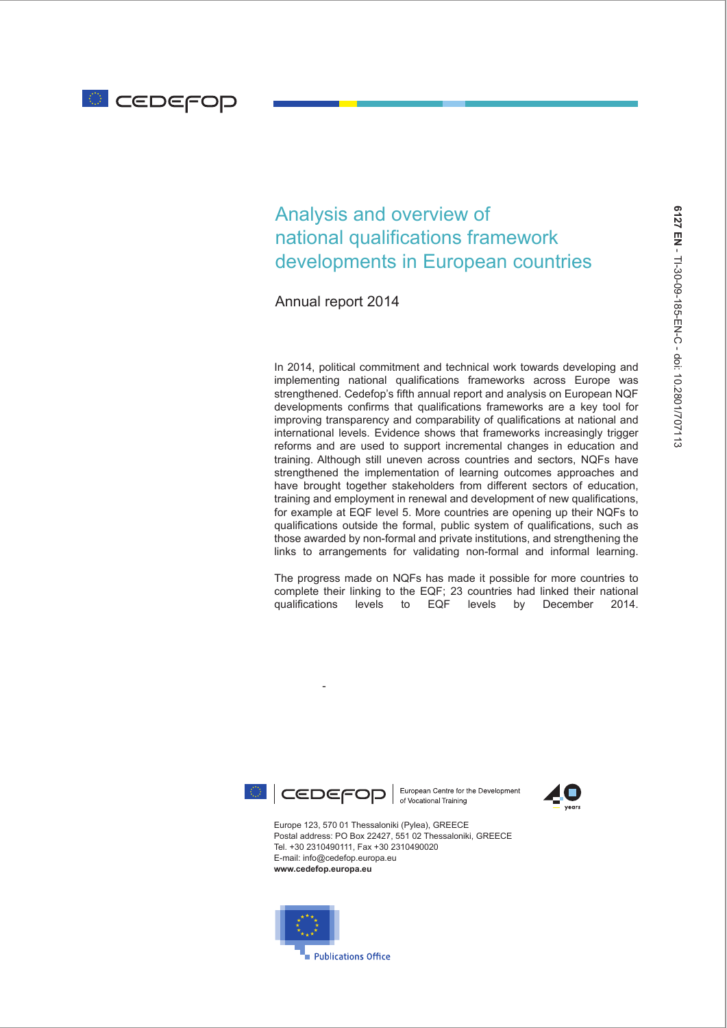CEDEFOP

# Analysis and overview of national qualifications framework developments in European countries

## Annual report 2014

In 2014, political commitment and technical work towards developing and implementing national qualifications frameworks across Europe was strengthened. Cedefop's fifth annual report and analysis on European NQF developments confirms that qualifications frameworks are a key tool for improving transparency and comparability of qualifications at national and international levels. Evidence shows that frameworks increasingly trigger reforms and are used to support incremental changes in education and training. Although still uneven across countries and sectors, NQFs have strengthened the implementation of learning outcomes approaches and have brought together stakeholders from different sectors of education, training and employment in renewal and development of new qualifications, for example at EQF level 5. More countries are opening up their NQFs to qualifications outside the formal, public system of qualifications, such as those awarded by non-formal and private institutions, and strengthening the links to arrangements for validating non-formal and informal learning.

The progress made on NQFs has made it possible for more countries to complete their linking to the EQF; 23 countries had linked their national qualifications levels to EQF levels by December 2014.

**6127 EN** - TI-30-09-185-EN-C - doi: 10.2801/707113

CEDEFOP | European Centre for the Development of Vocational Training

40 years

Europe 123, 570 01 Thessaloniki (Pylea), GREECE
Postal address: PO Box 22427, 551 02 Thessaloniki, GREECE
Tel. +30 2310490111, Fax +30 2310490020
E-mail: info@cedefop.europa.eu
**www.cedefop.europa.eu**

Publications Office